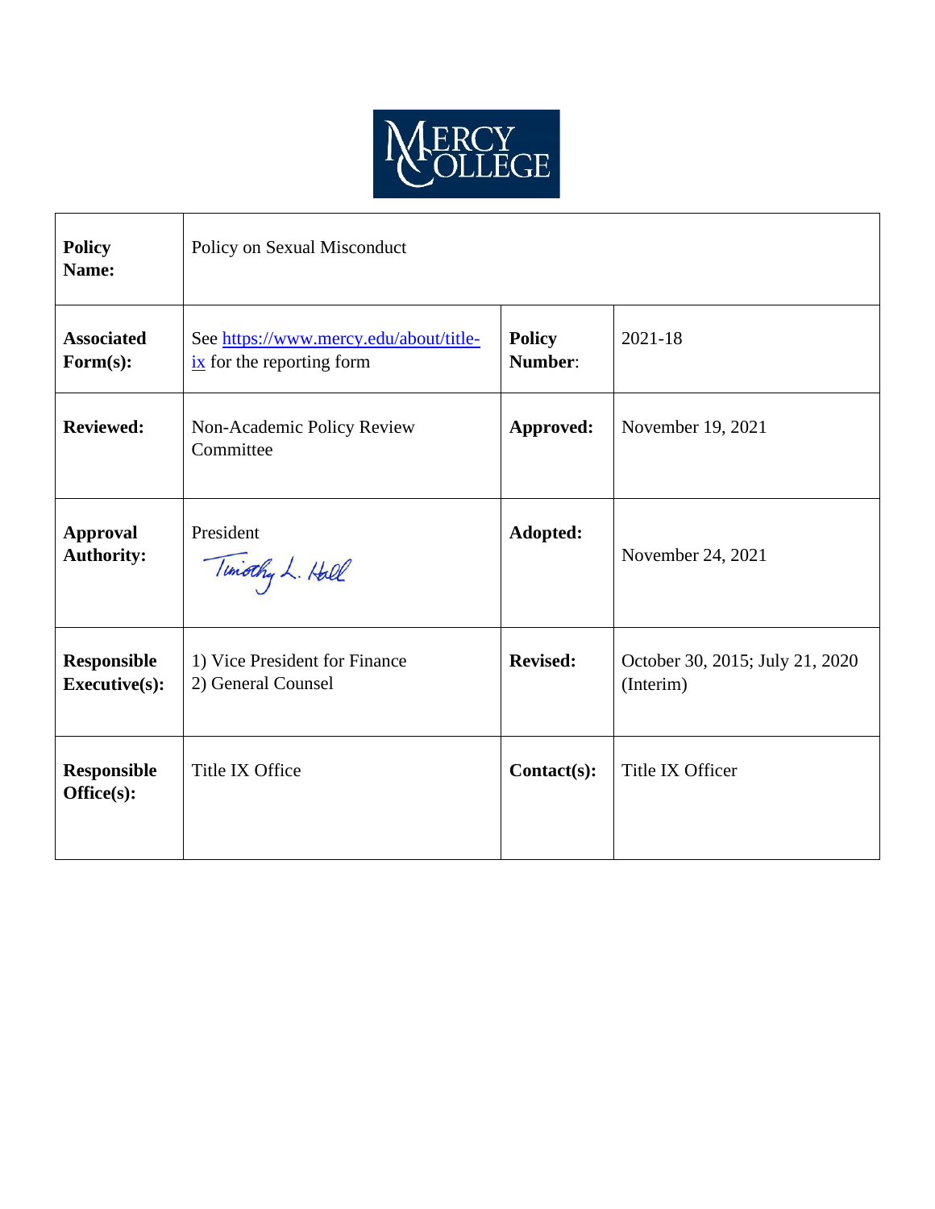MERCY COLLEGE

| Policy Name: | Policy on Sexual Misconduct | | |
|---|---|---|---|
| Associated Form(s): | See [https://www.mercy.edu/about/title-ix](https://www.mercy.edu/about/title-ix) for the reporting form | Policy Number: | 2021-18 |
| Reviewed: | Non-Academic Policy Review Committee | Approved: | November 19, 2021 |
| Approval Authority: | President<br>Timothy L. Hall | Adopted: | November 24, 2021 |
| Responsible Executive(s): | 1) Vice President for Finance<br>2) General Counsel | Revised: | October 30, 2015; July 21, 2020 (Interim) |
| Responsible Office(s): | Title IX Office | Contact(s): | Title IX Officer |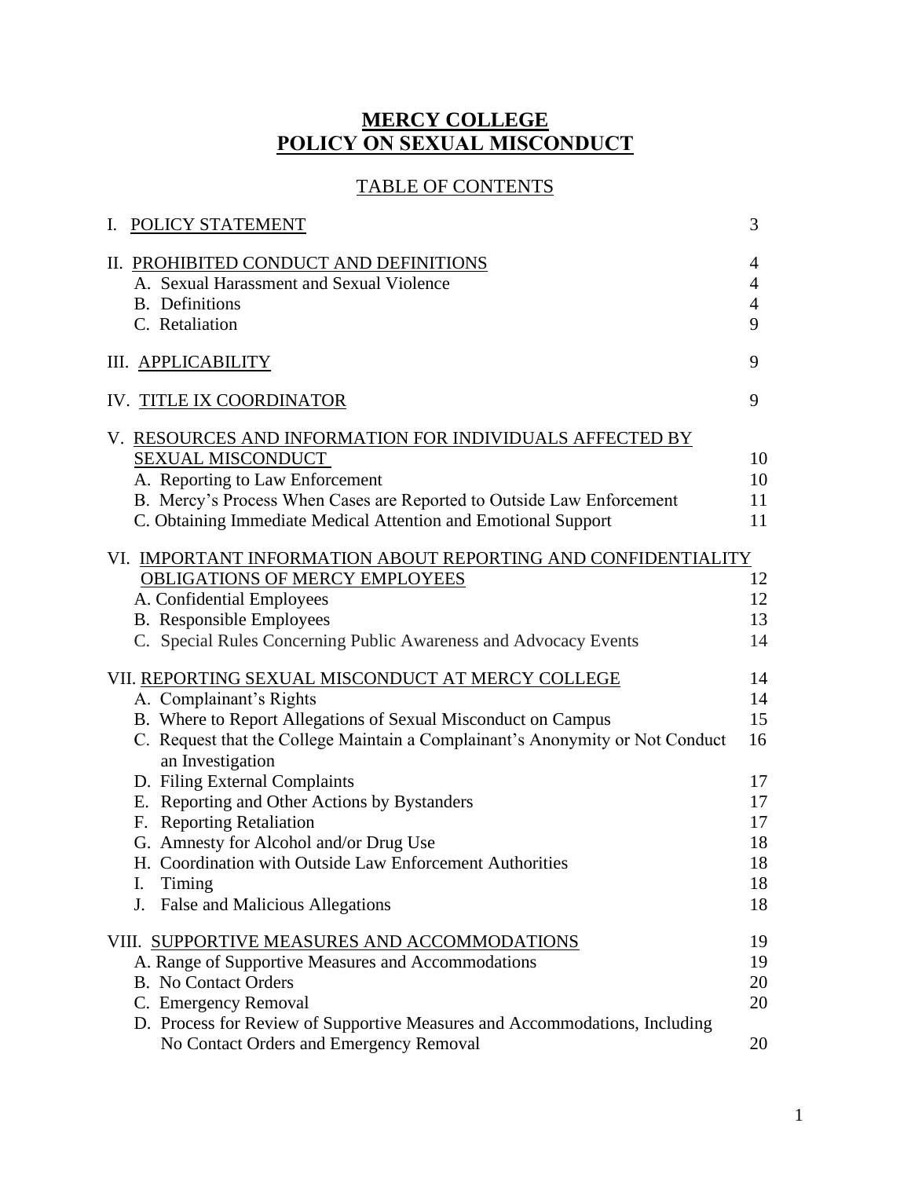# MERCY COLLEGE
# POLICY ON SEXUAL MISCONDUCT

## TABLE OF CONTENTS

| | |
|---|---|
| I. POLICY STATEMENT | 3 |
| II. PROHIBITED CONDUCT AND DEFINITIONS | 4 |
| A. Sexual Harassment and Sexual Violence | 4 |
| B. Definitions | 4 |
| C. Retaliation | 9 |
| III. APPLICABILITY | 9 |
| IV. TITLE IX COORDINATOR | 9 |
| V. RESOURCES AND INFORMATION FOR INDIVIDUALS AFFECTED BY SEXUAL MISCONDUCT | 10 |
| A. Reporting to Law Enforcement | 10 |
| B. Mercy's Process When Cases are Reported to Outside Law Enforcement | 11 |
| C. Obtaining Immediate Medical Attention and Emotional Support | 11 |
| VI. IMPORTANT INFORMATION ABOUT REPORTING AND CONFIDENTIALITY OBLIGATIONS OF MERCY EMPLOYEES | 12 |
| A. Confidential Employees | 12 |
| B. Responsible Employees | 13 |
| C. Special Rules Concerning Public Awareness and Advocacy Events | 14 |
| VII. REPORTING SEXUAL MISCONDUCT AT MERCY COLLEGE | 14 |
| A. Complainant's Rights | 14 |
| B. Where to Report Allegations of Sexual Misconduct on Campus | 15 |
| C. Request that the College Maintain a Complainant's Anonymity or Not Conduct an Investigation | 16 |
| D. Filing External Complaints | 17 |
| E. Reporting and Other Actions by Bystanders | 17 |
| F. Reporting Retaliation | 17 |
| G. Amnesty for Alcohol and/or Drug Use | 18 |
| H. Coordination with Outside Law Enforcement Authorities | 18 |
| I. Timing | 18 |
| J. False and Malicious Allegations | 18 |
| VIII. SUPPORTIVE MEASURES AND ACCOMMODATIONS | 19 |
| A. Range of Supportive Measures and Accommodations | 19 |
| B. No Contact Orders | 20 |
| C. Emergency Removal | 20 |
| D. Process for Review of Supportive Measures and Accommodations, Including No Contact Orders and Emergency Removal | 20 |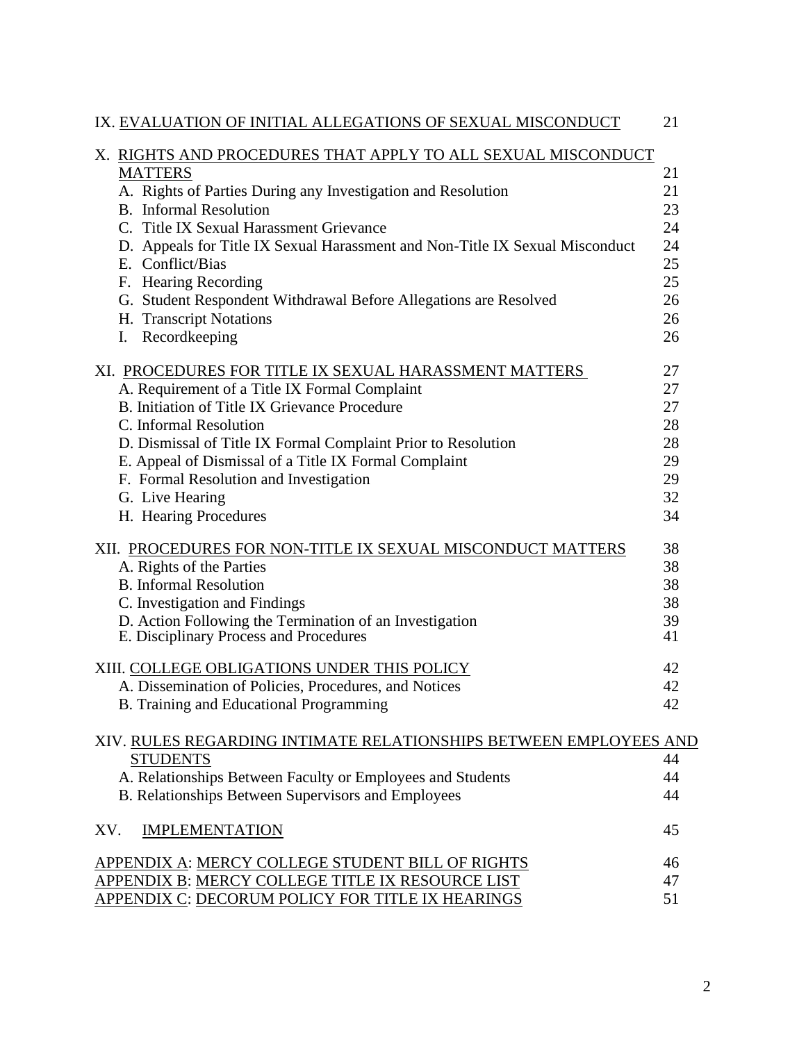| | |
|---|---|
| IX. EVALUATION OF INITIAL ALLEGATIONS OF SEXUAL MISCONDUCT | 21 |
| X. RIGHTS AND PROCEDURES THAT APPLY TO ALL SEXUAL MISCONDUCT MATTERS | 21 |
| A. Rights of Parties During any Investigation and Resolution | 21 |
| B. Informal Resolution | 23 |
| C. Title IX Sexual Harassment Grievance | 24 |
| D. Appeals for Title IX Sexual Harassment and Non-Title IX Sexual Misconduct | 24 |
| E. Conflict/Bias | 25 |
| F. Hearing Recording | 25 |
| G. Student Respondent Withdrawal Before Allegations are Resolved | 26 |
| H. Transcript Notations | 26 |
| I. Recordkeeping | 26 |
| XI. PROCEDURES FOR TITLE IX SEXUAL HARASSMENT MATTERS | 27 |
| A. Requirement of a Title IX Formal Complaint | 27 |
| B. Initiation of Title IX Grievance Procedure | 27 |
| C. Informal Resolution | 28 |
| D. Dismissal of Title IX Formal Complaint Prior to Resolution | 28 |
| E. Appeal of Dismissal of a Title IX Formal Complaint | 29 |
| F. Formal Resolution and Investigation | 29 |
| G. Live Hearing | 32 |
| H. Hearing Procedures | 34 |
| XII. PROCEDURES FOR NON-TITLE IX SEXUAL MISCONDUCT MATTERS | 38 |
| A. Rights of the Parties | 38 |
| B. Informal Resolution | 38 |
| C. Investigation and Findings | 38 |
| D. Action Following the Termination of an Investigation | 39 |
| E. Disciplinary Process and Procedures | 41 |
| XIII. COLLEGE OBLIGATIONS UNDER THIS POLICY | 42 |
| A. Dissemination of Policies, Procedures, and Notices | 42 |
| B. Training and Educational Programming | 42 |
| XIV. RULES REGARDING INTIMATE RELATIONSHIPS BETWEEN EMPLOYEES AND STUDENTS | 44 |
| A. Relationships Between Faculty or Employees and Students | 44 |
| B. Relationships Between Supervisors and Employees | 44 |
| XV. IMPLEMENTATION | 45 |
| APPENDIX A: MERCY COLLEGE STUDENT BILL OF RIGHTS | 46 |
| APPENDIX B: MERCY COLLEGE TITLE IX RESOURCE LIST | 47 |
| APPENDIX C: DECORUM POLICY FOR TITLE IX HEARINGS | 51 |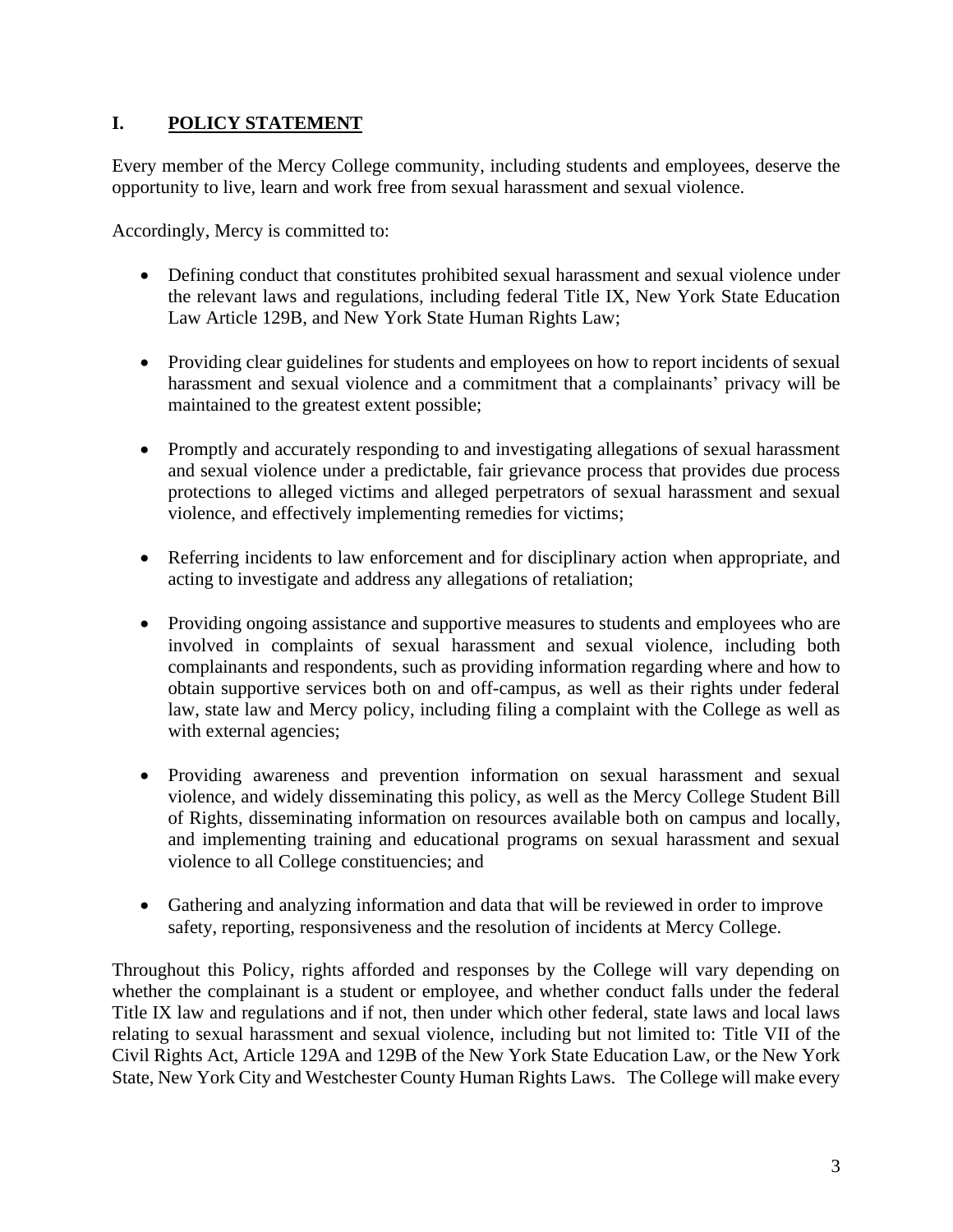## I. POLICY STATEMENT

Every member of the Mercy College community, including students and employees, deserve the opportunity to live, learn and work free from sexual harassment and sexual violence.

Accordingly, Mercy is committed to:

- Defining conduct that constitutes prohibited sexual harassment and sexual violence under the relevant laws and regulations, including federal Title IX, New York State Education Law Article 129B, and New York State Human Rights Law;
- Providing clear guidelines for students and employees on how to report incidents of sexual harassment and sexual violence and a commitment that a complainants' privacy will be maintained to the greatest extent possible;
- Promptly and accurately responding to and investigating allegations of sexual harassment and sexual violence under a predictable, fair grievance process that provides due process protections to alleged victims and alleged perpetrators of sexual harassment and sexual violence, and effectively implementing remedies for victims;
- Referring incidents to law enforcement and for disciplinary action when appropriate, and acting to investigate and address any allegations of retaliation;
- Providing ongoing assistance and supportive measures to students and employees who are involved in complaints of sexual harassment and sexual violence, including both complainants and respondents, such as providing information regarding where and how to obtain supportive services both on and off-campus, as well as their rights under federal law, state law and Mercy policy, including filing a complaint with the College as well as with external agencies;
- Providing awareness and prevention information on sexual harassment and sexual violence, and widely disseminating this policy, as well as the Mercy College Student Bill of Rights, disseminating information on resources available both on campus and locally, and implementing training and educational programs on sexual harassment and sexual violence to all College constituencies; and
- Gathering and analyzing information and data that will be reviewed in order to improve safety, reporting, responsiveness and the resolution of incidents at Mercy College.

Throughout this Policy, rights afforded and responses by the College will vary depending on whether the complainant is a student or employee, and whether conduct falls under the federal Title IX law and regulations and if not, then under which other federal, state laws and local laws relating to sexual harassment and sexual violence, including but not limited to: Title VII of the Civil Rights Act, Article 129A and 129B of the New York State Education Law, or the New York State, New York City and Westchester County Human Rights Laws. The College will make every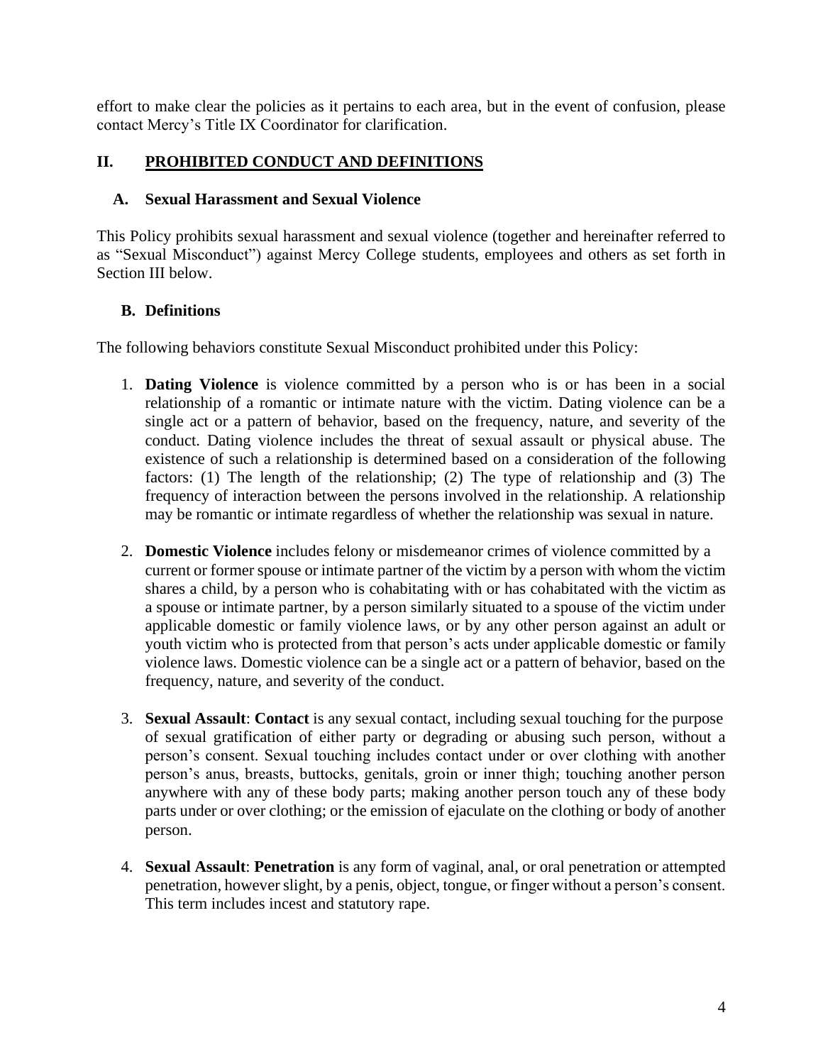effort to make clear the policies as it pertains to each area, but in the event of confusion, please contact Mercy's Title IX Coordinator for clarification.

## II. PROHIBITED CONDUCT AND DEFINITIONS

### A. Sexual Harassment and Sexual Violence

This Policy prohibits sexual harassment and sexual violence (together and hereinafter referred to as "Sexual Misconduct") against Mercy College students, employees and others as set forth in Section III below.

### B. Definitions

The following behaviors constitute Sexual Misconduct prohibited under this Policy:

1. **Dating Violence** is violence committed by a person who is or has been in a social relationship of a romantic or intimate nature with the victim. Dating violence can be a single act or a pattern of behavior, based on the frequency, nature, and severity of the conduct. Dating violence includes the threat of sexual assault or physical abuse. The existence of such a relationship is determined based on a consideration of the following factors: (1) The length of the relationship; (2) The type of relationship and (3) The frequency of interaction between the persons involved in the relationship. A relationship may be romantic or intimate regardless of whether the relationship was sexual in nature.

2. **Domestic Violence** includes felony or misdemeanor crimes of violence committed by a current or former spouse or intimate partner of the victim by a person with whom the victim shares a child, by a person who is cohabitating with or has cohabitated with the victim as a spouse or intimate partner, by a person similarly situated to a spouse of the victim under applicable domestic or family violence laws, or by any other person against an adult or youth victim who is protected from that person's acts under applicable domestic or family violence laws. Domestic violence can be a single act or a pattern of behavior, based on the frequency, nature, and severity of the conduct.

3. **Sexual Assault**: **Contact** is any sexual contact, including sexual touching for the purpose of sexual gratification of either party or degrading or abusing such person, without a person's consent. Sexual touching includes contact under or over clothing with another person's anus, breasts, buttocks, genitals, groin or inner thigh; touching another person anywhere with any of these body parts; making another person touch any of these body parts under or over clothing; or the emission of ejaculate on the clothing or body of another person.

4. **Sexual Assault**: **Penetration** is any form of vaginal, anal, or oral penetration or attempted penetration, however slight, by a penis, object, tongue, or finger without a person's consent. This term includes incest and statutory rape.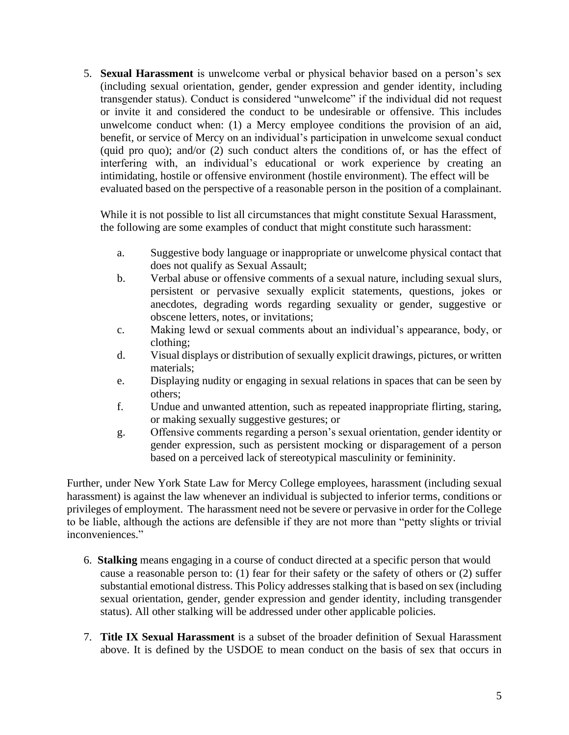5. **Sexual Harassment** is unwelcome verbal or physical behavior based on a person's sex (including sexual orientation, gender, gender expression and gender identity, including transgender status). Conduct is considered "unwelcome" if the individual did not request or invite it and considered the conduct to be undesirable or offensive. This includes unwelcome conduct when: (1) a Mercy employee conditions the provision of an aid, benefit, or service of Mercy on an individual's participation in unwelcome sexual conduct (quid pro quo); and/or (2) such conduct alters the conditions of, or has the effect of interfering with, an individual's educational or work experience by creating an intimidating, hostile or offensive environment (hostile environment). The effect will be evaluated based on the perspective of a reasonable person in the position of a complainant.

   While it is not possible to list all circumstances that might constitute Sexual Harassment, the following are some examples of conduct that might constitute such harassment:

   a. Suggestive body language or inappropriate or unwelcome physical contact that does not qualify as Sexual Assault;
   b. Verbal abuse or offensive comments of a sexual nature, including sexual slurs, persistent or pervasive sexually explicit statements, questions, jokes or anecdotes, degrading words regarding sexuality or gender, suggestive or obscene letters, notes, or invitations;
   c. Making lewd or sexual comments about an individual's appearance, body, or clothing;
   d. Visual displays or distribution of sexually explicit drawings, pictures, or written materials;
   e. Displaying nudity or engaging in sexual relations in spaces that can be seen by others;
   f. Undue and unwanted attention, such as repeated inappropriate flirting, staring, or making sexually suggestive gestures; or
   g. Offensive comments regarding a person's sexual orientation, gender identity or gender expression, such as persistent mocking or disparagement of a person based on a perceived lack of stereotypical masculinity or femininity.

Further, under New York State Law for Mercy College employees, harassment (including sexual harassment) is against the law whenever an individual is subjected to inferior terms, conditions or privileges of employment. The harassment need not be severe or pervasive in order for the College to be liable, although the actions are defensible if they are not more than "petty slights or trivial inconveniences."

6. **Stalking** means engaging in a course of conduct directed at a specific person that would cause a reasonable person to: (1) fear for their safety or the safety of others or (2) suffer substantial emotional distress. This Policy addresses stalking that is based on sex (including sexual orientation, gender, gender expression and gender identity, including transgender status). All other stalking will be addressed under other applicable policies.

7. **Title IX Sexual Harassment** is a subset of the broader definition of Sexual Harassment above. It is defined by the USDOE to mean conduct on the basis of sex that occurs in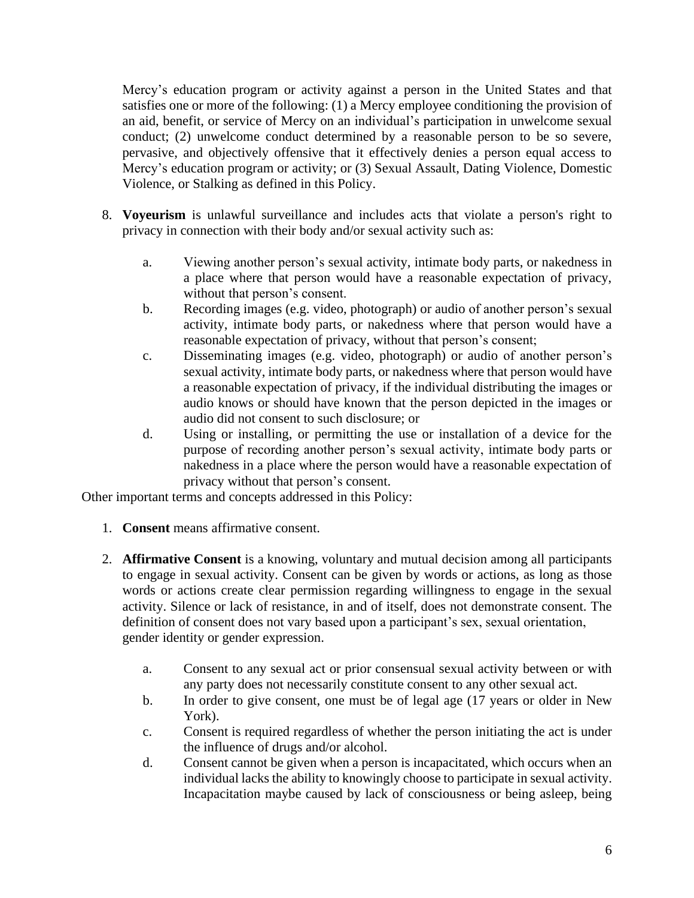Mercy's education program or activity against a person in the United States and that satisfies one or more of the following: (1) a Mercy employee conditioning the provision of an aid, benefit, or service of Mercy on an individual's participation in unwelcome sexual conduct; (2) unwelcome conduct determined by a reasonable person to be so severe, pervasive, and objectively offensive that it effectively denies a person equal access to Mercy's education program or activity; or (3) Sexual Assault, Dating Violence, Domestic Violence, or Stalking as defined in this Policy.

8. **Voyeurism** is unlawful surveillance and includes acts that violate a person's right to privacy in connection with their body and/or sexual activity such as:

   a. Viewing another person's sexual activity, intimate body parts, or nakedness in a place where that person would have a reasonable expectation of privacy, without that person's consent.

   b. Recording images (e.g. video, photograph) or audio of another person's sexual activity, intimate body parts, or nakedness where that person would have a reasonable expectation of privacy, without that person's consent;

   c. Disseminating images (e.g. video, photograph) or audio of another person's sexual activity, intimate body parts, or nakedness where that person would have a reasonable expectation of privacy, if the individual distributing the images or audio knows or should have known that the person depicted in the images or audio did not consent to such disclosure; or

   d. Using or installing, or permitting the use or installation of a device for the purpose of recording another person's sexual activity, intimate body parts or nakedness in a place where the person would have a reasonable expectation of privacy without that person's consent.

Other important terms and concepts addressed in this Policy:

1. **Consent** means affirmative consent.

2. **Affirmative Consent** is a knowing, voluntary and mutual decision among all participants to engage in sexual activity. Consent can be given by words or actions, as long as those words or actions create clear permission regarding willingness to engage in the sexual activity. Silence or lack of resistance, in and of itself, does not demonstrate consent. The definition of consent does not vary based upon a participant's sex, sexual orientation, gender identity or gender expression.

   a. Consent to any sexual act or prior consensual sexual activity between or with any party does not necessarily constitute consent to any other sexual act.

   b. In order to give consent, one must be of legal age (17 years or older in New York).

   c. Consent is required regardless of whether the person initiating the act is under the influence of drugs and/or alcohol.

   d. Consent cannot be given when a person is incapacitated, which occurs when an individual lacks the ability to knowingly choose to participate in sexual activity. Incapacitation maybe caused by lack of consciousness or being asleep, being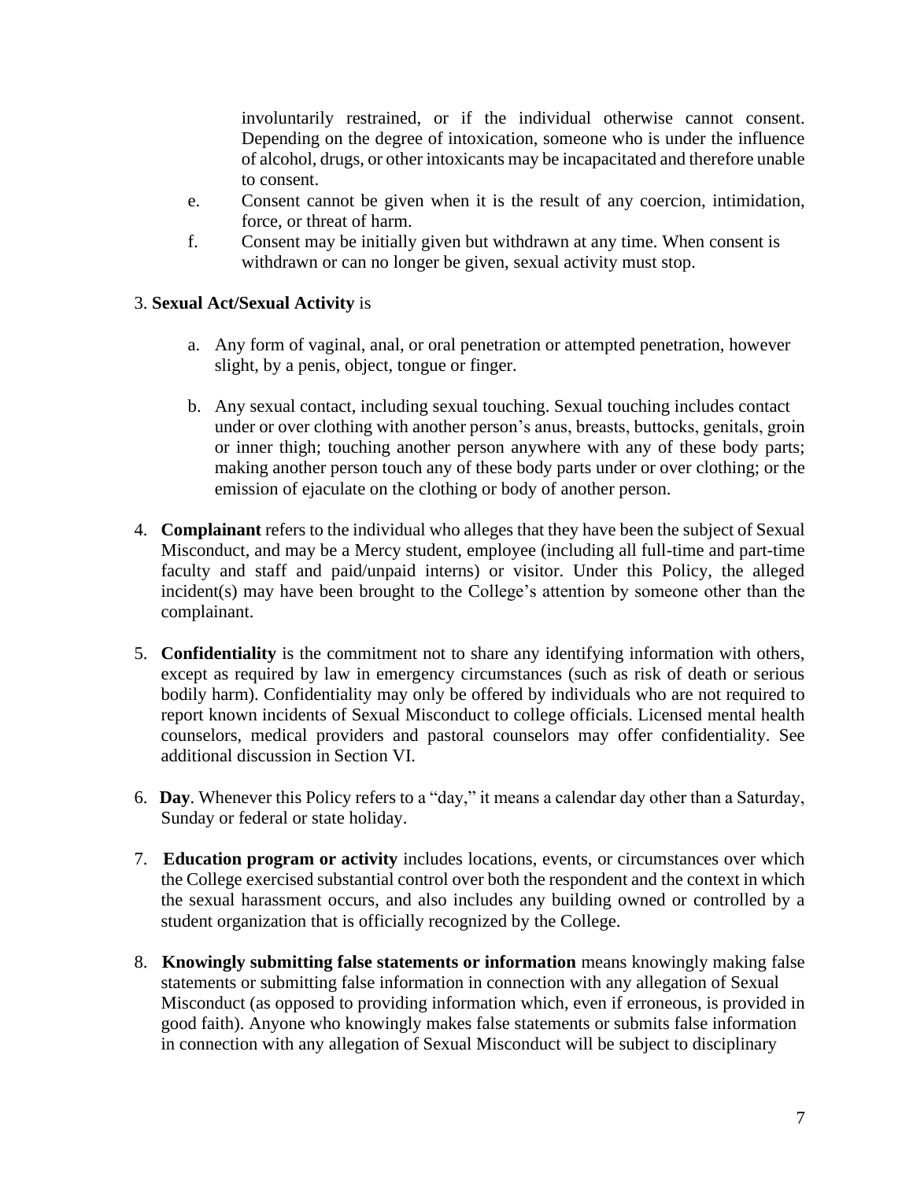involuntarily restrained, or if the individual otherwise cannot consent. Depending on the degree of intoxication, someone who is under the influence of alcohol, drugs, or other intoxicants may be incapacitated and therefore unable to consent.

e. Consent cannot be given when it is the result of any coercion, intimidation, force, or threat of harm.

f. Consent may be initially given but withdrawn at any time. When consent is withdrawn or can no longer be given, sexual activity must stop.

3. **Sexual Act/Sexual Activity** is

   a. Any form of vaginal, anal, or oral penetration or attempted penetration, however slight, by a penis, object, tongue or finger.

   b. Any sexual contact, including sexual touching. Sexual touching includes contact under or over clothing with another person's anus, breasts, buttocks, genitals, groin or inner thigh; touching another person anywhere with any of these body parts; making another person touch any of these body parts under or over clothing; or the emission of ejaculate on the clothing or body of another person.

4. **Complainant** refers to the individual who alleges that they have been the subject of Sexual Misconduct, and may be a Mercy student, employee (including all full-time and part-time faculty and staff and paid/unpaid interns) or visitor. Under this Policy, the alleged incident(s) may have been brought to the College's attention by someone other than the complainant.

5. **Confidentiality** is the commitment not to share any identifying information with others, except as required by law in emergency circumstances (such as risk of death or serious bodily harm). Confidentiality may only be offered by individuals who are not required to report known incidents of Sexual Misconduct to college officials. Licensed mental health counselors, medical providers and pastoral counselors may offer confidentiality. See additional discussion in Section VI.

6. **Day**. Whenever this Policy refers to a "day," it means a calendar day other than a Saturday, Sunday or federal or state holiday.

7. **Education program or activity** includes locations, events, or circumstances over which the College exercised substantial control over both the respondent and the context in which the sexual harassment occurs, and also includes any building owned or controlled by a student organization that is officially recognized by the College.

8. **Knowingly submitting false statements or information** means knowingly making false statements or submitting false information in connection with any allegation of Sexual Misconduct (as opposed to providing information which, even if erroneous, is provided in good faith). Anyone who knowingly makes false statements or submits false information in connection with any allegation of Sexual Misconduct will be subject to disciplinary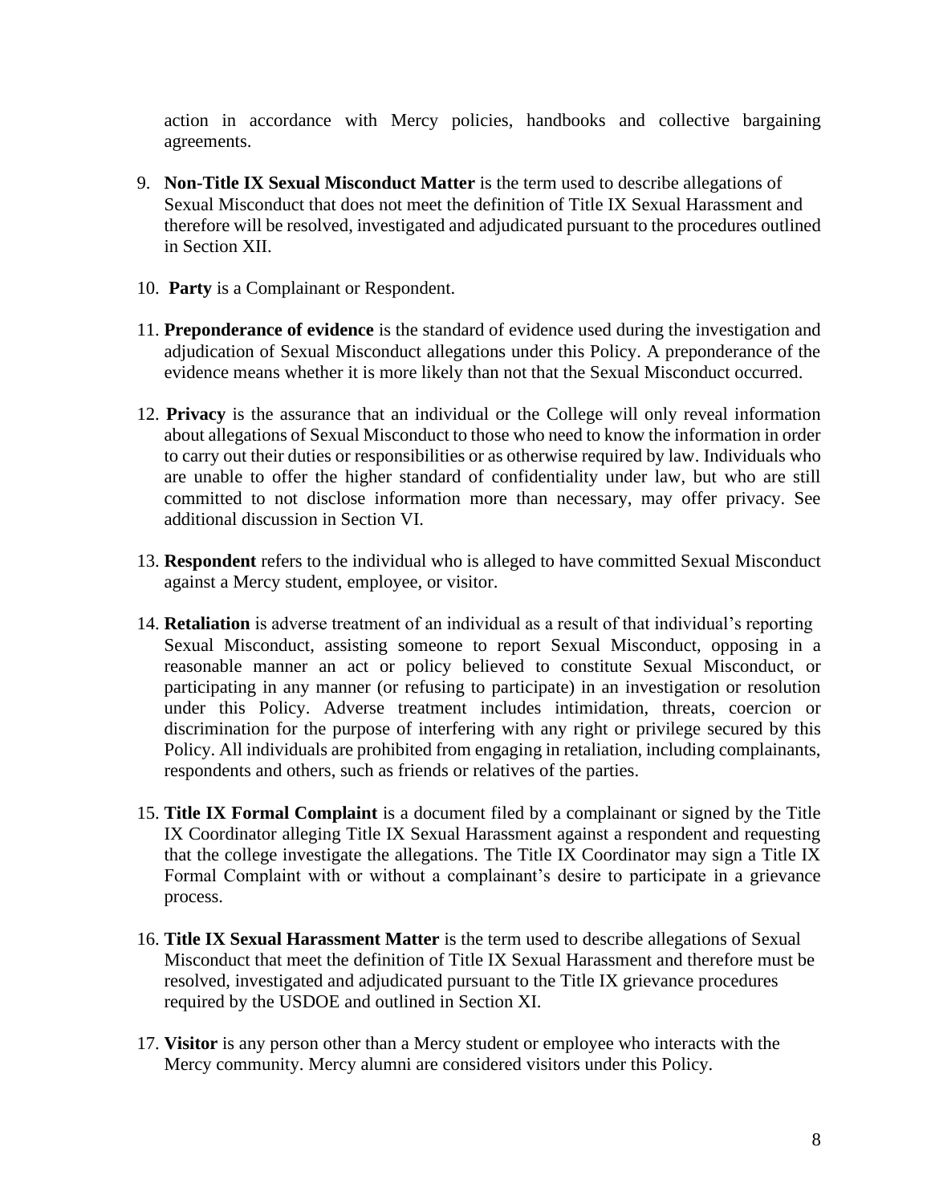action in accordance with Mercy policies, handbooks and collective bargaining agreements.

9. **Non-Title IX Sexual Misconduct Matter** is the term used to describe allegations of Sexual Misconduct that does not meet the definition of Title IX Sexual Harassment and therefore will be resolved, investigated and adjudicated pursuant to the procedures outlined in Section XII.

10. **Party** is a Complainant or Respondent.

11. **Preponderance of evidence** is the standard of evidence used during the investigation and adjudication of Sexual Misconduct allegations under this Policy. A preponderance of the evidence means whether it is more likely than not that the Sexual Misconduct occurred.

12. **Privacy** is the assurance that an individual or the College will only reveal information about allegations of Sexual Misconduct to those who need to know the information in order to carry out their duties or responsibilities or as otherwise required by law. Individuals who are unable to offer the higher standard of confidentiality under law, but who are still committed to not disclose information more than necessary, may offer privacy. See additional discussion in Section VI.

13. **Respondent** refers to the individual who is alleged to have committed Sexual Misconduct against a Mercy student, employee, or visitor.

14. **Retaliation** is adverse treatment of an individual as a result of that individual's reporting Sexual Misconduct, assisting someone to report Sexual Misconduct, opposing in a reasonable manner an act or policy believed to constitute Sexual Misconduct, or participating in any manner (or refusing to participate) in an investigation or resolution under this Policy. Adverse treatment includes intimidation, threats, coercion or discrimination for the purpose of interfering with any right or privilege secured by this Policy. All individuals are prohibited from engaging in retaliation, including complainants, respondents and others, such as friends or relatives of the parties.

15. **Title IX Formal Complaint** is a document filed by a complainant or signed by the Title IX Coordinator alleging Title IX Sexual Harassment against a respondent and requesting that the college investigate the allegations. The Title IX Coordinator may sign a Title IX Formal Complaint with or without a complainant's desire to participate in a grievance process.

16. **Title IX Sexual Harassment Matter** is the term used to describe allegations of Sexual Misconduct that meet the definition of Title IX Sexual Harassment and therefore must be resolved, investigated and adjudicated pursuant to the Title IX grievance procedures required by the USDOE and outlined in Section XI.

17. **Visitor** is any person other than a Mercy student or employee who interacts with the Mercy community. Mercy alumni are considered visitors under this Policy.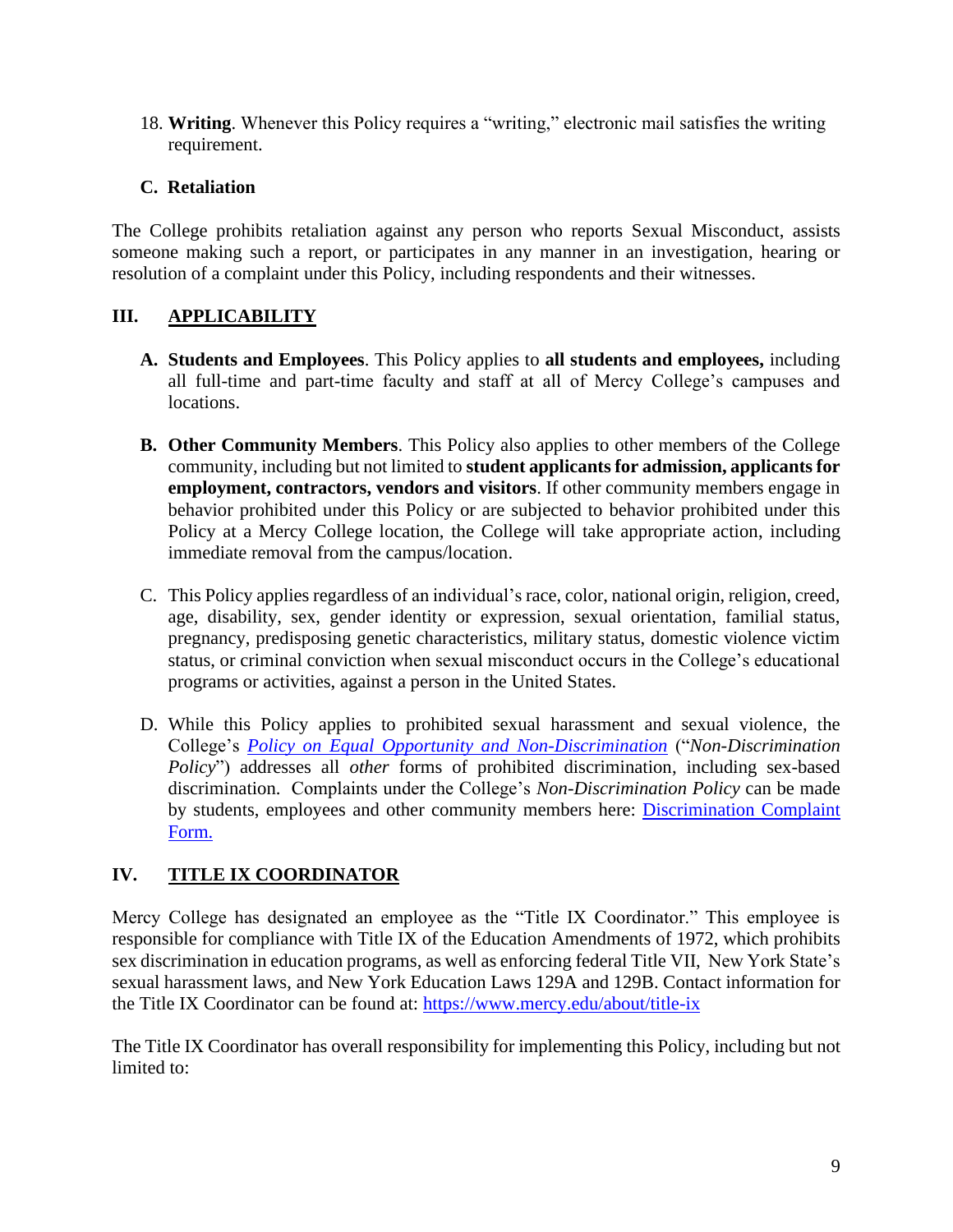18. **Writing**. Whenever this Policy requires a "writing," electronic mail satisfies the writing requirement.

### C. Retaliation

The College prohibits retaliation against any person who reports Sexual Misconduct, assists someone making such a report, or participates in any manner in an investigation, hearing or resolution of a complaint under this Policy, including respondents and their witnesses.

## III. APPLICABILITY

A. **Students and Employees**. This Policy applies to **all students and employees,** including all full-time and part-time faculty and staff at all of Mercy College's campuses and locations.

B. **Other Community Members**. This Policy also applies to other members of the College community, including but not limited to **student applicants for admission, applicants for employment, contractors, vendors and visitors**. If other community members engage in behavior prohibited under this Policy or are subjected to behavior prohibited under this Policy at a Mercy College location, the College will take appropriate action, including immediate removal from the campus/location.

C. This Policy applies regardless of an individual's race, color, national origin, religion, creed, age, disability, sex, gender identity or expression, sexual orientation, familial status, pregnancy, predisposing genetic characteristics, military status, domestic violence victim status, or criminal conviction when sexual misconduct occurs in the College's educational programs or activities, against a person in the United States.

D. While this Policy applies to prohibited sexual harassment and sexual violence, the College's *Policy on Equal Opportunity and Non-Discrimination* ("*Non-Discrimination Policy*") addresses all *other* forms of prohibited discrimination, including sex-based discrimination. Complaints under the College's *Non-Discrimination Policy* can be made by students, employees and other community members here: Discrimination Complaint Form.

## IV. TITLE IX COORDINATOR

Mercy College has designated an employee as the "Title IX Coordinator." This employee is responsible for compliance with Title IX of the Education Amendments of 1972, which prohibits sex discrimination in education programs, as well as enforcing federal Title VII, New York State's sexual harassment laws, and New York Education Laws 129A and 129B. Contact information for the Title IX Coordinator can be found at: https://www.mercy.edu/about/title-ix

The Title IX Coordinator has overall responsibility for implementing this Policy, including but not limited to: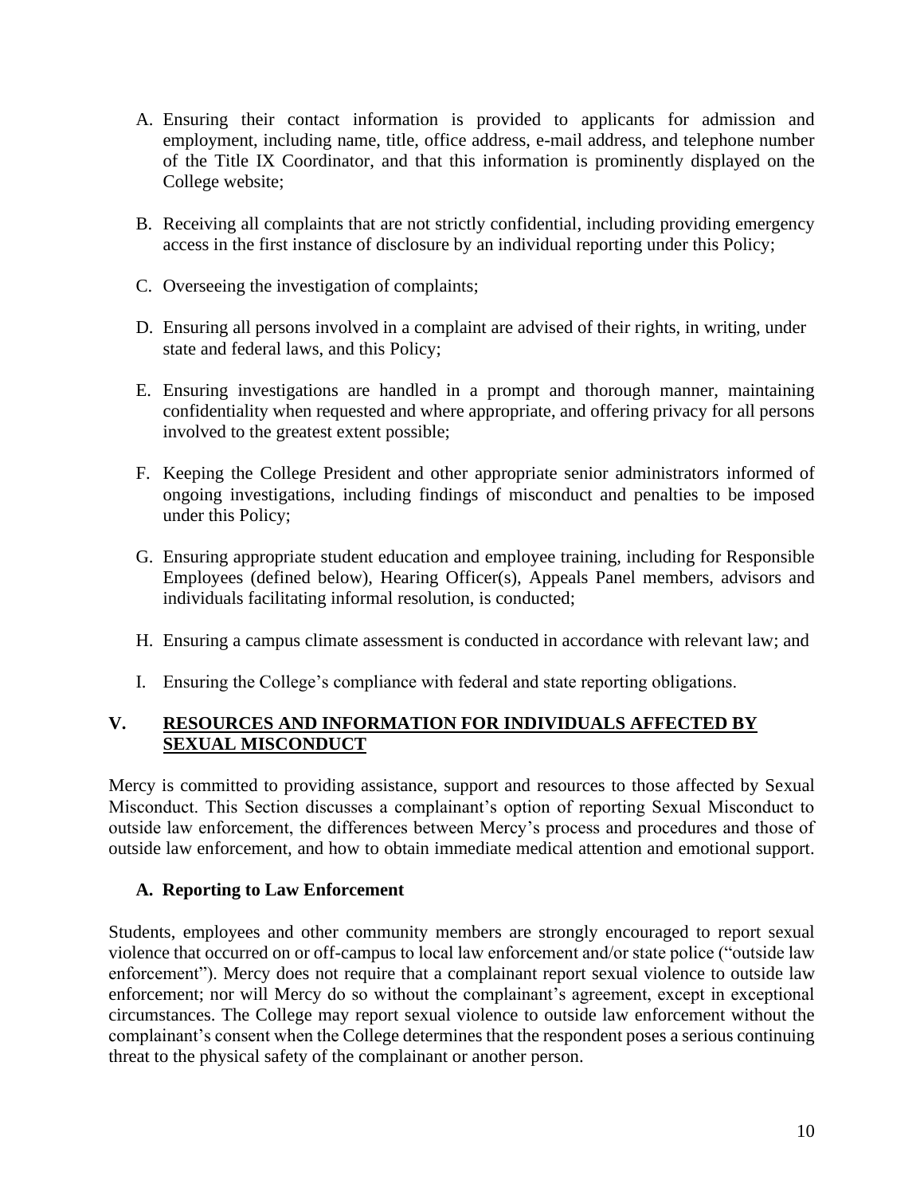A. Ensuring their contact information is provided to applicants for admission and employment, including name, title, office address, e-mail address, and telephone number of the Title IX Coordinator, and that this information is prominently displayed on the College website;

B. Receiving all complaints that are not strictly confidential, including providing emergency access in the first instance of disclosure by an individual reporting under this Policy;

C. Overseeing the investigation of complaints;

D. Ensuring all persons involved in a complaint are advised of their rights, in writing, under state and federal laws, and this Policy;

E. Ensuring investigations are handled in a prompt and thorough manner, maintaining confidentiality when requested and where appropriate, and offering privacy for all persons involved to the greatest extent possible;

F. Keeping the College President and other appropriate senior administrators informed of ongoing investigations, including findings of misconduct and penalties to be imposed under this Policy;

G. Ensuring appropriate student education and employee training, including for Responsible Employees (defined below), Hearing Officer(s), Appeals Panel members, advisors and individuals facilitating informal resolution, is conducted;

H. Ensuring a campus climate assessment is conducted in accordance with relevant law; and

I. Ensuring the College's compliance with federal and state reporting obligations.

## V. RESOURCES AND INFORMATION FOR INDIVIDUALS AFFECTED BY SEXUAL MISCONDUCT

Mercy is committed to providing assistance, support and resources to those affected by Sexual Misconduct. This Section discusses a complainant's option of reporting Sexual Misconduct to outside law enforcement, the differences between Mercy's process and procedures and those of outside law enforcement, and how to obtain immediate medical attention and emotional support.

### A. Reporting to Law Enforcement

Students, employees and other community members are strongly encouraged to report sexual violence that occurred on or off-campus to local law enforcement and/or state police ("outside law enforcement"). Mercy does not require that a complainant report sexual violence to outside law enforcement; nor will Mercy do so without the complainant's agreement, except in exceptional circumstances. The College may report sexual violence to outside law enforcement without the complainant's consent when the College determines that the respondent poses a serious continuing threat to the physical safety of the complainant or another person.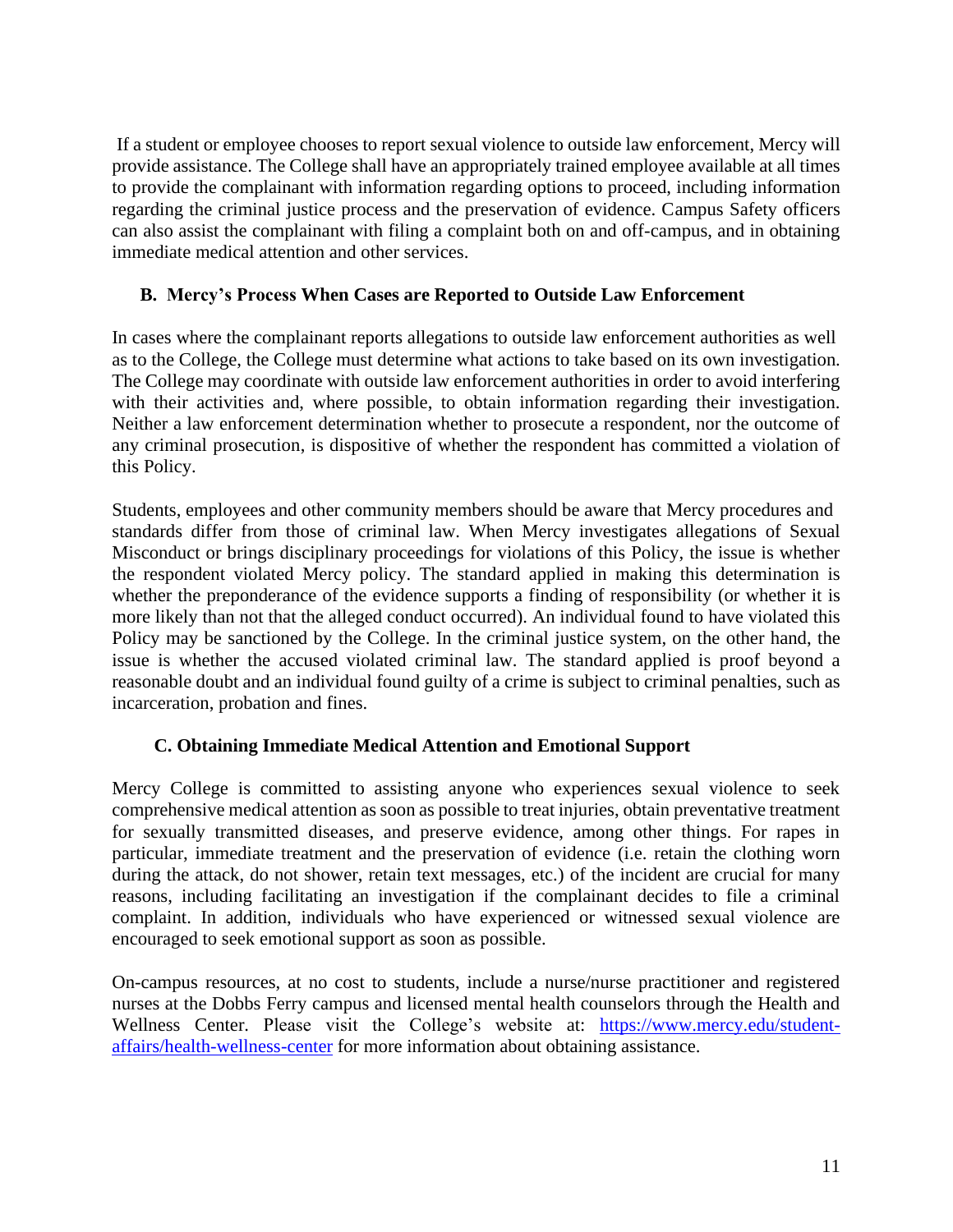If a student or employee chooses to report sexual violence to outside law enforcement, Mercy will provide assistance. The College shall have an appropriately trained employee available at all times to provide the complainant with information regarding options to proceed, including information regarding the criminal justice process and the preservation of evidence. Campus Safety officers can also assist the complainant with filing a complaint both on and off-campus, and in obtaining immediate medical attention and other services.

### B. Mercy's Process When Cases are Reported to Outside Law Enforcement

In cases where the complainant reports allegations to outside law enforcement authorities as well as to the College, the College must determine what actions to take based on its own investigation. The College may coordinate with outside law enforcement authorities in order to avoid interfering with their activities and, where possible, to obtain information regarding their investigation. Neither a law enforcement determination whether to prosecute a respondent, nor the outcome of any criminal prosecution, is dispositive of whether the respondent has committed a violation of this Policy.

Students, employees and other community members should be aware that Mercy procedures and standards differ from those of criminal law. When Mercy investigates allegations of Sexual Misconduct or brings disciplinary proceedings for violations of this Policy, the issue is whether the respondent violated Mercy policy. The standard applied in making this determination is whether the preponderance of the evidence supports a finding of responsibility (or whether it is more likely than not that the alleged conduct occurred). An individual found to have violated this Policy may be sanctioned by the College. In the criminal justice system, on the other hand, the issue is whether the accused violated criminal law. The standard applied is proof beyond a reasonable doubt and an individual found guilty of a crime is subject to criminal penalties, such as incarceration, probation and fines.

### C. Obtaining Immediate Medical Attention and Emotional Support

Mercy College is committed to assisting anyone who experiences sexual violence to seek comprehensive medical attention as soon as possible to treat injuries, obtain preventative treatment for sexually transmitted diseases, and preserve evidence, among other things. For rapes in particular, immediate treatment and the preservation of evidence (i.e. retain the clothing worn during the attack, do not shower, retain text messages, etc.) of the incident are crucial for many reasons, including facilitating an investigation if the complainant decides to file a criminal complaint. In addition, individuals who have experienced or witnessed sexual violence are encouraged to seek emotional support as soon as possible.

On-campus resources, at no cost to students, include a nurse/nurse practitioner and registered nurses at the Dobbs Ferry campus and licensed mental health counselors through the Health and Wellness Center. Please visit the College's website at: [https://www.mercy.edu/student-affairs/health-wellness-center](https://www.mercy.edu/student-affairs/health-wellness-center) for more information about obtaining assistance.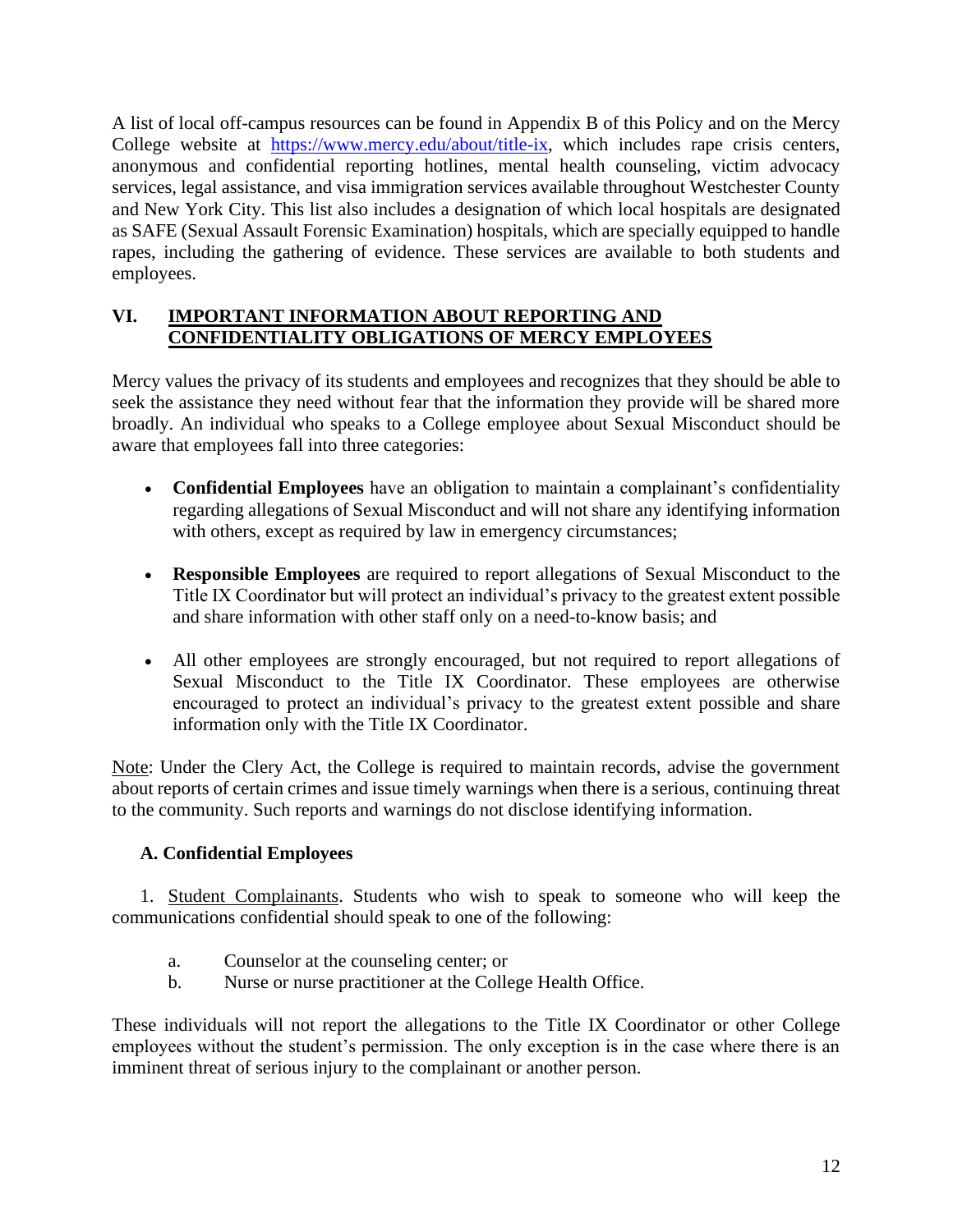A list of local off-campus resources can be found in Appendix B of this Policy and on the Mercy College website at https://www.mercy.edu/about/title-ix, which includes rape crisis centers, anonymous and confidential reporting hotlines, mental health counseling, victim advocacy services, legal assistance, and visa immigration services available throughout Westchester County and New York City. This list also includes a designation of which local hospitals are designated as SAFE (Sexual Assault Forensic Examination) hospitals, which are specially equipped to handle rapes, including the gathering of evidence. These services are available to both students and employees.

## VI. IMPORTANT INFORMATION ABOUT REPORTING AND CONFIDENTIALITY OBLIGATIONS OF MERCY EMPLOYEES

Mercy values the privacy of its students and employees and recognizes that they should be able to seek the assistance they need without fear that the information they provide will be shared more broadly. An individual who speaks to a College employee about Sexual Misconduct should be aware that employees fall into three categories:

- **Confidential Employees** have an obligation to maintain a complainant's confidentiality regarding allegations of Sexual Misconduct and will not share any identifying information with others, except as required by law in emergency circumstances;
- **Responsible Employees** are required to report allegations of Sexual Misconduct to the Title IX Coordinator but will protect an individual's privacy to the greatest extent possible and share information with other staff only on a need-to-know basis; and
- All other employees are strongly encouraged, but not required to report allegations of Sexual Misconduct to the Title IX Coordinator. These employees are otherwise encouraged to protect an individual's privacy to the greatest extent possible and share information only with the Title IX Coordinator.

Note: Under the Clery Act, the College is required to maintain records, advise the government about reports of certain crimes and issue timely warnings when there is a serious, continuing threat to the community. Such reports and warnings do not disclose identifying information.

### A. Confidential Employees

1. Student Complainants. Students who wish to speak to someone who will keep the communications confidential should speak to one of the following:

   a. Counselor at the counseling center; or
   b. Nurse or nurse practitioner at the College Health Office.

These individuals will not report the allegations to the Title IX Coordinator or other College employees without the student's permission. The only exception is in the case where there is an imminent threat of serious injury to the complainant or another person.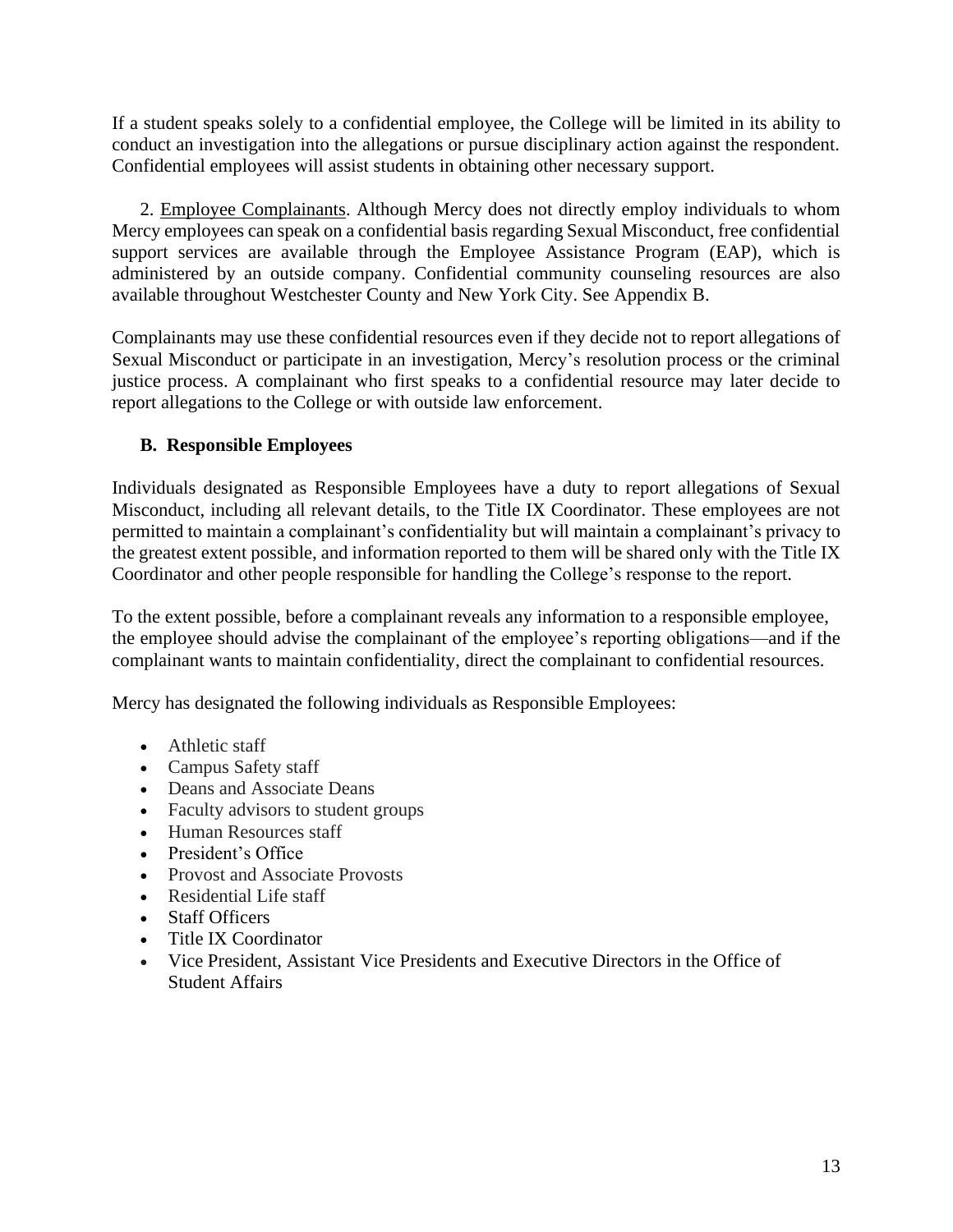If a student speaks solely to a confidential employee, the College will be limited in its ability to conduct an investigation into the allegations or pursue disciplinary action against the respondent. Confidential employees will assist students in obtaining other necessary support.

2. Employee Complainants. Although Mercy does not directly employ individuals to whom Mercy employees can speak on a confidential basis regarding Sexual Misconduct, free confidential support services are available through the Employee Assistance Program (EAP), which is administered by an outside company. Confidential community counseling resources are also available throughout Westchester County and New York City. See Appendix B.

Complainants may use these confidential resources even if they decide not to report allegations of Sexual Misconduct or participate in an investigation, Mercy's resolution process or the criminal justice process. A complainant who first speaks to a confidential resource may later decide to report allegations to the College or with outside law enforcement.

### B. Responsible Employees

Individuals designated as Responsible Employees have a duty to report allegations of Sexual Misconduct, including all relevant details, to the Title IX Coordinator. These employees are not permitted to maintain a complainant's confidentiality but will maintain a complainant's privacy to the greatest extent possible, and information reported to them will be shared only with the Title IX Coordinator and other people responsible for handling the College's response to the report.

To the extent possible, before a complainant reveals any information to a responsible employee, the employee should advise the complainant of the employee's reporting obligations—and if the complainant wants to maintain confidentiality, direct the complainant to confidential resources.

Mercy has designated the following individuals as Responsible Employees:

- Athletic staff
- Campus Safety staff
- Deans and Associate Deans
- Faculty advisors to student groups
- Human Resources staff
- President's Office
- Provost and Associate Provosts
- Residential Life staff
- Staff Officers
- Title IX Coordinator
- Vice President, Assistant Vice Presidents and Executive Directors in the Office of Student Affairs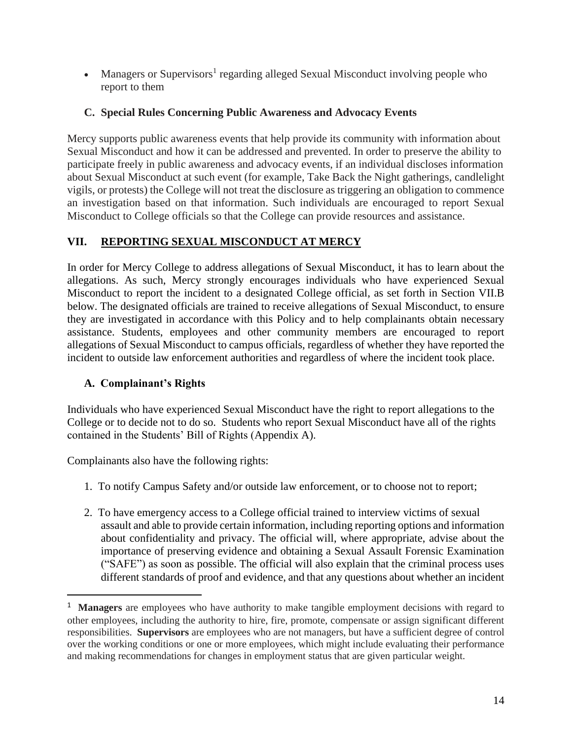- Managers or Supervisors[1] regarding alleged Sexual Misconduct involving people who report to them

### C. Special Rules Concerning Public Awareness and Advocacy Events

Mercy supports public awareness events that help provide its community with information about Sexual Misconduct and how it can be addressed and prevented. In order to preserve the ability to participate freely in public awareness and advocacy events, if an individual discloses information about Sexual Misconduct at such event (for example, Take Back the Night gatherings, candlelight vigils, or protests) the College will not treat the disclosure as triggering an obligation to commence an investigation based on that information. Such individuals are encouraged to report Sexual Misconduct to College officials so that the College can provide resources and assistance.

## VII. REPORTING SEXUAL MISCONDUCT AT MERCY

In order for Mercy College to address allegations of Sexual Misconduct, it has to learn about the allegations. As such, Mercy strongly encourages individuals who have experienced Sexual Misconduct to report the incident to a designated College official, as set forth in Section VII.B below. The designated officials are trained to receive allegations of Sexual Misconduct, to ensure they are investigated in accordance with this Policy and to help complainants obtain necessary assistance. Students, employees and other community members are encouraged to report allegations of Sexual Misconduct to campus officials, regardless of whether they have reported the incident to outside law enforcement authorities and regardless of where the incident took place.

### A. Complainant's Rights

Individuals who have experienced Sexual Misconduct have the right to report allegations to the College or to decide not to do so. Students who report Sexual Misconduct have all of the rights contained in the Students' Bill of Rights (Appendix A).

Complainants also have the following rights:

1. To notify Campus Safety and/or outside law enforcement, or to choose not to report;

2. To have emergency access to a College official trained to interview victims of sexual assault and able to provide certain information, including reporting options and information about confidentiality and privacy. The official will, where appropriate, advise about the importance of preserving evidence and obtaining a Sexual Assault Forensic Examination ("SAFE") as soon as possible. The official will also explain that the criminal process uses different standards of proof and evidence, and that any questions about whether an incident

---

[1] **Managers** are employees who have authority to make tangible employment decisions with regard to other employees, including the authority to hire, fire, promote, compensate or assign significant different responsibilities. **Supervisors** are employees who are not managers, but have a sufficient degree of control over the working conditions or one or more employees, which might include evaluating their performance and making recommendations for changes in employment status that are given particular weight.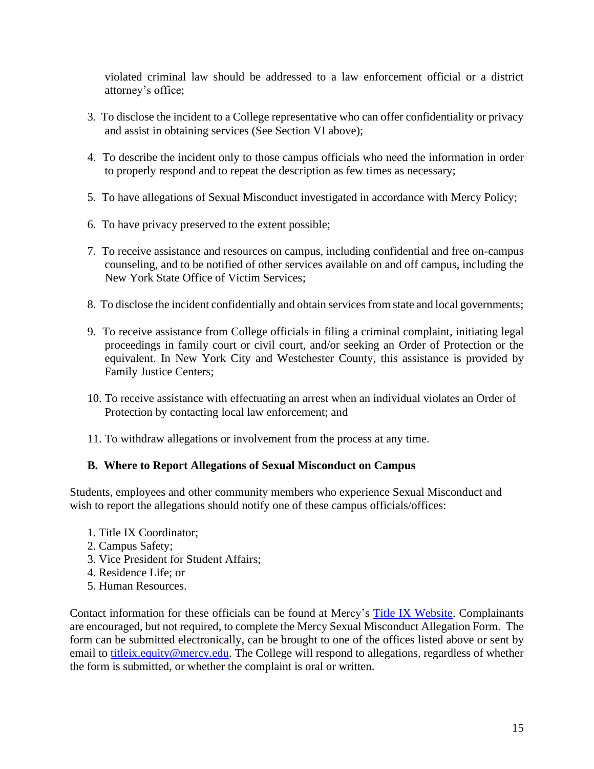violated criminal law should be addressed to a law enforcement official or a district attorney's office;

3. To disclose the incident to a College representative who can offer confidentiality or privacy and assist in obtaining services (See Section VI above);

4. To describe the incident only to those campus officials who need the information in order to properly respond and to repeat the description as few times as necessary;

5. To have allegations of Sexual Misconduct investigated in accordance with Mercy Policy;

6. To have privacy preserved to the extent possible;

7. To receive assistance and resources on campus, including confidential and free on-campus counseling, and to be notified of other services available on and off campus, including the New York State Office of Victim Services;

8. To disclose the incident confidentially and obtain services from state and local governments;

9. To receive assistance from College officials in filing a criminal complaint, initiating legal proceedings in family court or civil court, and/or seeking an Order of Protection or the equivalent. In New York City and Westchester County, this assistance is provided by Family Justice Centers;

10. To receive assistance with effectuating an arrest when an individual violates an Order of Protection by contacting local law enforcement; and

11. To withdraw allegations or involvement from the process at any time.

### B. Where to Report Allegations of Sexual Misconduct on Campus

Students, employees and other community members who experience Sexual Misconduct and wish to report the allegations should notify one of these campus officials/offices:

1. Title IX Coordinator;
2. Campus Safety;
3. Vice President for Student Affairs;
4. Residence Life; or
5. Human Resources.

Contact information for these officials can be found at Mercy's Title IX Website. Complainants are encouraged, but not required, to complete the Mercy Sexual Misconduct Allegation Form. The form can be submitted electronically, can be brought to one of the offices listed above or sent by email to titleix.equity@mercy.edu. The College will respond to allegations, regardless of whether the form is submitted, or whether the complaint is oral or written.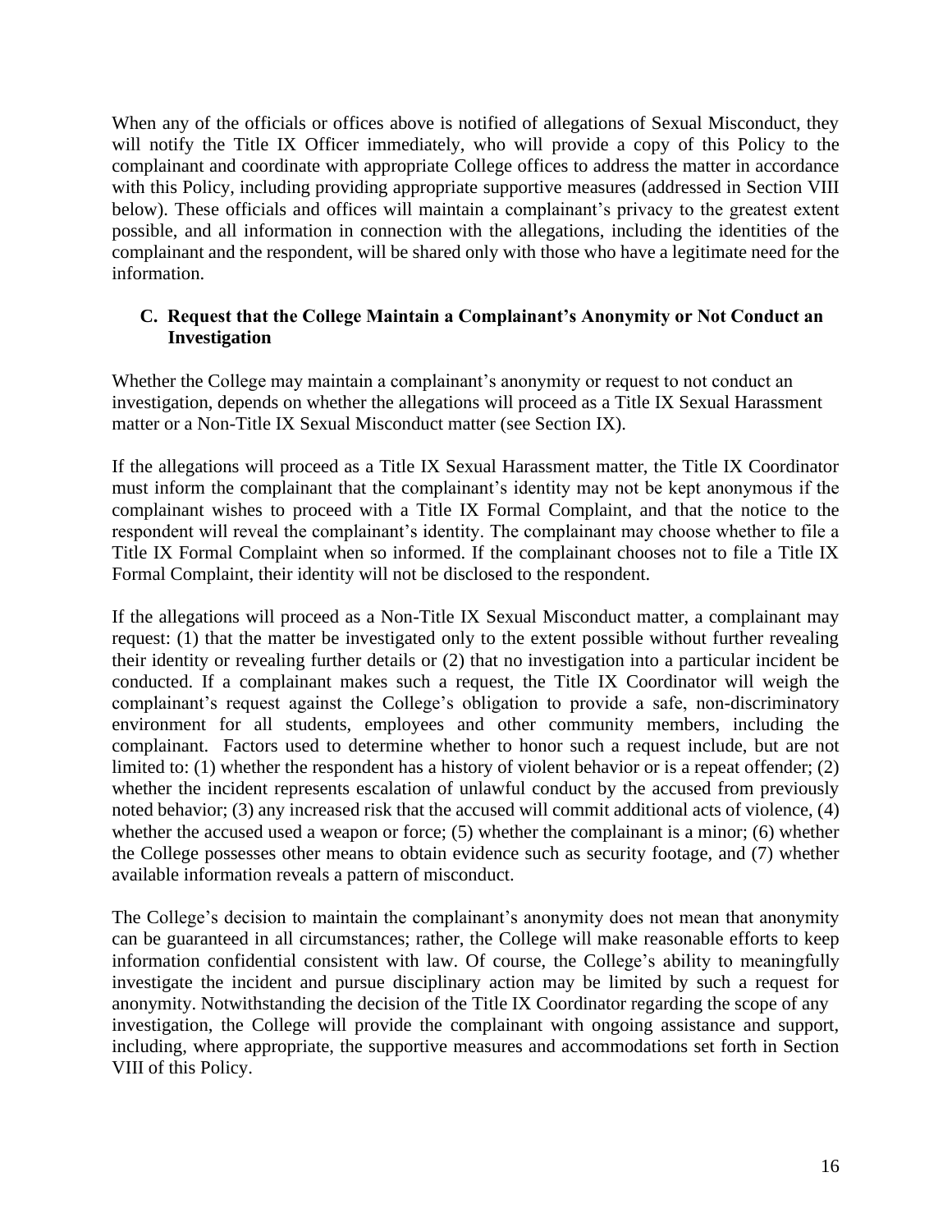When any of the officials or offices above is notified of allegations of Sexual Misconduct, they will notify the Title IX Officer immediately, who will provide a copy of this Policy to the complainant and coordinate with appropriate College offices to address the matter in accordance with this Policy, including providing appropriate supportive measures (addressed in Section VIII below). These officials and offices will maintain a complainant's privacy to the greatest extent possible, and all information in connection with the allegations, including the identities of the complainant and the respondent, will be shared only with those who have a legitimate need for the information.

### C. Request that the College Maintain a Complainant's Anonymity or Not Conduct an Investigation

Whether the College may maintain a complainant's anonymity or request to not conduct an investigation, depends on whether the allegations will proceed as a Title IX Sexual Harassment matter or a Non-Title IX Sexual Misconduct matter (see Section IX).

If the allegations will proceed as a Title IX Sexual Harassment matter, the Title IX Coordinator must inform the complainant that the complainant's identity may not be kept anonymous if the complainant wishes to proceed with a Title IX Formal Complaint, and that the notice to the respondent will reveal the complainant's identity. The complainant may choose whether to file a Title IX Formal Complaint when so informed. If the complainant chooses not to file a Title IX Formal Complaint, their identity will not be disclosed to the respondent.

If the allegations will proceed as a Non-Title IX Sexual Misconduct matter, a complainant may request: (1) that the matter be investigated only to the extent possible without further revealing their identity or revealing further details or (2) that no investigation into a particular incident be conducted. If a complainant makes such a request, the Title IX Coordinator will weigh the complainant's request against the College's obligation to provide a safe, non-discriminatory environment for all students, employees and other community members, including the complainant. Factors used to determine whether to honor such a request include, but are not limited to: (1) whether the respondent has a history of violent behavior or is a repeat offender; (2) whether the incident represents escalation of unlawful conduct by the accused from previously noted behavior; (3) any increased risk that the accused will commit additional acts of violence, (4) whether the accused used a weapon or force; (5) whether the complainant is a minor; (6) whether the College possesses other means to obtain evidence such as security footage, and (7) whether available information reveals a pattern of misconduct.

The College's decision to maintain the complainant's anonymity does not mean that anonymity can be guaranteed in all circumstances; rather, the College will make reasonable efforts to keep information confidential consistent with law. Of course, the College's ability to meaningfully investigate the incident and pursue disciplinary action may be limited by such a request for anonymity. Notwithstanding the decision of the Title IX Coordinator regarding the scope of any investigation, the College will provide the complainant with ongoing assistance and support, including, where appropriate, the supportive measures and accommodations set forth in Section VIII of this Policy.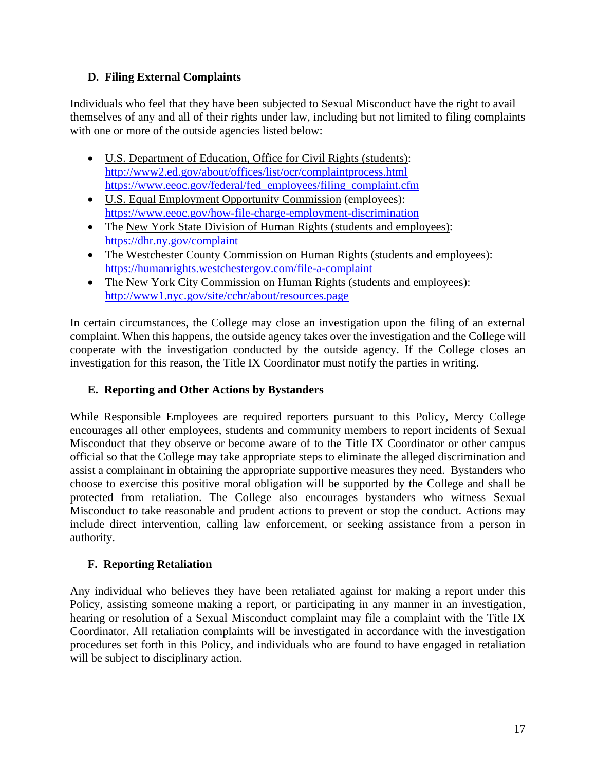### D. Filing External Complaints

Individuals who feel that they have been subjected to Sexual Misconduct have the right to avail themselves of any and all of their rights under law, including but not limited to filing complaints with one or more of the outside agencies listed below:

- U.S. Department of Education, Office for Civil Rights (students): http://www2.ed.gov/about/offices/list/ocr/complaintprocess.html https://www.eeoc.gov/federal/fed_employees/filing_complaint.cfm
- U.S. Equal Employment Opportunity Commission (employees): https://www.eeoc.gov/how-file-charge-employment-discrimination
- The New York State Division of Human Rights (students and employees): https://dhr.ny.gov/complaint
- The Westchester County Commission on Human Rights (students and employees): https://humanrights.westchestergov.com/file-a-complaint
- The New York City Commission on Human Rights (students and employees): http://www1.nyc.gov/site/cchr/about/resources.page

In certain circumstances, the College may close an investigation upon the filing of an external complaint. When this happens, the outside agency takes over the investigation and the College will cooperate with the investigation conducted by the outside agency. If the College closes an investigation for this reason, the Title IX Coordinator must notify the parties in writing.

### E. Reporting and Other Actions by Bystanders

While Responsible Employees are required reporters pursuant to this Policy, Mercy College encourages all other employees, students and community members to report incidents of Sexual Misconduct that they observe or become aware of to the Title IX Coordinator or other campus official so that the College may take appropriate steps to eliminate the alleged discrimination and assist a complainant in obtaining the appropriate supportive measures they need. Bystanders who choose to exercise this positive moral obligation will be supported by the College and shall be protected from retaliation. The College also encourages bystanders who witness Sexual Misconduct to take reasonable and prudent actions to prevent or stop the conduct. Actions may include direct intervention, calling law enforcement, or seeking assistance from a person in authority.

### F. Reporting Retaliation

Any individual who believes they have been retaliated against for making a report under this Policy, assisting someone making a report, or participating in any manner in an investigation, hearing or resolution of a Sexual Misconduct complaint may file a complaint with the Title IX Coordinator. All retaliation complaints will be investigated in accordance with the investigation procedures set forth in this Policy, and individuals who are found to have engaged in retaliation will be subject to disciplinary action.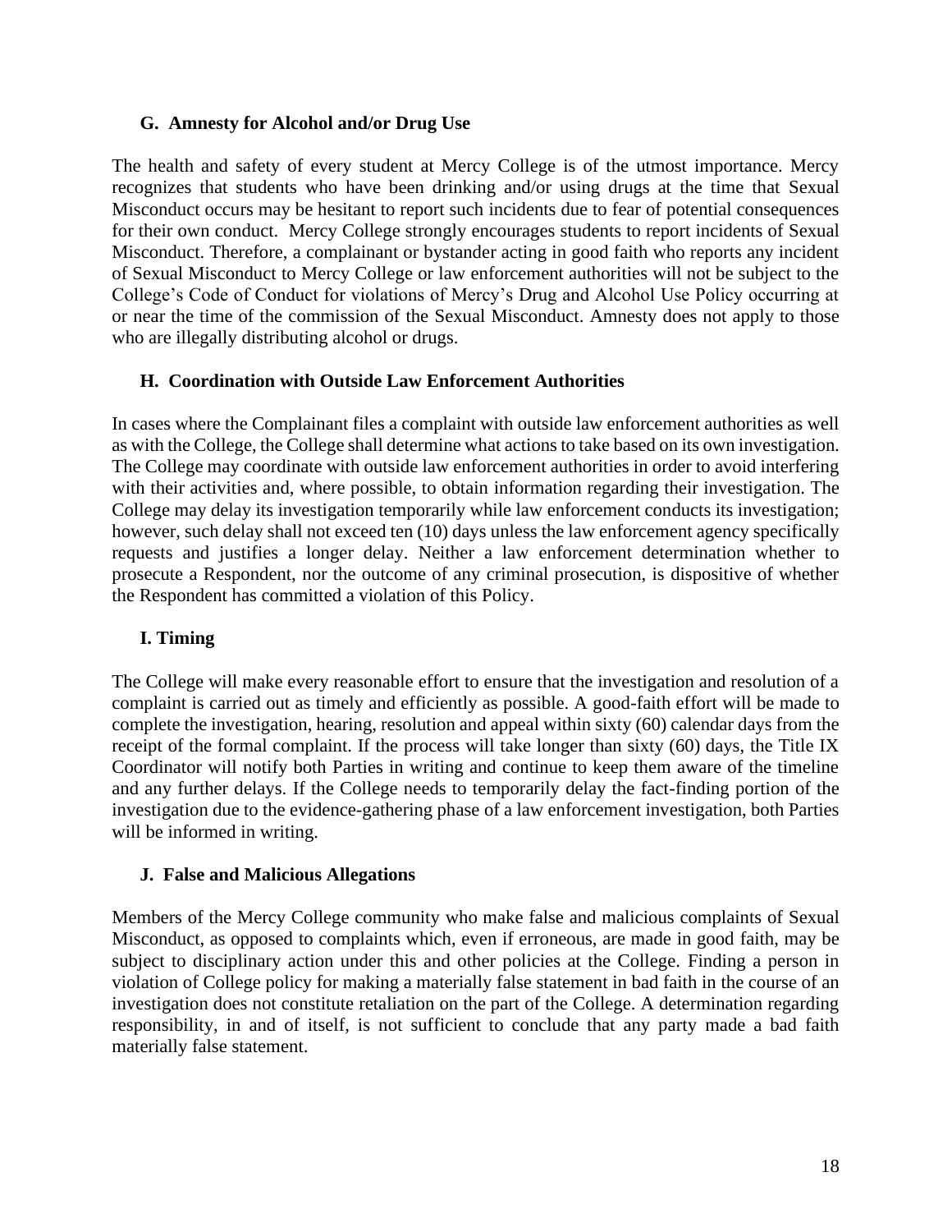### G. Amnesty for Alcohol and/or Drug Use

The health and safety of every student at Mercy College is of the utmost importance. Mercy recognizes that students who have been drinking and/or using drugs at the time that Sexual Misconduct occurs may be hesitant to report such incidents due to fear of potential consequences for their own conduct. Mercy College strongly encourages students to report incidents of Sexual Misconduct. Therefore, a complainant or bystander acting in good faith who reports any incident of Sexual Misconduct to Mercy College or law enforcement authorities will not be subject to the College's Code of Conduct for violations of Mercy's Drug and Alcohol Use Policy occurring at or near the time of the commission of the Sexual Misconduct. Amnesty does not apply to those who are illegally distributing alcohol or drugs.

### H. Coordination with Outside Law Enforcement Authorities

In cases where the Complainant files a complaint with outside law enforcement authorities as well as with the College, the College shall determine what actions to take based on its own investigation. The College may coordinate with outside law enforcement authorities in order to avoid interfering with their activities and, where possible, to obtain information regarding their investigation. The College may delay its investigation temporarily while law enforcement conducts its investigation; however, such delay shall not exceed ten (10) days unless the law enforcement agency specifically requests and justifies a longer delay. Neither a law enforcement determination whether to prosecute a Respondent, nor the outcome of any criminal prosecution, is dispositive of whether the Respondent has committed a violation of this Policy.

### I. Timing

The College will make every reasonable effort to ensure that the investigation and resolution of a complaint is carried out as timely and efficiently as possible. A good-faith effort will be made to complete the investigation, hearing, resolution and appeal within sixty (60) calendar days from the receipt of the formal complaint. If the process will take longer than sixty (60) days, the Title IX Coordinator will notify both Parties in writing and continue to keep them aware of the timeline and any further delays. If the College needs to temporarily delay the fact-finding portion of the investigation due to the evidence-gathering phase of a law enforcement investigation, both Parties will be informed in writing.

### J. False and Malicious Allegations

Members of the Mercy College community who make false and malicious complaints of Sexual Misconduct, as opposed to complaints which, even if erroneous, are made in good faith, may be subject to disciplinary action under this and other policies at the College. Finding a person in violation of College policy for making a materially false statement in bad faith in the course of an investigation does not constitute retaliation on the part of the College. A determination regarding responsibility, in and of itself, is not sufficient to conclude that any party made a bad faith materially false statement.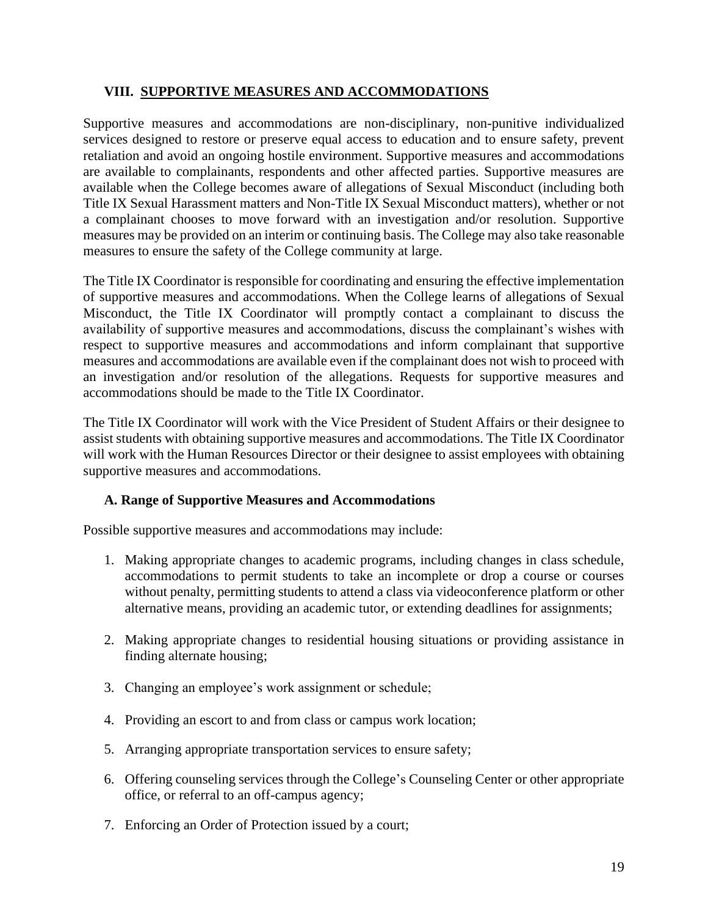## VIII. SUPPORTIVE MEASURES AND ACCOMMODATIONS

Supportive measures and accommodations are non-disciplinary, non-punitive individualized services designed to restore or preserve equal access to education and to ensure safety, prevent retaliation and avoid an ongoing hostile environment. Supportive measures and accommodations are available to complainants, respondents and other affected parties. Supportive measures are available when the College becomes aware of allegations of Sexual Misconduct (including both Title IX Sexual Harassment matters and Non-Title IX Sexual Misconduct matters), whether or not a complainant chooses to move forward with an investigation and/or resolution. Supportive measures may be provided on an interim or continuing basis. The College may also take reasonable measures to ensure the safety of the College community at large.

The Title IX Coordinator is responsible for coordinating and ensuring the effective implementation of supportive measures and accommodations. When the College learns of allegations of Sexual Misconduct, the Title IX Coordinator will promptly contact a complainant to discuss the availability of supportive measures and accommodations, discuss the complainant's wishes with respect to supportive measures and accommodations and inform complainant that supportive measures and accommodations are available even if the complainant does not wish to proceed with an investigation and/or resolution of the allegations. Requests for supportive measures and accommodations should be made to the Title IX Coordinator.

The Title IX Coordinator will work with the Vice President of Student Affairs or their designee to assist students with obtaining supportive measures and accommodations. The Title IX Coordinator will work with the Human Resources Director or their designee to assist employees with obtaining supportive measures and accommodations.

### A. Range of Supportive Measures and Accommodations

Possible supportive measures and accommodations may include:

1. Making appropriate changes to academic programs, including changes in class schedule, accommodations to permit students to take an incomplete or drop a course or courses without penalty, permitting students to attend a class via videoconference platform or other alternative means, providing an academic tutor, or extending deadlines for assignments;

2. Making appropriate changes to residential housing situations or providing assistance in finding alternate housing;

3. Changing an employee's work assignment or schedule;

4. Providing an escort to and from class or campus work location;

5. Arranging appropriate transportation services to ensure safety;

6. Offering counseling services through the College's Counseling Center or other appropriate office, or referral to an off-campus agency;

7. Enforcing an Order of Protection issued by a court;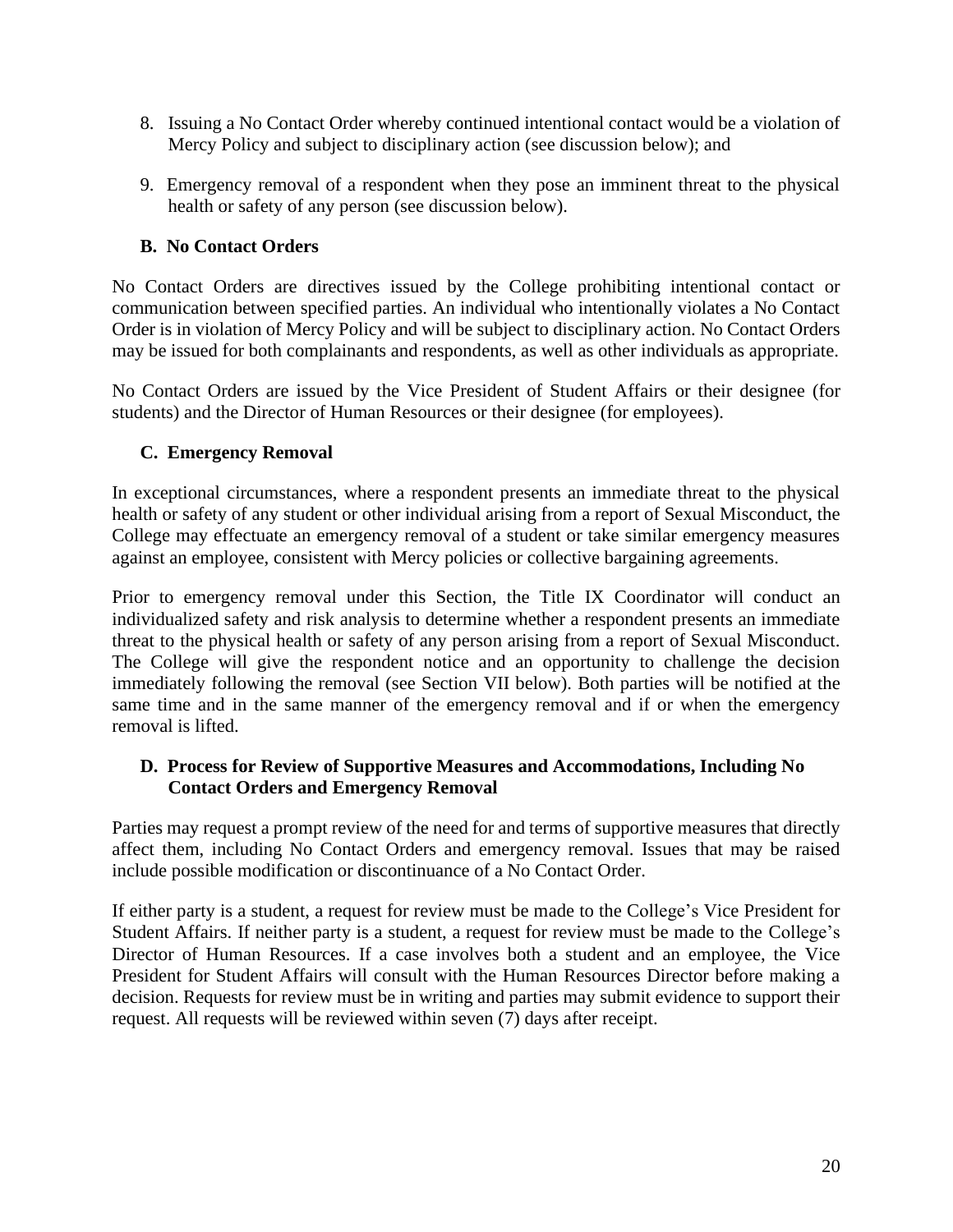8. Issuing a No Contact Order whereby continued intentional contact would be a violation of Mercy Policy and subject to disciplinary action (see discussion below); and

9. Emergency removal of a respondent when they pose an imminent threat to the physical health or safety of any person (see discussion below).

### B. No Contact Orders

No Contact Orders are directives issued by the College prohibiting intentional contact or communication between specified parties. An individual who intentionally violates a No Contact Order is in violation of Mercy Policy and will be subject to disciplinary action. No Contact Orders may be issued for both complainants and respondents, as well as other individuals as appropriate.

No Contact Orders are issued by the Vice President of Student Affairs or their designee (for students) and the Director of Human Resources or their designee (for employees).

### C. Emergency Removal

In exceptional circumstances, where a respondent presents an immediate threat to the physical health or safety of any student or other individual arising from a report of Sexual Misconduct, the College may effectuate an emergency removal of a student or take similar emergency measures against an employee, consistent with Mercy policies or collective bargaining agreements.

Prior to emergency removal under this Section, the Title IX Coordinator will conduct an individualized safety and risk analysis to determine whether a respondent presents an immediate threat to the physical health or safety of any person arising from a report of Sexual Misconduct. The College will give the respondent notice and an opportunity to challenge the decision immediately following the removal (see Section VII below). Both parties will be notified at the same time and in the same manner of the emergency removal and if or when the emergency removal is lifted.

### D. Process for Review of Supportive Measures and Accommodations, Including No Contact Orders and Emergency Removal

Parties may request a prompt review of the need for and terms of supportive measures that directly affect them, including No Contact Orders and emergency removal. Issues that may be raised include possible modification or discontinuance of a No Contact Order.

If either party is a student, a request for review must be made to the College's Vice President for Student Affairs. If neither party is a student, a request for review must be made to the College's Director of Human Resources. If a case involves both a student and an employee, the Vice President for Student Affairs will consult with the Human Resources Director before making a decision. Requests for review must be in writing and parties may submit evidence to support their request. All requests will be reviewed within seven (7) days after receipt.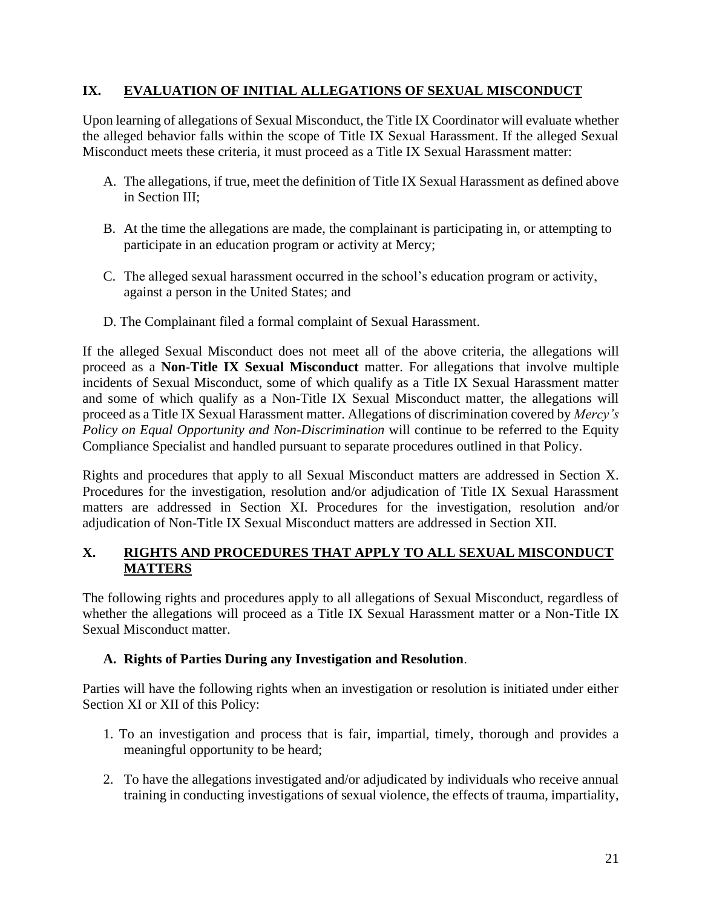## IX. EVALUATION OF INITIAL ALLEGATIONS OF SEXUAL MISCONDUCT

Upon learning of allegations of Sexual Misconduct, the Title IX Coordinator will evaluate whether the alleged behavior falls within the scope of Title IX Sexual Harassment. If the alleged Sexual Misconduct meets these criteria, it must proceed as a Title IX Sexual Harassment matter:

A. The allegations, if true, meet the definition of Title IX Sexual Harassment as defined above in Section III;

B. At the time the allegations are made, the complainant is participating in, or attempting to participate in an education program or activity at Mercy;

C. The alleged sexual harassment occurred in the school's education program or activity, against a person in the United States; and

D. The Complainant filed a formal complaint of Sexual Harassment.

If the alleged Sexual Misconduct does not meet all of the above criteria, the allegations will proceed as a **Non-Title IX Sexual Misconduct** matter. For allegations that involve multiple incidents of Sexual Misconduct, some of which qualify as a Title IX Sexual Harassment matter and some of which qualify as a Non-Title IX Sexual Misconduct matter, the allegations will proceed as a Title IX Sexual Harassment matter. Allegations of discrimination covered by *Mercy's Policy on Equal Opportunity and Non-Discrimination* will continue to be referred to the Equity Compliance Specialist and handled pursuant to separate procedures outlined in that Policy.

Rights and procedures that apply to all Sexual Misconduct matters are addressed in Section X. Procedures for the investigation, resolution and/or adjudication of Title IX Sexual Harassment matters are addressed in Section XI. Procedures for the investigation, resolution and/or adjudication of Non-Title IX Sexual Misconduct matters are addressed in Section XII.

## X. RIGHTS AND PROCEDURES THAT APPLY TO ALL SEXUAL MISCONDUCT MATTERS

The following rights and procedures apply to all allegations of Sexual Misconduct, regardless of whether the allegations will proceed as a Title IX Sexual Harassment matter or a Non-Title IX Sexual Misconduct matter.

### A. Rights of Parties During any Investigation and Resolution.

Parties will have the following rights when an investigation or resolution is initiated under either Section XI or XII of this Policy:

1. To an investigation and process that is fair, impartial, timely, thorough and provides a meaningful opportunity to be heard;

2. To have the allegations investigated and/or adjudicated by individuals who receive annual training in conducting investigations of sexual violence, the effects of trauma, impartiality,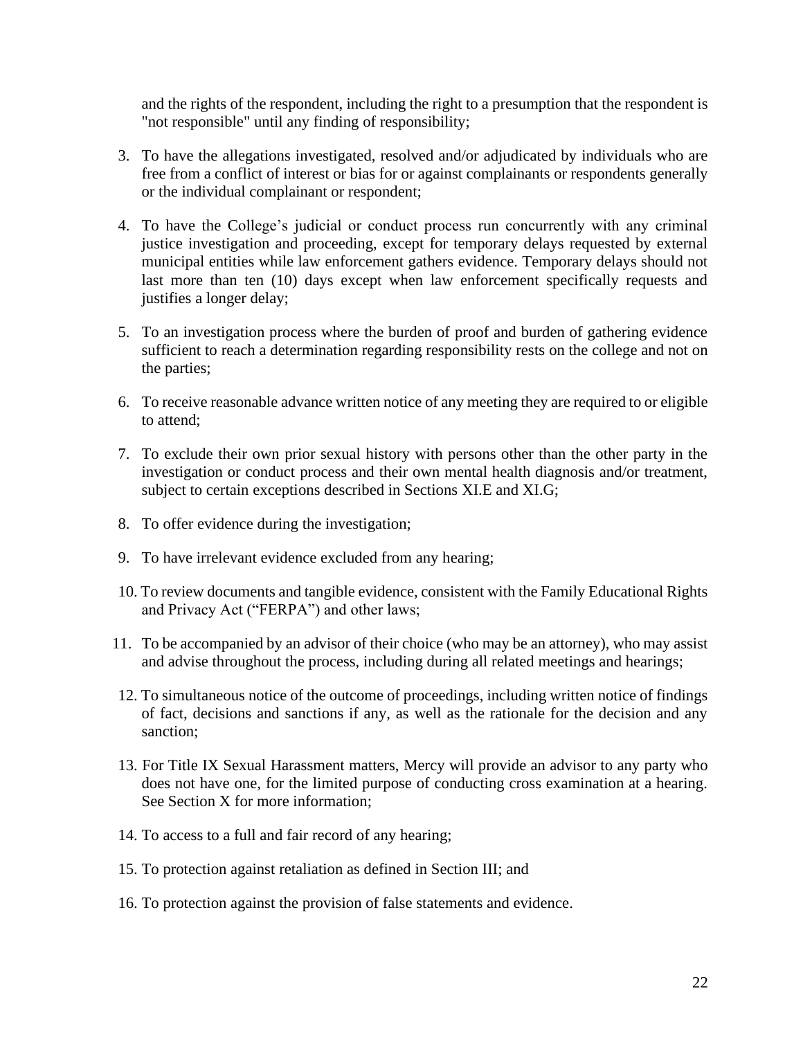and the rights of the respondent, including the right to a presumption that the respondent is "not responsible" until any finding of responsibility;

3. To have the allegations investigated, resolved and/or adjudicated by individuals who are free from a conflict of interest or bias for or against complainants or respondents generally or the individual complainant or respondent;

4. To have the College's judicial or conduct process run concurrently with any criminal justice investigation and proceeding, except for temporary delays requested by external municipal entities while law enforcement gathers evidence. Temporary delays should not last more than ten (10) days except when law enforcement specifically requests and justifies a longer delay;

5. To an investigation process where the burden of proof and burden of gathering evidence sufficient to reach a determination regarding responsibility rests on the college and not on the parties;

6. To receive reasonable advance written notice of any meeting they are required to or eligible to attend;

7. To exclude their own prior sexual history with persons other than the other party in the investigation or conduct process and their own mental health diagnosis and/or treatment, subject to certain exceptions described in Sections XI.E and XI.G;

8. To offer evidence during the investigation;

9. To have irrelevant evidence excluded from any hearing;

10. To review documents and tangible evidence, consistent with the Family Educational Rights and Privacy Act ("FERPA") and other laws;

11. To be accompanied by an advisor of their choice (who may be an attorney), who may assist and advise throughout the process, including during all related meetings and hearings;

12. To simultaneous notice of the outcome of proceedings, including written notice of findings of fact, decisions and sanctions if any, as well as the rationale for the decision and any sanction;

13. For Title IX Sexual Harassment matters, Mercy will provide an advisor to any party who does not have one, for the limited purpose of conducting cross examination at a hearing. See Section X for more information;

14. To access to a full and fair record of any hearing;

15. To protection against retaliation as defined in Section III; and

16. To protection against the provision of false statements and evidence.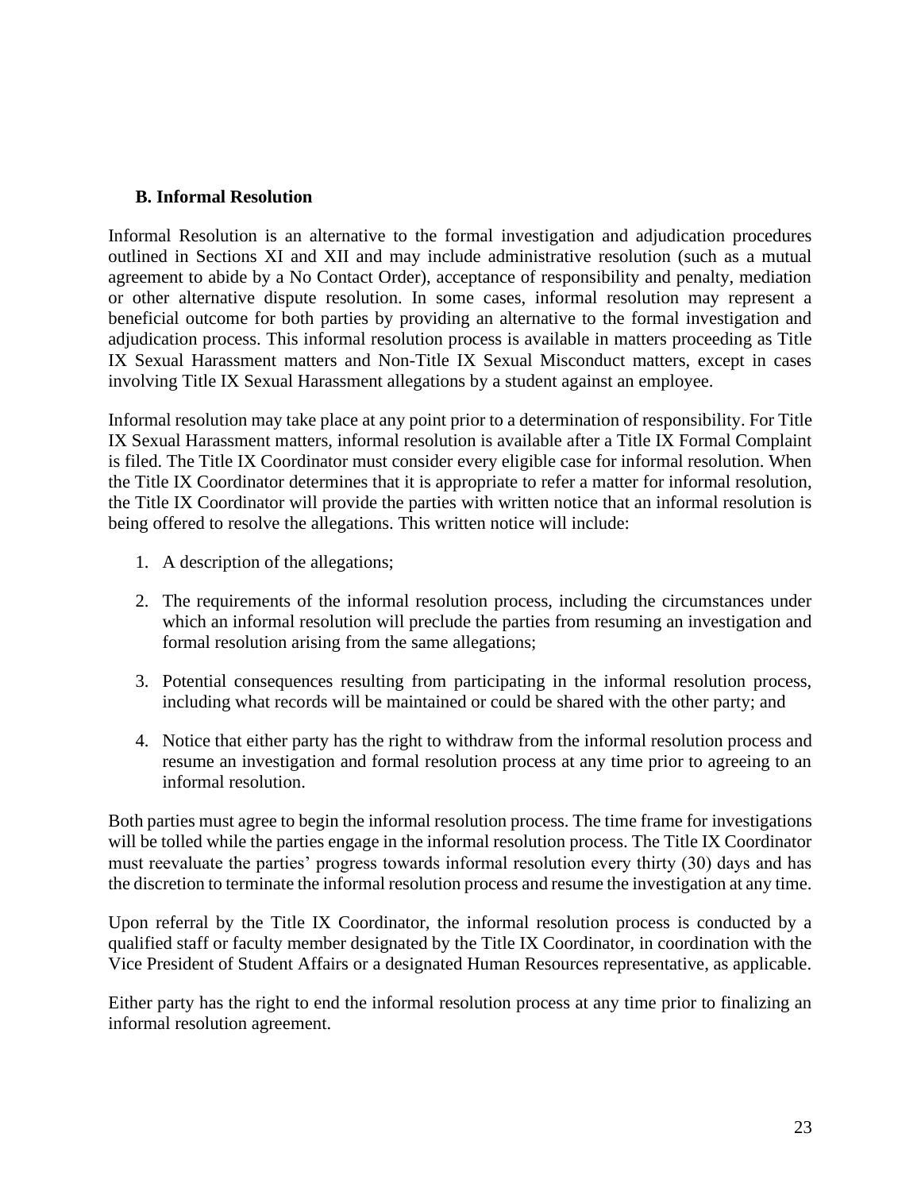### B. Informal Resolution

Informal Resolution is an alternative to the formal investigation and adjudication procedures outlined in Sections XI and XII and may include administrative resolution (such as a mutual agreement to abide by a No Contact Order), acceptance of responsibility and penalty, mediation or other alternative dispute resolution. In some cases, informal resolution may represent a beneficial outcome for both parties by providing an alternative to the formal investigation and adjudication process. This informal resolution process is available in matters proceeding as Title IX Sexual Harassment matters and Non-Title IX Sexual Misconduct matters, except in cases involving Title IX Sexual Harassment allegations by a student against an employee.

Informal resolution may take place at any point prior to a determination of responsibility. For Title IX Sexual Harassment matters, informal resolution is available after a Title IX Formal Complaint is filed. The Title IX Coordinator must consider every eligible case for informal resolution. When the Title IX Coordinator determines that it is appropriate to refer a matter for informal resolution, the Title IX Coordinator will provide the parties with written notice that an informal resolution is being offered to resolve the allegations. This written notice will include:

1. A description of the allegations;

2. The requirements of the informal resolution process, including the circumstances under which an informal resolution will preclude the parties from resuming an investigation and formal resolution arising from the same allegations;

3. Potential consequences resulting from participating in the informal resolution process, including what records will be maintained or could be shared with the other party; and

4. Notice that either party has the right to withdraw from the informal resolution process and resume an investigation and formal resolution process at any time prior to agreeing to an informal resolution.

Both parties must agree to begin the informal resolution process. The time frame for investigations will be tolled while the parties engage in the informal resolution process. The Title IX Coordinator must reevaluate the parties' progress towards informal resolution every thirty (30) days and has the discretion to terminate the informal resolution process and resume the investigation at any time.

Upon referral by the Title IX Coordinator, the informal resolution process is conducted by a qualified staff or faculty member designated by the Title IX Coordinator, in coordination with the Vice President of Student Affairs or a designated Human Resources representative, as applicable.

Either party has the right to end the informal resolution process at any time prior to finalizing an informal resolution agreement.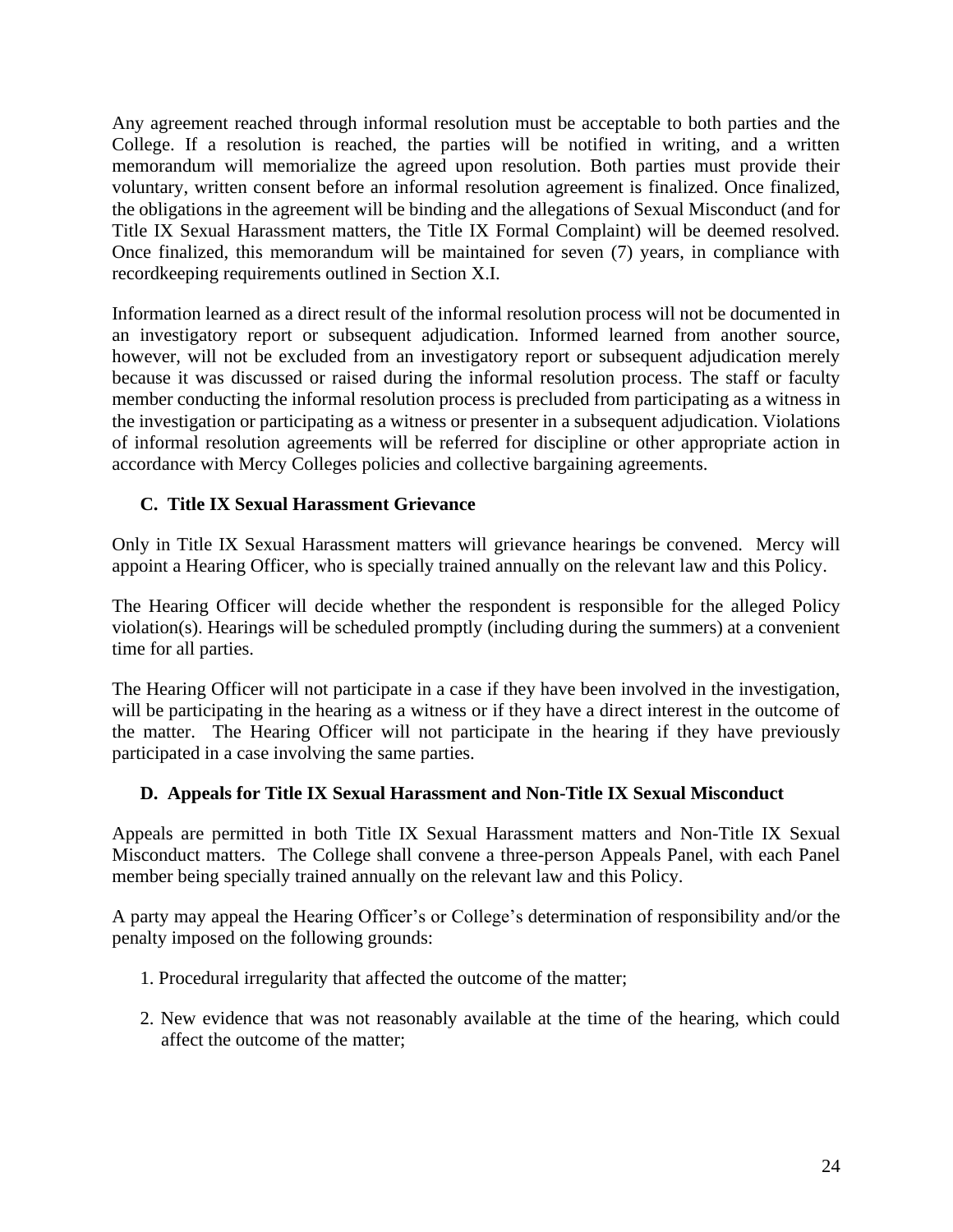Any agreement reached through informal resolution must be acceptable to both parties and the College. If a resolution is reached, the parties will be notified in writing, and a written memorandum will memorialize the agreed upon resolution. Both parties must provide their voluntary, written consent before an informal resolution agreement is finalized. Once finalized, the obligations in the agreement will be binding and the allegations of Sexual Misconduct (and for Title IX Sexual Harassment matters, the Title IX Formal Complaint) will be deemed resolved. Once finalized, this memorandum will be maintained for seven (7) years, in compliance with recordkeeping requirements outlined in Section X.I.

Information learned as a direct result of the informal resolution process will not be documented in an investigatory report or subsequent adjudication. Informed learned from another source, however, will not be excluded from an investigatory report or subsequent adjudication merely because it was discussed or raised during the informal resolution process. The staff or faculty member conducting the informal resolution process is precluded from participating as a witness in the investigation or participating as a witness or presenter in a subsequent adjudication. Violations of informal resolution agreements will be referred for discipline or other appropriate action in accordance with Mercy Colleges policies and collective bargaining agreements.

### C. Title IX Sexual Harassment Grievance

Only in Title IX Sexual Harassment matters will grievance hearings be convened. Mercy will appoint a Hearing Officer, who is specially trained annually on the relevant law and this Policy.

The Hearing Officer will decide whether the respondent is responsible for the alleged Policy violation(s). Hearings will be scheduled promptly (including during the summers) at a convenient time for all parties.

The Hearing Officer will not participate in a case if they have been involved in the investigation, will be participating in the hearing as a witness or if they have a direct interest in the outcome of the matter. The Hearing Officer will not participate in the hearing if they have previously participated in a case involving the same parties.

### D. Appeals for Title IX Sexual Harassment and Non-Title IX Sexual Misconduct

Appeals are permitted in both Title IX Sexual Harassment matters and Non-Title IX Sexual Misconduct matters. The College shall convene a three-person Appeals Panel, with each Panel member being specially trained annually on the relevant law and this Policy.

A party may appeal the Hearing Officer's or College's determination of responsibility and/or the penalty imposed on the following grounds:

1. Procedural irregularity that affected the outcome of the matter;
2. New evidence that was not reasonably available at the time of the hearing, which could affect the outcome of the matter;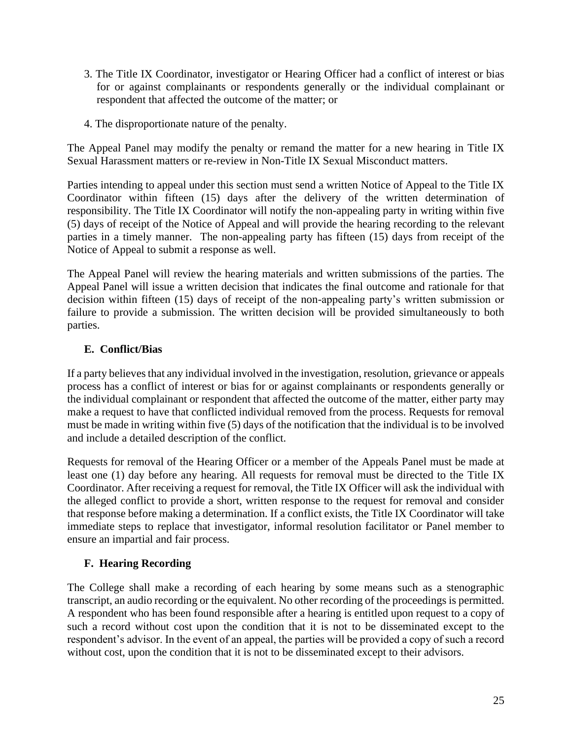3. The Title IX Coordinator, investigator or Hearing Officer had a conflict of interest or bias for or against complainants or respondents generally or the individual complainant or respondent that affected the outcome of the matter; or

4. The disproportionate nature of the penalty.

The Appeal Panel may modify the penalty or remand the matter for a new hearing in Title IX Sexual Harassment matters or re-review in Non-Title IX Sexual Misconduct matters.

Parties intending to appeal under this section must send a written Notice of Appeal to the Title IX Coordinator within fifteen (15) days after the delivery of the written determination of responsibility. The Title IX Coordinator will notify the non-appealing party in writing within five (5) days of receipt of the Notice of Appeal and will provide the hearing recording to the relevant parties in a timely manner. The non-appealing party has fifteen (15) days from receipt of the Notice of Appeal to submit a response as well.

The Appeal Panel will review the hearing materials and written submissions of the parties. The Appeal Panel will issue a written decision that indicates the final outcome and rationale for that decision within fifteen (15) days of receipt of the non-appealing party's written submission or failure to provide a submission. The written decision will be provided simultaneously to both parties.

### E. Conflict/Bias

If a party believes that any individual involved in the investigation, resolution, grievance or appeals process has a conflict of interest or bias for or against complainants or respondents generally or the individual complainant or respondent that affected the outcome of the matter, either party may make a request to have that conflicted individual removed from the process. Requests for removal must be made in writing within five (5) days of the notification that the individual is to be involved and include a detailed description of the conflict.

Requests for removal of the Hearing Officer or a member of the Appeals Panel must be made at least one (1) day before any hearing. All requests for removal must be directed to the Title IX Coordinator. After receiving a request for removal, the Title IX Officer will ask the individual with the alleged conflict to provide a short, written response to the request for removal and consider that response before making a determination. If a conflict exists, the Title IX Coordinator will take immediate steps to replace that investigator, informal resolution facilitator or Panel member to ensure an impartial and fair process.

### F. Hearing Recording

The College shall make a recording of each hearing by some means such as a stenographic transcript, an audio recording or the equivalent. No other recording of the proceedings is permitted. A respondent who has been found responsible after a hearing is entitled upon request to a copy of such a record without cost upon the condition that it is not to be disseminated except to the respondent's advisor. In the event of an appeal, the parties will be provided a copy of such a record without cost, upon the condition that it is not to be disseminated except to their advisors.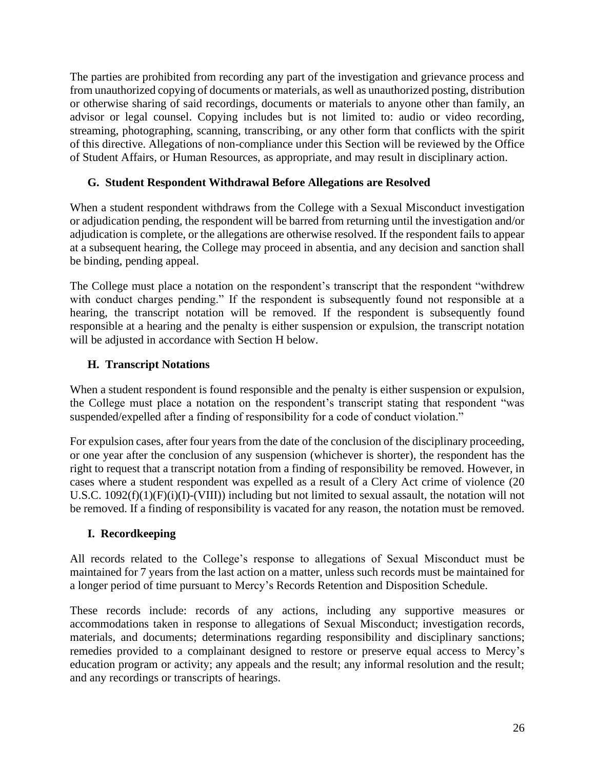The parties are prohibited from recording any part of the investigation and grievance process and from unauthorized copying of documents or materials, as well as unauthorized posting, distribution or otherwise sharing of said recordings, documents or materials to anyone other than family, an advisor or legal counsel. Copying includes but is not limited to: audio or video recording, streaming, photographing, scanning, transcribing, or any other form that conflicts with the spirit of this directive. Allegations of non-compliance under this Section will be reviewed by the Office of Student Affairs, or Human Resources, as appropriate, and may result in disciplinary action.

### G. Student Respondent Withdrawal Before Allegations are Resolved

When a student respondent withdraws from the College with a Sexual Misconduct investigation or adjudication pending, the respondent will be barred from returning until the investigation and/or adjudication is complete, or the allegations are otherwise resolved. If the respondent fails to appear at a subsequent hearing, the College may proceed in absentia, and any decision and sanction shall be binding, pending appeal.

The College must place a notation on the respondent's transcript that the respondent "withdrew with conduct charges pending." If the respondent is subsequently found not responsible at a hearing, the transcript notation will be removed. If the respondent is subsequently found responsible at a hearing and the penalty is either suspension or expulsion, the transcript notation will be adjusted in accordance with Section H below.

### H. Transcript Notations

When a student respondent is found responsible and the penalty is either suspension or expulsion, the College must place a notation on the respondent's transcript stating that respondent "was suspended/expelled after a finding of responsibility for a code of conduct violation."

For expulsion cases, after four years from the date of the conclusion of the disciplinary proceeding, or one year after the conclusion of any suspension (whichever is shorter), the respondent has the right to request that a transcript notation from a finding of responsibility be removed. However, in cases where a student respondent was expelled as a result of a Clery Act crime of violence (20 U.S.C. 1092(f)(1)(F)(i)(I)-(VIII)) including but not limited to sexual assault, the notation will not be removed. If a finding of responsibility is vacated for any reason, the notation must be removed.

### I. Recordkeeping

All records related to the College's response to allegations of Sexual Misconduct must be maintained for 7 years from the last action on a matter, unless such records must be maintained for a longer period of time pursuant to Mercy's Records Retention and Disposition Schedule.

These records include: records of any actions, including any supportive measures or accommodations taken in response to allegations of Sexual Misconduct; investigation records, materials, and documents; determinations regarding responsibility and disciplinary sanctions; remedies provided to a complainant designed to restore or preserve equal access to Mercy's education program or activity; any appeals and the result; any informal resolution and the result; and any recordings or transcripts of hearings.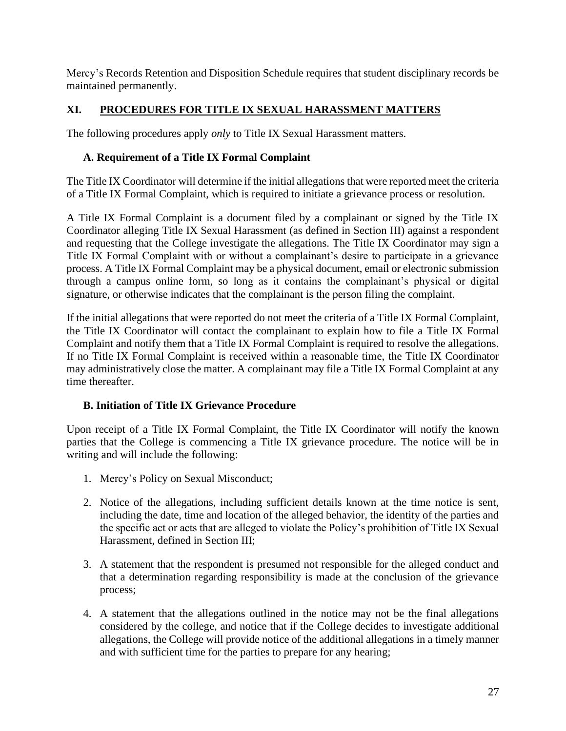Mercy's Records Retention and Disposition Schedule requires that student disciplinary records be maintained permanently.

## XI. PROCEDURES FOR TITLE IX SEXUAL HARASSMENT MATTERS

The following procedures apply *only* to Title IX Sexual Harassment matters.

### A. Requirement of a Title IX Formal Complaint

The Title IX Coordinator will determine if the initial allegations that were reported meet the criteria of a Title IX Formal Complaint, which is required to initiate a grievance process or resolution.

A Title IX Formal Complaint is a document filed by a complainant or signed by the Title IX Coordinator alleging Title IX Sexual Harassment (as defined in Section III) against a respondent and requesting that the College investigate the allegations. The Title IX Coordinator may sign a Title IX Formal Complaint with or without a complainant's desire to participate in a grievance process. A Title IX Formal Complaint may be a physical document, email or electronic submission through a campus online form, so long as it contains the complainant's physical or digital signature, or otherwise indicates that the complainant is the person filing the complaint.

If the initial allegations that were reported do not meet the criteria of a Title IX Formal Complaint, the Title IX Coordinator will contact the complainant to explain how to file a Title IX Formal Complaint and notify them that a Title IX Formal Complaint is required to resolve the allegations. If no Title IX Formal Complaint is received within a reasonable time, the Title IX Coordinator may administratively close the matter. A complainant may file a Title IX Formal Complaint at any time thereafter.

### B. Initiation of Title IX Grievance Procedure

Upon receipt of a Title IX Formal Complaint, the Title IX Coordinator will notify the known parties that the College is commencing a Title IX grievance procedure. The notice will be in writing and will include the following:

1. Mercy's Policy on Sexual Misconduct;

2. Notice of the allegations, including sufficient details known at the time notice is sent, including the date, time and location of the alleged behavior, the identity of the parties and the specific act or acts that are alleged to violate the Policy's prohibition of Title IX Sexual Harassment, defined in Section III;

3. A statement that the respondent is presumed not responsible for the alleged conduct and that a determination regarding responsibility is made at the conclusion of the grievance process;

4. A statement that the allegations outlined in the notice may not be the final allegations considered by the college, and notice that if the College decides to investigate additional allegations, the College will provide notice of the additional allegations in a timely manner and with sufficient time for the parties to prepare for any hearing;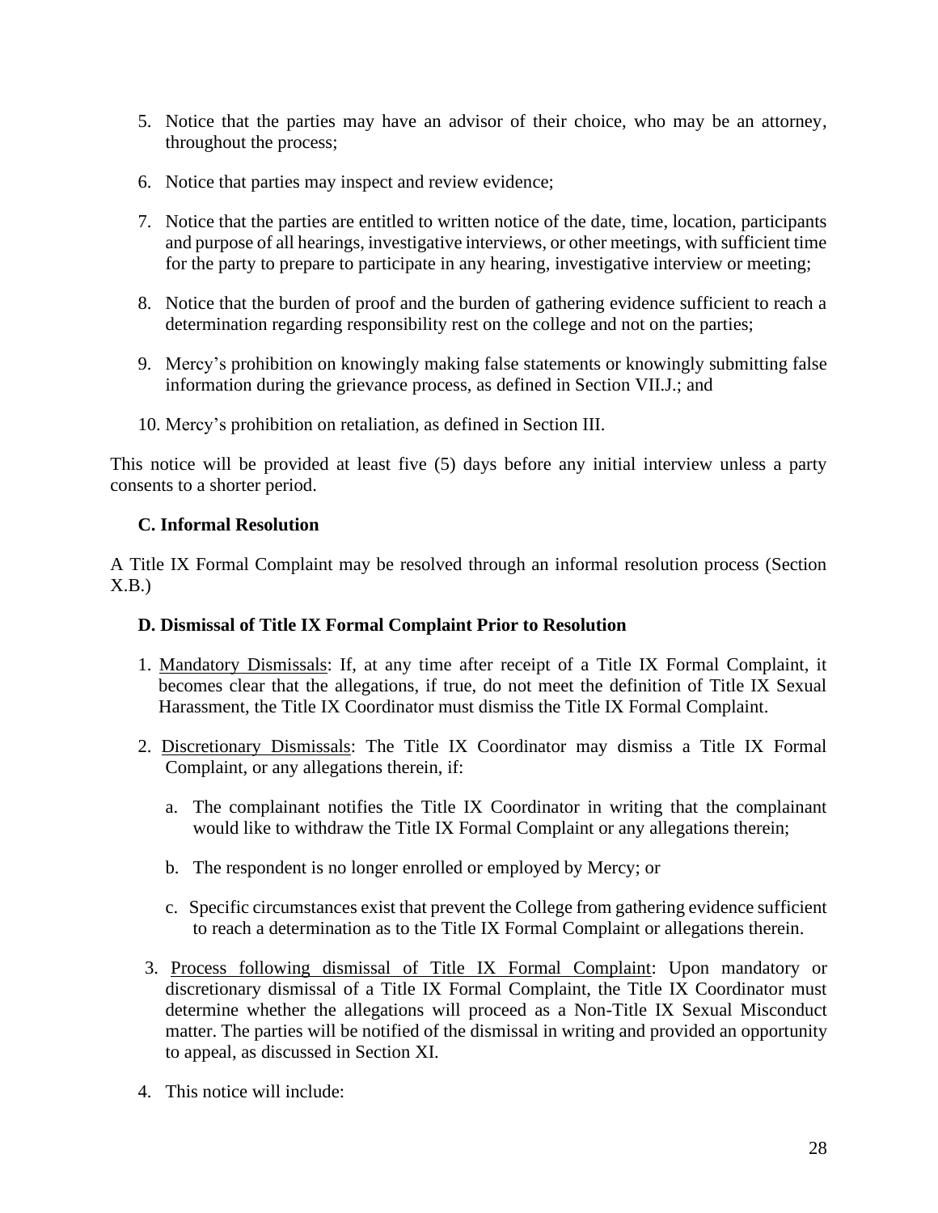5. Notice that the parties may have an advisor of their choice, who may be an attorney, throughout the process;

6. Notice that parties may inspect and review evidence;

7. Notice that the parties are entitled to written notice of the date, time, location, participants and purpose of all hearings, investigative interviews, or other meetings, with sufficient time for the party to prepare to participate in any hearing, investigative interview or meeting;

8. Notice that the burden of proof and the burden of gathering evidence sufficient to reach a determination regarding responsibility rest on the college and not on the parties;

9. Mercy's prohibition on knowingly making false statements or knowingly submitting false information during the grievance process, as defined in Section VII.J.; and

10. Mercy's prohibition on retaliation, as defined in Section III.

This notice will be provided at least five (5) days before any initial interview unless a party consents to a shorter period.

**C. Informal Resolution**

A Title IX Formal Complaint may be resolved through an informal resolution process (Section X.B.)

**D. Dismissal of Title IX Formal Complaint Prior to Resolution**

1. Mandatory Dismissals: If, at any time after receipt of a Title IX Formal Complaint, it becomes clear that the allegations, if true, do not meet the definition of Title IX Sexual Harassment, the Title IX Coordinator must dismiss the Title IX Formal Complaint.

2. Discretionary Dismissals: The Title IX Coordinator may dismiss a Title IX Formal Complaint, or any allegations therein, if:

   a. The complainant notifies the Title IX Coordinator in writing that the complainant would like to withdraw the Title IX Formal Complaint or any allegations therein;

   b. The respondent is no longer enrolled or employed by Mercy; or

   c. Specific circumstances exist that prevent the College from gathering evidence sufficient to reach a determination as to the Title IX Formal Complaint or allegations therein.

3. Process following dismissal of Title IX Formal Complaint: Upon mandatory or discretionary dismissal of a Title IX Formal Complaint, the Title IX Coordinator must determine whether the allegations will proceed as a Non-Title IX Sexual Misconduct matter. The parties will be notified of the dismissal in writing and provided an opportunity to appeal, as discussed in Section XI.

4. This notice will include: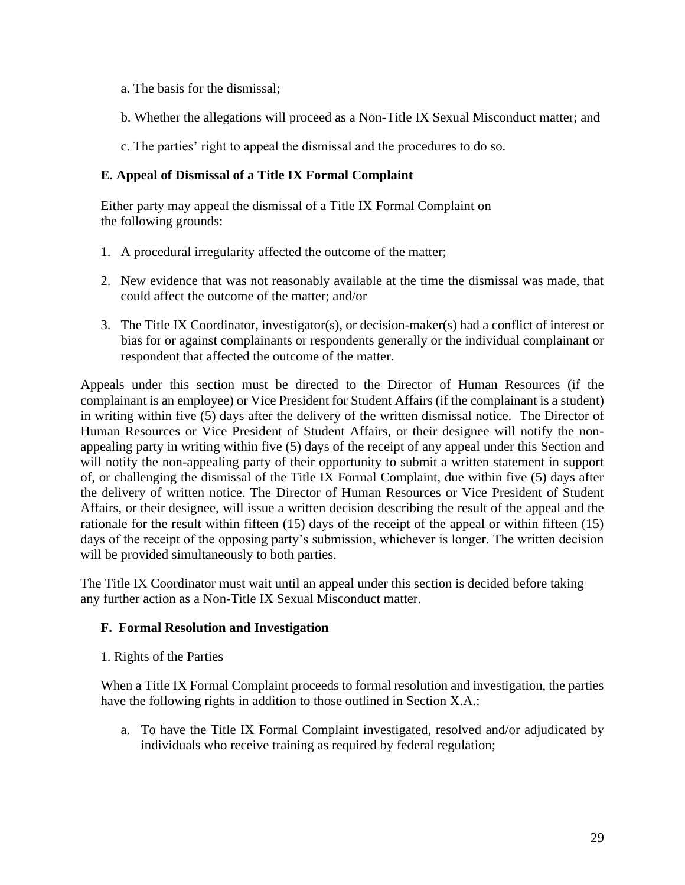a. The basis for the dismissal;

b. Whether the allegations will proceed as a Non-Title IX Sexual Misconduct matter; and

c. The parties' right to appeal the dismissal and the procedures to do so.

### E. Appeal of Dismissal of a Title IX Formal Complaint

Either party may appeal the dismissal of a Title IX Formal Complaint on the following grounds:

1. A procedural irregularity affected the outcome of the matter;
2. New evidence that was not reasonably available at the time the dismissal was made, that could affect the outcome of the matter; and/or
3. The Title IX Coordinator, investigator(s), or decision-maker(s) had a conflict of interest or bias for or against complainants or respondents generally or the individual complainant or respondent that affected the outcome of the matter.

Appeals under this section must be directed to the Director of Human Resources (if the complainant is an employee) or Vice President for Student Affairs (if the complainant is a student) in writing within five (5) days after the delivery of the written dismissal notice. The Director of Human Resources or Vice President of Student Affairs, or their designee will notify the non-appealing party in writing within five (5) days of the receipt of any appeal under this Section and will notify the non-appealing party of their opportunity to submit a written statement in support of, or challenging the dismissal of the Title IX Formal Complaint, due within five (5) days after the delivery of written notice. The Director of Human Resources or Vice President of Student Affairs, or their designee, will issue a written decision describing the result of the appeal and the rationale for the result within fifteen (15) days of the receipt of the appeal or within fifteen (15) days of the receipt of the opposing party's submission, whichever is longer. The written decision will be provided simultaneously to both parties.

The Title IX Coordinator must wait until an appeal under this section is decided before taking any further action as a Non-Title IX Sexual Misconduct matter.

### F. Formal Resolution and Investigation

1. Rights of the Parties

When a Title IX Formal Complaint proceeds to formal resolution and investigation, the parties have the following rights in addition to those outlined in Section X.A.:

a. To have the Title IX Formal Complaint investigated, resolved and/or adjudicated by individuals who receive training as required by federal regulation;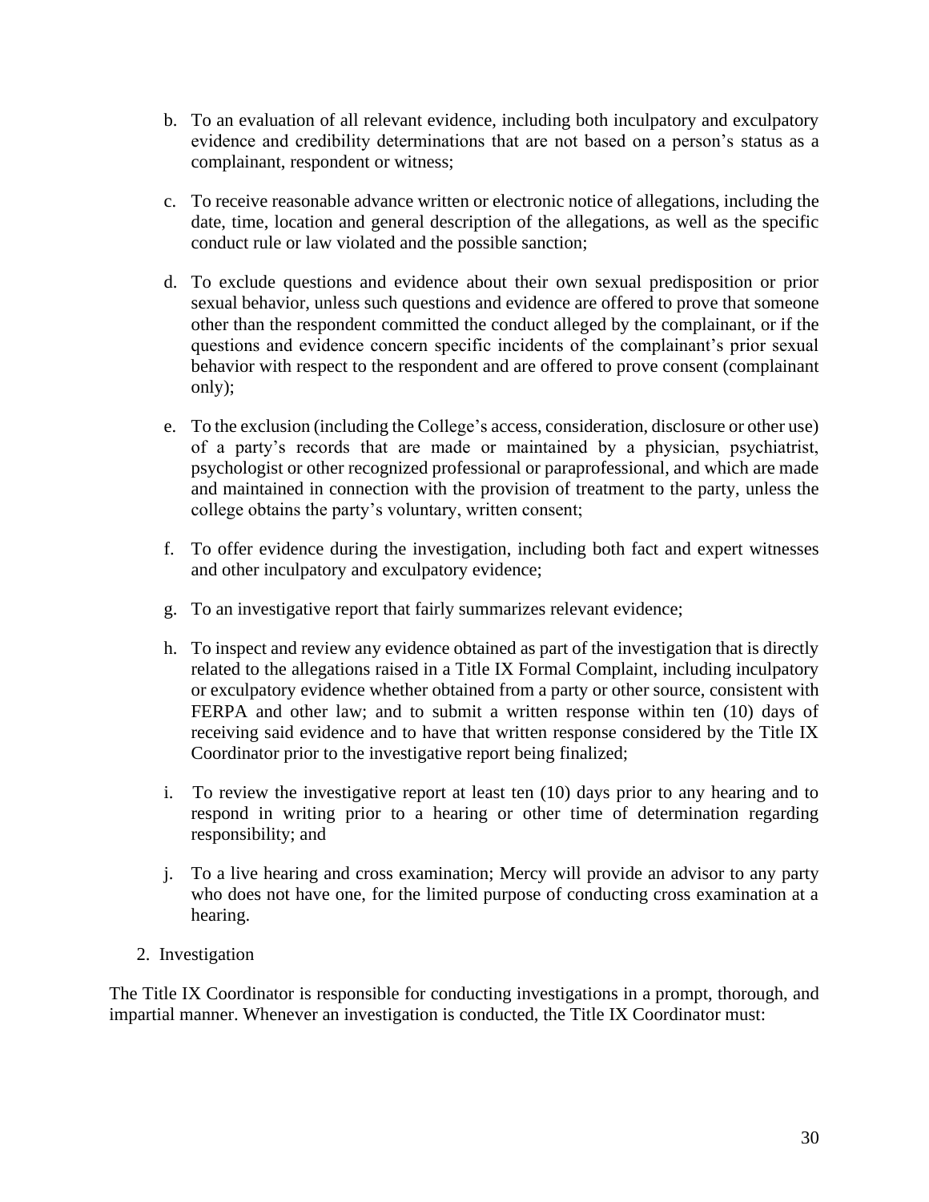b. To an evaluation of all relevant evidence, including both inculpatory and exculpatory evidence and credibility determinations that are not based on a person's status as a complainant, respondent or witness;

c. To receive reasonable advance written or electronic notice of allegations, including the date, time, location and general description of the allegations, as well as the specific conduct rule or law violated and the possible sanction;

d. To exclude questions and evidence about their own sexual predisposition or prior sexual behavior, unless such questions and evidence are offered to prove that someone other than the respondent committed the conduct alleged by the complainant, or if the questions and evidence concern specific incidents of the complainant's prior sexual behavior with respect to the respondent and are offered to prove consent (complainant only);

e. To the exclusion (including the College's access, consideration, disclosure or other use) of a party's records that are made or maintained by a physician, psychiatrist, psychologist or other recognized professional or paraprofessional, and which are made and maintained in connection with the provision of treatment to the party, unless the college obtains the party's voluntary, written consent;

f. To offer evidence during the investigation, including both fact and expert witnesses and other inculpatory and exculpatory evidence;

g. To an investigative report that fairly summarizes relevant evidence;

h. To inspect and review any evidence obtained as part of the investigation that is directly related to the allegations raised in a Title IX Formal Complaint, including inculpatory or exculpatory evidence whether obtained from a party or other source, consistent with FERPA and other law; and to submit a written response within ten (10) days of receiving said evidence and to have that written response considered by the Title IX Coordinator prior to the investigative report being finalized;

i. To review the investigative report at least ten (10) days prior to any hearing and to respond in writing prior to a hearing or other time of determination regarding responsibility; and

j. To a live hearing and cross examination; Mercy will provide an advisor to any party who does not have one, for the limited purpose of conducting cross examination at a hearing.

2. Investigation

The Title IX Coordinator is responsible for conducting investigations in a prompt, thorough, and impartial manner. Whenever an investigation is conducted, the Title IX Coordinator must: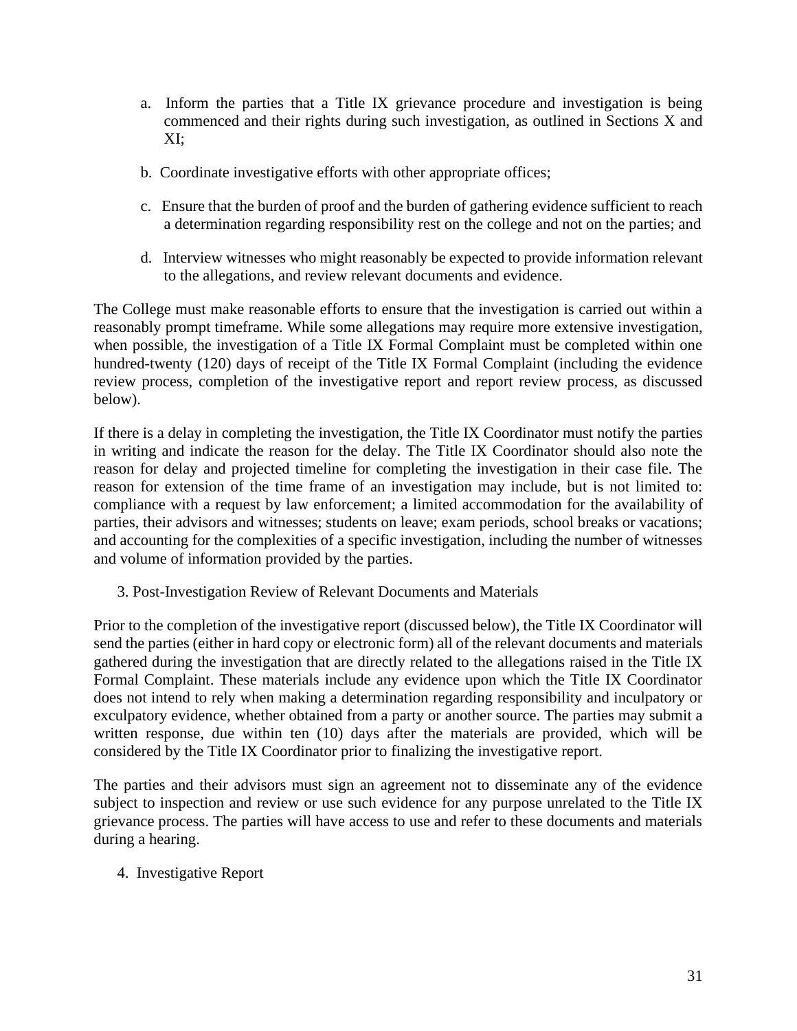a. Inform the parties that a Title IX grievance procedure and investigation is being commenced and their rights during such investigation, as outlined in Sections X and XI;

b. Coordinate investigative efforts with other appropriate offices;

c. Ensure that the burden of proof and the burden of gathering evidence sufficient to reach a determination regarding responsibility rest on the college and not on the parties; and

d. Interview witnesses who might reasonably be expected to provide information relevant to the allegations, and review relevant documents and evidence.

The College must make reasonable efforts to ensure that the investigation is carried out within a reasonably prompt timeframe. While some allegations may require more extensive investigation, when possible, the investigation of a Title IX Formal Complaint must be completed within one hundred-twenty (120) days of receipt of the Title IX Formal Complaint (including the evidence review process, completion of the investigative report and report review process, as discussed below).

If there is a delay in completing the investigation, the Title IX Coordinator must notify the parties in writing and indicate the reason for the delay. The Title IX Coordinator should also note the reason for delay and projected timeline for completing the investigation in their case file. The reason for extension of the time frame of an investigation may include, but is not limited to: compliance with a request by law enforcement; a limited accommodation for the availability of parties, their advisors and witnesses; students on leave; exam periods, school breaks or vacations; and accounting for the complexities of a specific investigation, including the number of witnesses and volume of information provided by the parties.

3. Post-Investigation Review of Relevant Documents and Materials

Prior to the completion of the investigative report (discussed below), the Title IX Coordinator will send the parties (either in hard copy or electronic form) all of the relevant documents and materials gathered during the investigation that are directly related to the allegations raised in the Title IX Formal Complaint. These materials include any evidence upon which the Title IX Coordinator does not intend to rely when making a determination regarding responsibility and inculpatory or exculpatory evidence, whether obtained from a party or another source. The parties may submit a written response, due within ten (10) days after the materials are provided, which will be considered by the Title IX Coordinator prior to finalizing the investigative report.

The parties and their advisors must sign an agreement not to disseminate any of the evidence subject to inspection and review or use such evidence for any purpose unrelated to the Title IX grievance process. The parties will have access to use and refer to these documents and materials during a hearing.

4. Investigative Report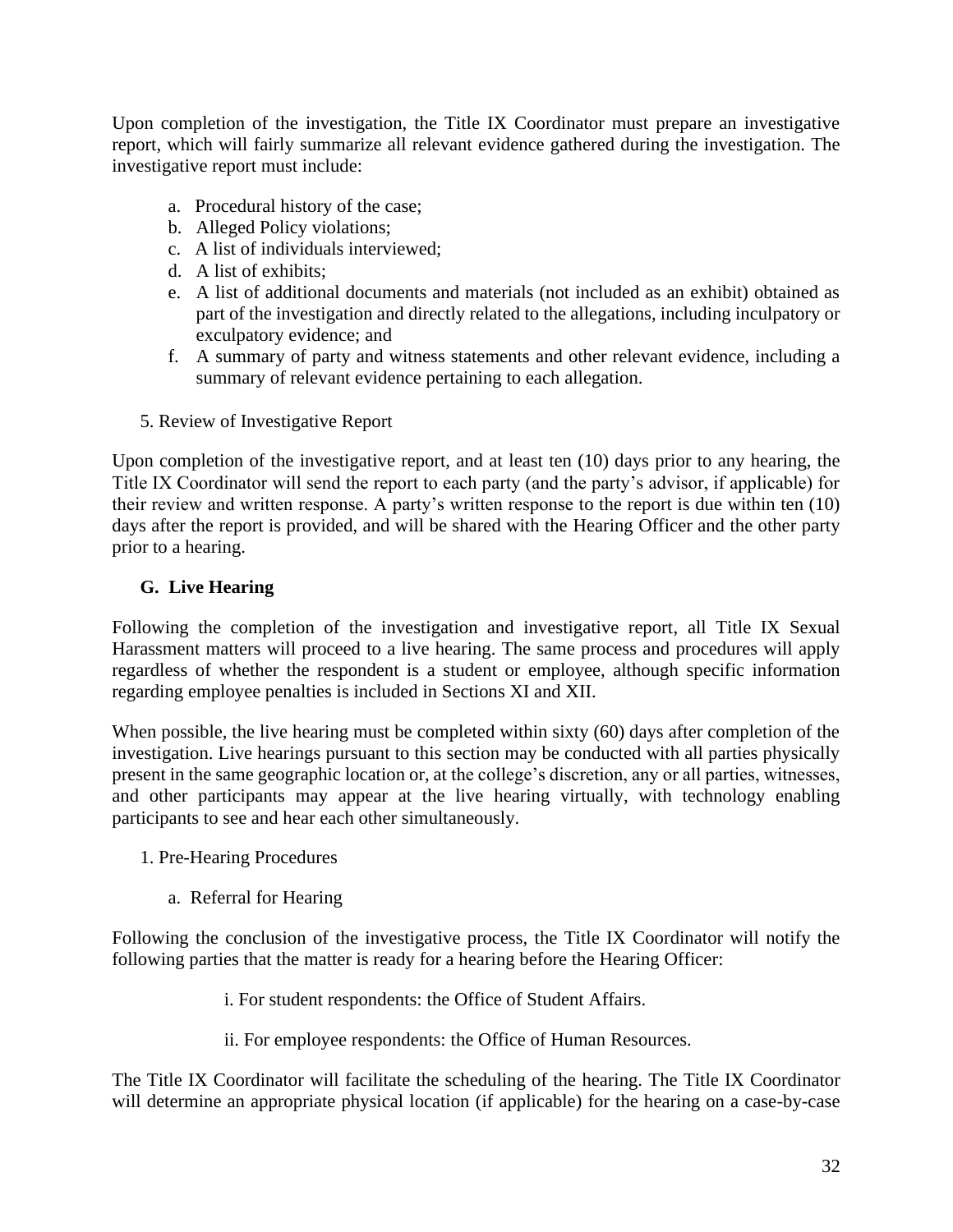Upon completion of the investigation, the Title IX Coordinator must prepare an investigative report, which will fairly summarize all relevant evidence gathered during the investigation. The investigative report must include:

a. Procedural history of the case;
b. Alleged Policy violations;
c. A list of individuals interviewed;
d. A list of exhibits;
e. A list of additional documents and materials (not included as an exhibit) obtained as part of the investigation and directly related to the allegations, including inculpatory or exculpatory evidence; and
f. A summary of party and witness statements and other relevant evidence, including a summary of relevant evidence pertaining to each allegation.

5. Review of Investigative Report

Upon completion of the investigative report, and at least ten (10) days prior to any hearing, the Title IX Coordinator will send the report to each party (and the party's advisor, if applicable) for their review and written response. A party's written response to the report is due within ten (10) days after the report is provided, and will be shared with the Hearing Officer and the other party prior to a hearing.

### G. Live Hearing

Following the completion of the investigation and investigative report, all Title IX Sexual Harassment matters will proceed to a live hearing. The same process and procedures will apply regardless of whether the respondent is a student or employee, although specific information regarding employee penalties is included in Sections XI and XII.

When possible, the live hearing must be completed within sixty (60) days after completion of the investigation. Live hearings pursuant to this section may be conducted with all parties physically present in the same geographic location or, at the college's discretion, any or all parties, witnesses, and other participants may appear at the live hearing virtually, with technology enabling participants to see and hear each other simultaneously.

1. Pre-Hearing Procedures

a. Referral for Hearing

Following the conclusion of the investigative process, the Title IX Coordinator will notify the following parties that the matter is ready for a hearing before the Hearing Officer:

i. For student respondents: the Office of Student Affairs.

ii. For employee respondents: the Office of Human Resources.

The Title IX Coordinator will facilitate the scheduling of the hearing. The Title IX Coordinator will determine an appropriate physical location (if applicable) for the hearing on a case-by-case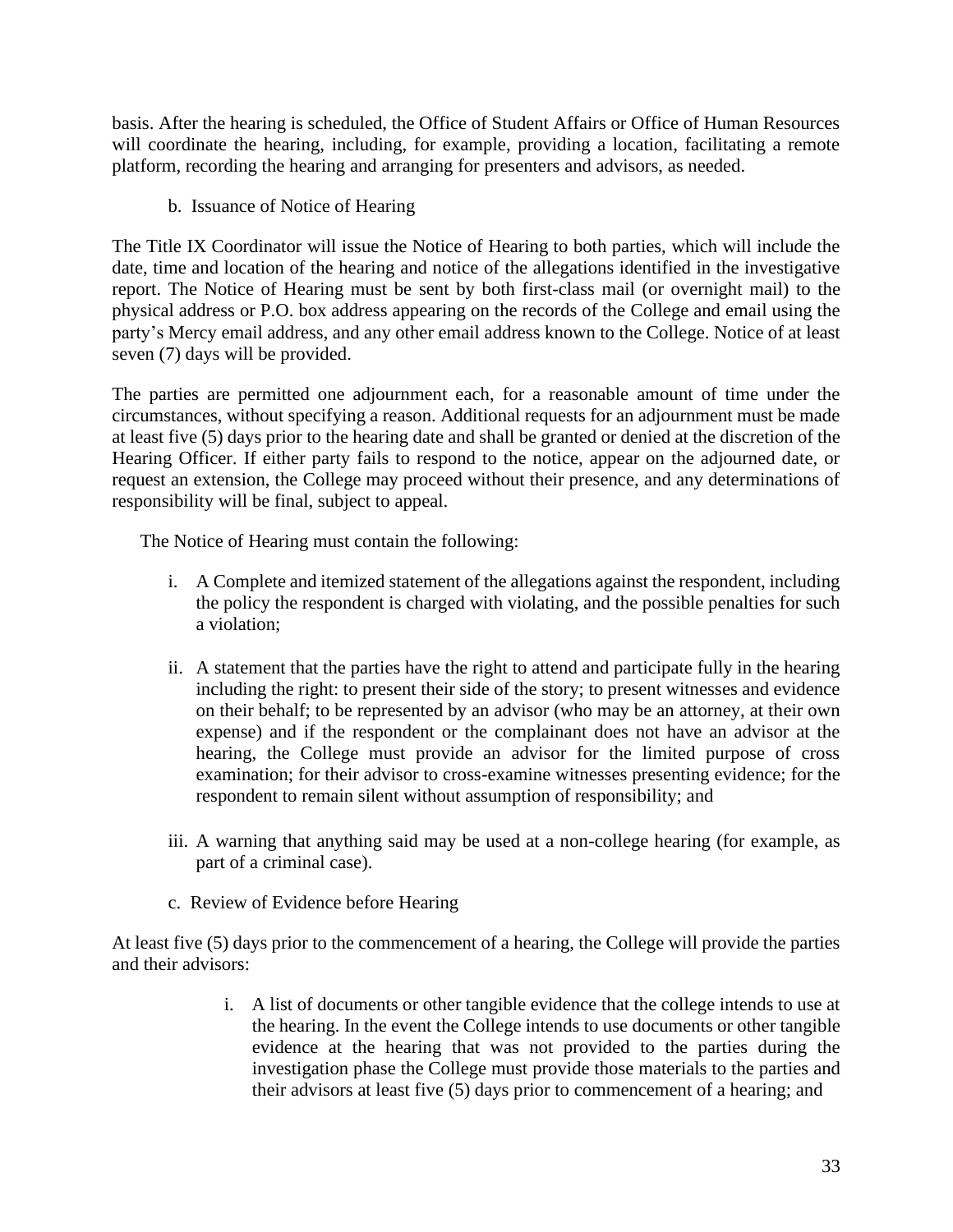basis. After the hearing is scheduled, the Office of Student Affairs or Office of Human Resources will coordinate the hearing, including, for example, providing a location, facilitating a remote platform, recording the hearing and arranging for presenters and advisors, as needed.

b. Issuance of Notice of Hearing

The Title IX Coordinator will issue the Notice of Hearing to both parties, which will include the date, time and location of the hearing and notice of the allegations identified in the investigative report. The Notice of Hearing must be sent by both first-class mail (or overnight mail) to the physical address or P.O. box address appearing on the records of the College and email using the party's Mercy email address, and any other email address known to the College. Notice of at least seven (7) days will be provided.

The parties are permitted one adjournment each, for a reasonable amount of time under the circumstances, without specifying a reason. Additional requests for an adjournment must be made at least five (5) days prior to the hearing date and shall be granted or denied at the discretion of the Hearing Officer. If either party fails to respond to the notice, appear on the adjourned date, or request an extension, the College may proceed without their presence, and any determinations of responsibility will be final, subject to appeal.

The Notice of Hearing must contain the following:

i. A Complete and itemized statement of the allegations against the respondent, including the policy the respondent is charged with violating, and the possible penalties for such a violation;

ii. A statement that the parties have the right to attend and participate fully in the hearing including the right: to present their side of the story; to present witnesses and evidence on their behalf; to be represented by an advisor (who may be an attorney, at their own expense) and if the respondent or the complainant does not have an advisor at the hearing, the College must provide an advisor for the limited purpose of cross examination; for their advisor to cross-examine witnesses presenting evidence; for the respondent to remain silent without assumption of responsibility; and

iii. A warning that anything said may be used at a non-college hearing (for example, as part of a criminal case).

c. Review of Evidence before Hearing

At least five (5) days prior to the commencement of a hearing, the College will provide the parties and their advisors:

i. A list of documents or other tangible evidence that the college intends to use at the hearing. In the event the College intends to use documents or other tangible evidence at the hearing that was not provided to the parties during the investigation phase the College must provide those materials to the parties and their advisors at least five (5) days prior to commencement of a hearing; and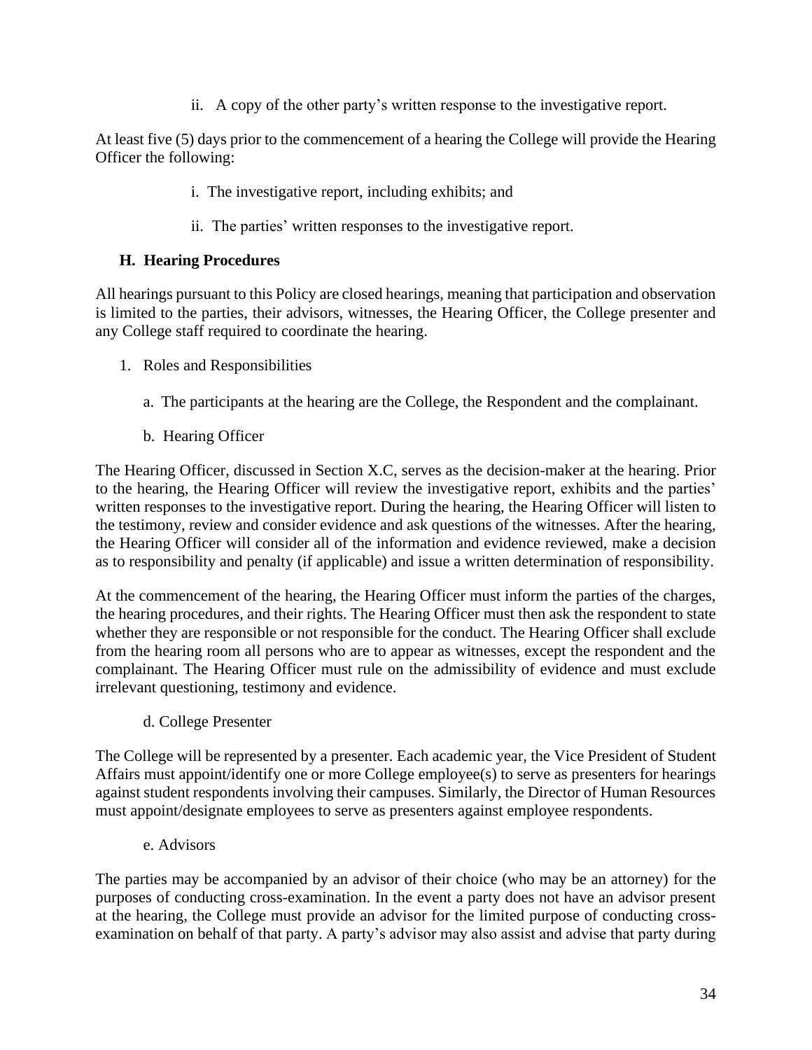ii. A copy of the other party's written response to the investigative report.

At least five (5) days prior to the commencement of a hearing the College will provide the Hearing Officer the following:

i. The investigative report, including exhibits; and

ii. The parties' written responses to the investigative report.

### H. Hearing Procedures

All hearings pursuant to this Policy are closed hearings, meaning that participation and observation is limited to the parties, their advisors, witnesses, the Hearing Officer, the College presenter and any College staff required to coordinate the hearing.

1. Roles and Responsibilities

   a. The participants at the hearing are the College, the Respondent and the complainant.

   b. Hearing Officer

The Hearing Officer, discussed in Section X.C, serves as the decision-maker at the hearing. Prior to the hearing, the Hearing Officer will review the investigative report, exhibits and the parties' written responses to the investigative report. During the hearing, the Hearing Officer will listen to the testimony, review and consider evidence and ask questions of the witnesses. After the hearing, the Hearing Officer will consider all of the information and evidence reviewed, make a decision as to responsibility and penalty (if applicable) and issue a written determination of responsibility.

At the commencement of the hearing, the Hearing Officer must inform the parties of the charges, the hearing procedures, and their rights. The Hearing Officer must then ask the respondent to state whether they are responsible or not responsible for the conduct. The Hearing Officer shall exclude from the hearing room all persons who are to appear as witnesses, except the respondent and the complainant. The Hearing Officer must rule on the admissibility of evidence and must exclude irrelevant questioning, testimony and evidence.

d. College Presenter

The College will be represented by a presenter. Each academic year, the Vice President of Student Affairs must appoint/identify one or more College employee(s) to serve as presenters for hearings against student respondents involving their campuses. Similarly, the Director of Human Resources must appoint/designate employees to serve as presenters against employee respondents.

e. Advisors

The parties may be accompanied by an advisor of their choice (who may be an attorney) for the purposes of conducting cross-examination. In the event a party does not have an advisor present at the hearing, the College must provide an advisor for the limited purpose of conducting cross-examination on behalf of that party. A party's advisor may also assist and advise that party during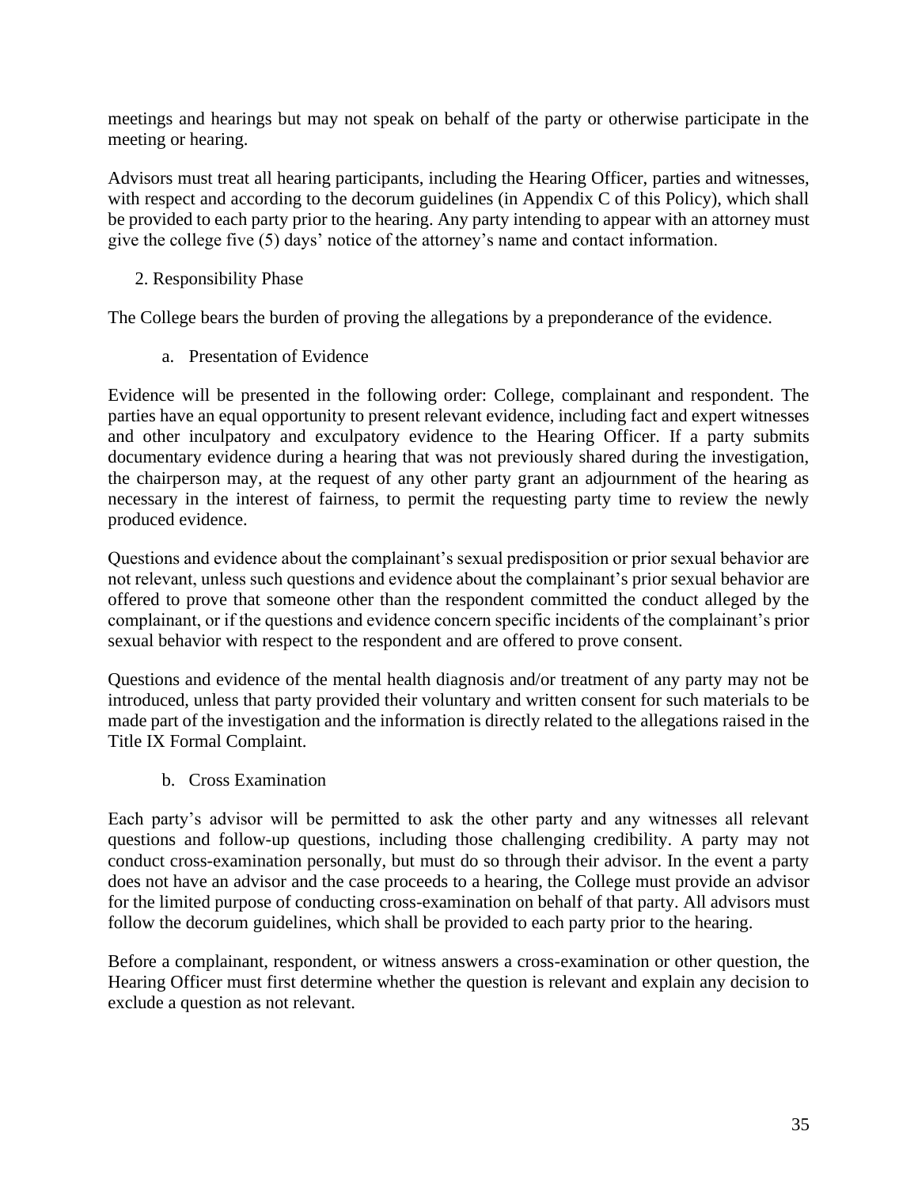meetings and hearings but may not speak on behalf of the party or otherwise participate in the meeting or hearing.

Advisors must treat all hearing participants, including the Hearing Officer, parties and witnesses, with respect and according to the decorum guidelines (in Appendix C of this Policy), which shall be provided to each party prior to the hearing. Any party intending to appear with an attorney must give the college five (5) days' notice of the attorney's name and contact information.

2. Responsibility Phase

The College bears the burden of proving the allegations by a preponderance of the evidence.

a. Presentation of Evidence

Evidence will be presented in the following order: College, complainant and respondent. The parties have an equal opportunity to present relevant evidence, including fact and expert witnesses and other inculpatory and exculpatory evidence to the Hearing Officer. If a party submits documentary evidence during a hearing that was not previously shared during the investigation, the chairperson may, at the request of any other party grant an adjournment of the hearing as necessary in the interest of fairness, to permit the requesting party time to review the newly produced evidence.

Questions and evidence about the complainant's sexual predisposition or prior sexual behavior are not relevant, unless such questions and evidence about the complainant's prior sexual behavior are offered to prove that someone other than the respondent committed the conduct alleged by the complainant, or if the questions and evidence concern specific incidents of the complainant's prior sexual behavior with respect to the respondent and are offered to prove consent.

Questions and evidence of the mental health diagnosis and/or treatment of any party may not be introduced, unless that party provided their voluntary and written consent for such materials to be made part of the investigation and the information is directly related to the allegations raised in the Title IX Formal Complaint.

b. Cross Examination

Each party's advisor will be permitted to ask the other party and any witnesses all relevant questions and follow-up questions, including those challenging credibility. A party may not conduct cross-examination personally, but must do so through their advisor. In the event a party does not have an advisor and the case proceeds to a hearing, the College must provide an advisor for the limited purpose of conducting cross-examination on behalf of that party. All advisors must follow the decorum guidelines, which shall be provided to each party prior to the hearing.

Before a complainant, respondent, or witness answers a cross-examination or other question, the Hearing Officer must first determine whether the question is relevant and explain any decision to exclude a question as not relevant.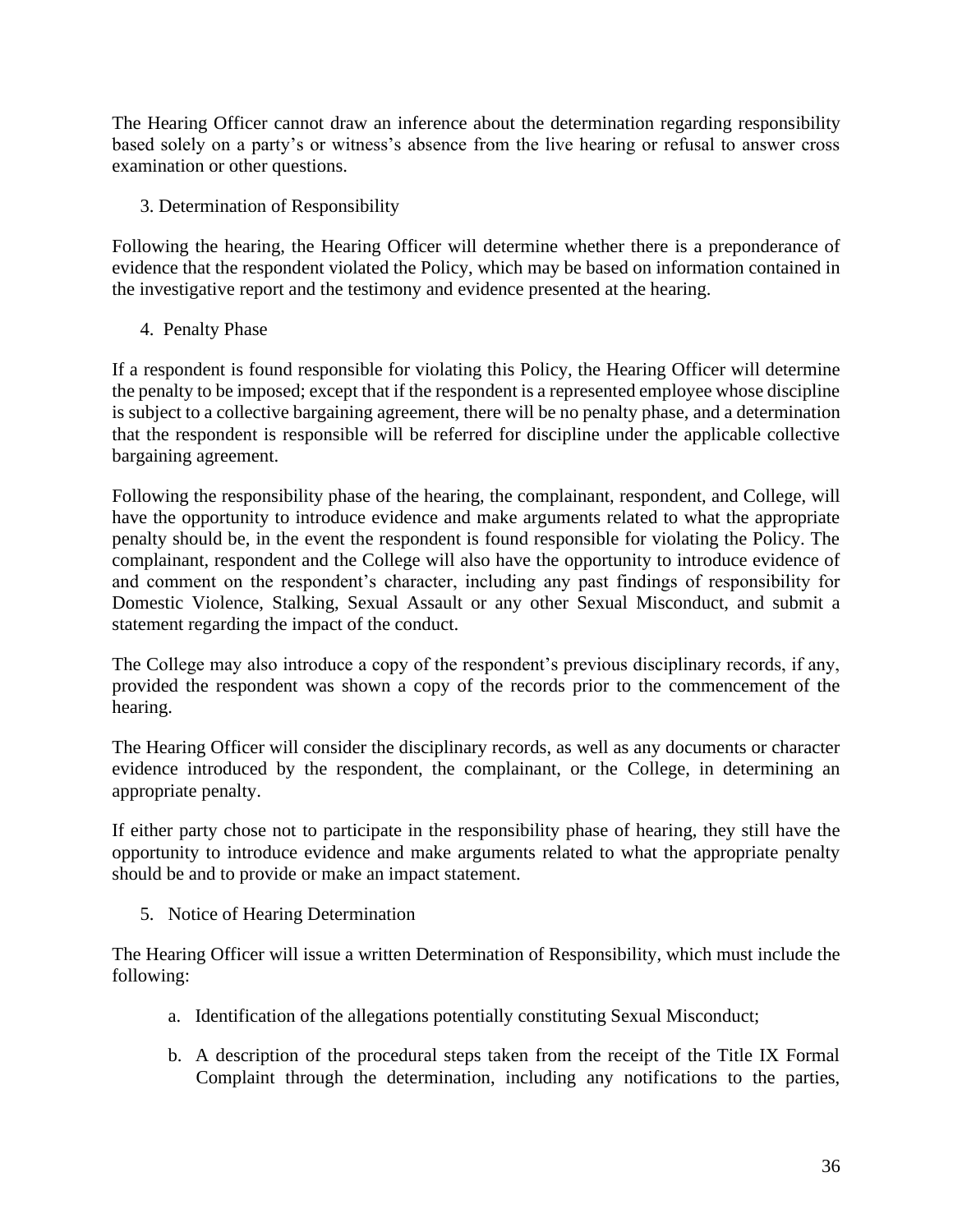The Hearing Officer cannot draw an inference about the determination regarding responsibility based solely on a party's or witness's absence from the live hearing or refusal to answer cross examination or other questions.

3. Determination of Responsibility

Following the hearing, the Hearing Officer will determine whether there is a preponderance of evidence that the respondent violated the Policy, which may be based on information contained in the investigative report and the testimony and evidence presented at the hearing.

4. Penalty Phase

If a respondent is found responsible for violating this Policy, the Hearing Officer will determine the penalty to be imposed; except that if the respondent is a represented employee whose discipline is subject to a collective bargaining agreement, there will be no penalty phase, and a determination that the respondent is responsible will be referred for discipline under the applicable collective bargaining agreement.

Following the responsibility phase of the hearing, the complainant, respondent, and College, will have the opportunity to introduce evidence and make arguments related to what the appropriate penalty should be, in the event the respondent is found responsible for violating the Policy. The complainant, respondent and the College will also have the opportunity to introduce evidence of and comment on the respondent's character, including any past findings of responsibility for Domestic Violence, Stalking, Sexual Assault or any other Sexual Misconduct, and submit a statement regarding the impact of the conduct.

The College may also introduce a copy of the respondent's previous disciplinary records, if any, provided the respondent was shown a copy of the records prior to the commencement of the hearing.

The Hearing Officer will consider the disciplinary records, as well as any documents or character evidence introduced by the respondent, the complainant, or the College, in determining an appropriate penalty.

If either party chose not to participate in the responsibility phase of hearing, they still have the opportunity to introduce evidence and make arguments related to what the appropriate penalty should be and to provide or make an impact statement.

5. Notice of Hearing Determination

The Hearing Officer will issue a written Determination of Responsibility, which must include the following:

a. Identification of the allegations potentially constituting Sexual Misconduct;

b. A description of the procedural steps taken from the receipt of the Title IX Formal Complaint through the determination, including any notifications to the parties,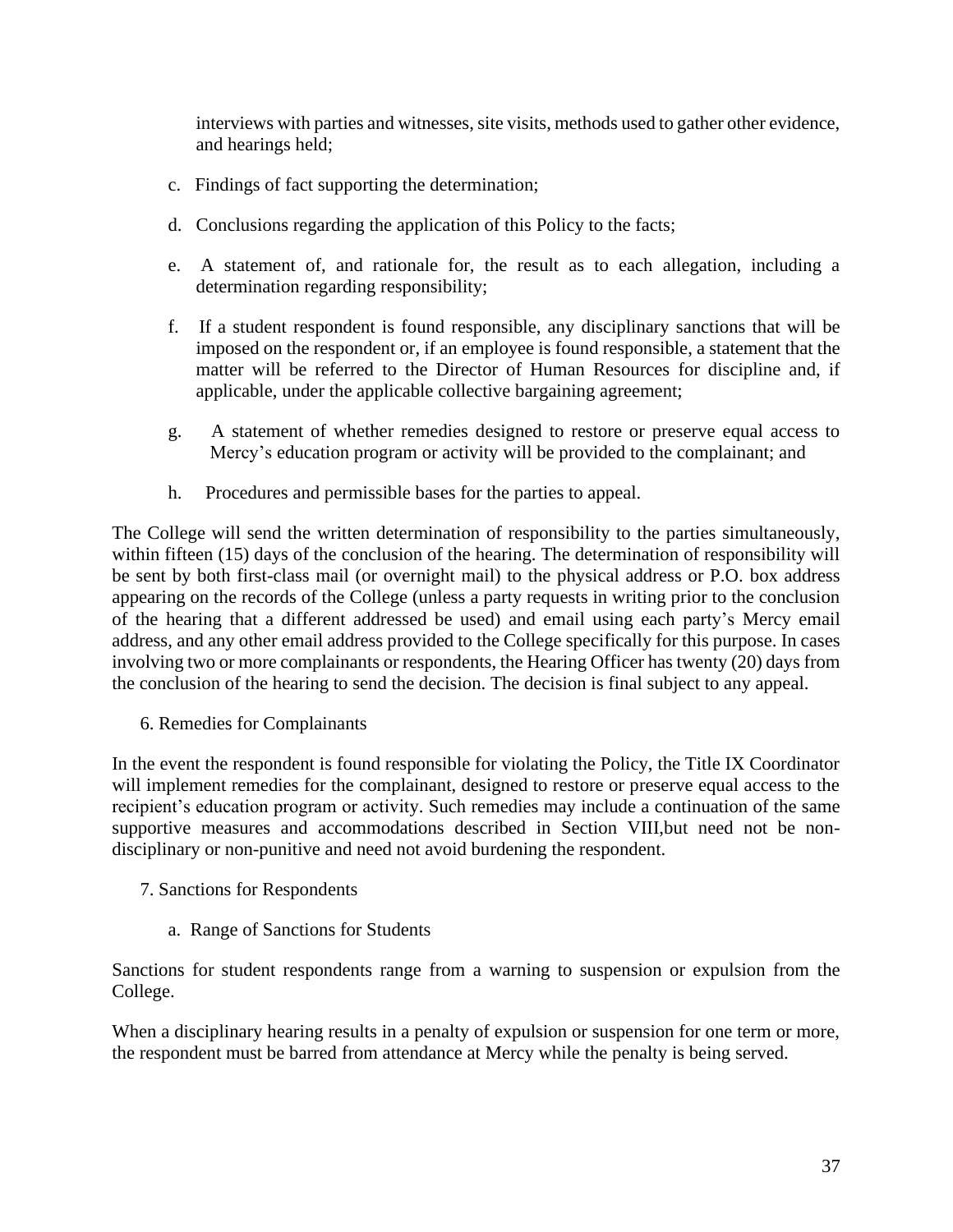interviews with parties and witnesses, site visits, methods used to gather other evidence, and hearings held;

c. Findings of fact supporting the determination;

d. Conclusions regarding the application of this Policy to the facts;

e. A statement of, and rationale for, the result as to each allegation, including a determination regarding responsibility;

f. If a student respondent is found responsible, any disciplinary sanctions that will be imposed on the respondent or, if an employee is found responsible, a statement that the matter will be referred to the Director of Human Resources for discipline and, if applicable, under the applicable collective bargaining agreement;

g. A statement of whether remedies designed to restore or preserve equal access to Mercy's education program or activity will be provided to the complainant; and

h. Procedures and permissible bases for the parties to appeal.

The College will send the written determination of responsibility to the parties simultaneously, within fifteen (15) days of the conclusion of the hearing. The determination of responsibility will be sent by both first-class mail (or overnight mail) to the physical address or P.O. box address appearing on the records of the College (unless a party requests in writing prior to the conclusion of the hearing that a different addressed be used) and email using each party's Mercy email address, and any other email address provided to the College specifically for this purpose. In cases involving two or more complainants or respondents, the Hearing Officer has twenty (20) days from the conclusion of the hearing to send the decision. The decision is final subject to any appeal.

6. Remedies for Complainants

In the event the respondent is found responsible for violating the Policy, the Title IX Coordinator will implement remedies for the complainant, designed to restore or preserve equal access to the recipient's education program or activity. Such remedies may include a continuation of the same supportive measures and accommodations described in Section VIII,but need not be non-disciplinary or non-punitive and need not avoid burdening the respondent.

7. Sanctions for Respondents

a. Range of Sanctions for Students

Sanctions for student respondents range from a warning to suspension or expulsion from the College.

When a disciplinary hearing results in a penalty of expulsion or suspension for one term or more, the respondent must be barred from attendance at Mercy while the penalty is being served.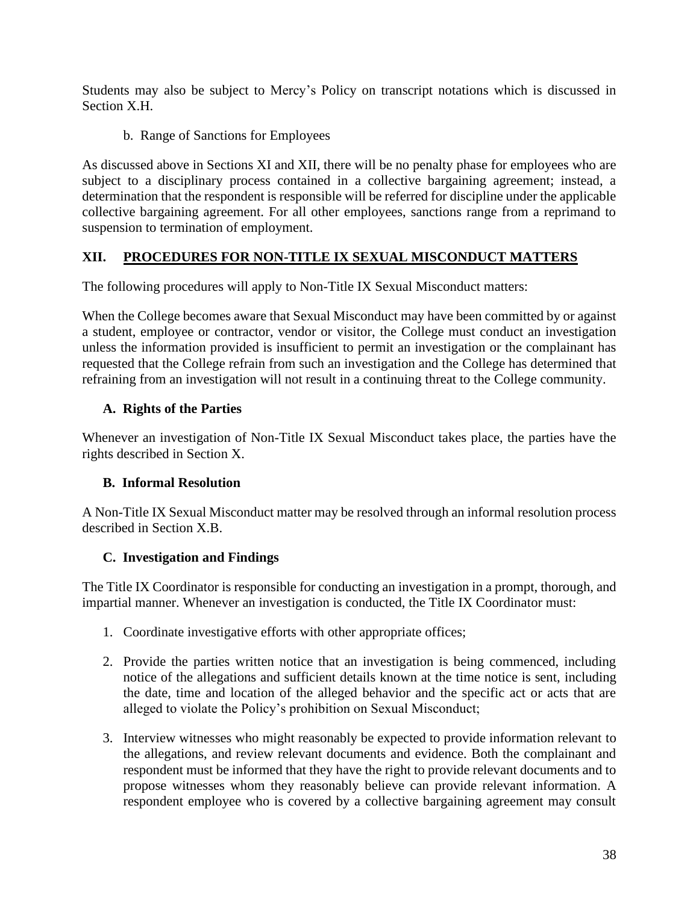Students may also be subject to Mercy's Policy on transcript notations which is discussed in Section X.H.

b. Range of Sanctions for Employees

As discussed above in Sections XI and XII, there will be no penalty phase for employees who are subject to a disciplinary process contained in a collective bargaining agreement; instead, a determination that the respondent is responsible will be referred for discipline under the applicable collective bargaining agreement. For all other employees, sanctions range from a reprimand to suspension to termination of employment.

## XII. PROCEDURES FOR NON-TITLE IX SEXUAL MISCONDUCT MATTERS

The following procedures will apply to Non-Title IX Sexual Misconduct matters:

When the College becomes aware that Sexual Misconduct may have been committed by or against a student, employee or contractor, vendor or visitor, the College must conduct an investigation unless the information provided is insufficient to permit an investigation or the complainant has requested that the College refrain from such an investigation and the College has determined that refraining from an investigation will not result in a continuing threat to the College community.

### A. Rights of the Parties

Whenever an investigation of Non-Title IX Sexual Misconduct takes place, the parties have the rights described in Section X.

### B. Informal Resolution

A Non-Title IX Sexual Misconduct matter may be resolved through an informal resolution process described in Section X.B.

### C. Investigation and Findings

The Title IX Coordinator is responsible for conducting an investigation in a prompt, thorough, and impartial manner. Whenever an investigation is conducted, the Title IX Coordinator must:

1. Coordinate investigative efforts with other appropriate offices;

2. Provide the parties written notice that an investigation is being commenced, including notice of the allegations and sufficient details known at the time notice is sent, including the date, time and location of the alleged behavior and the specific act or acts that are alleged to violate the Policy's prohibition on Sexual Misconduct;

3. Interview witnesses who might reasonably be expected to provide information relevant to the allegations, and review relevant documents and evidence. Both the complainant and respondent must be informed that they have the right to provide relevant documents and to propose witnesses whom they reasonably believe can provide relevant information. A respondent employee who is covered by a collective bargaining agreement may consult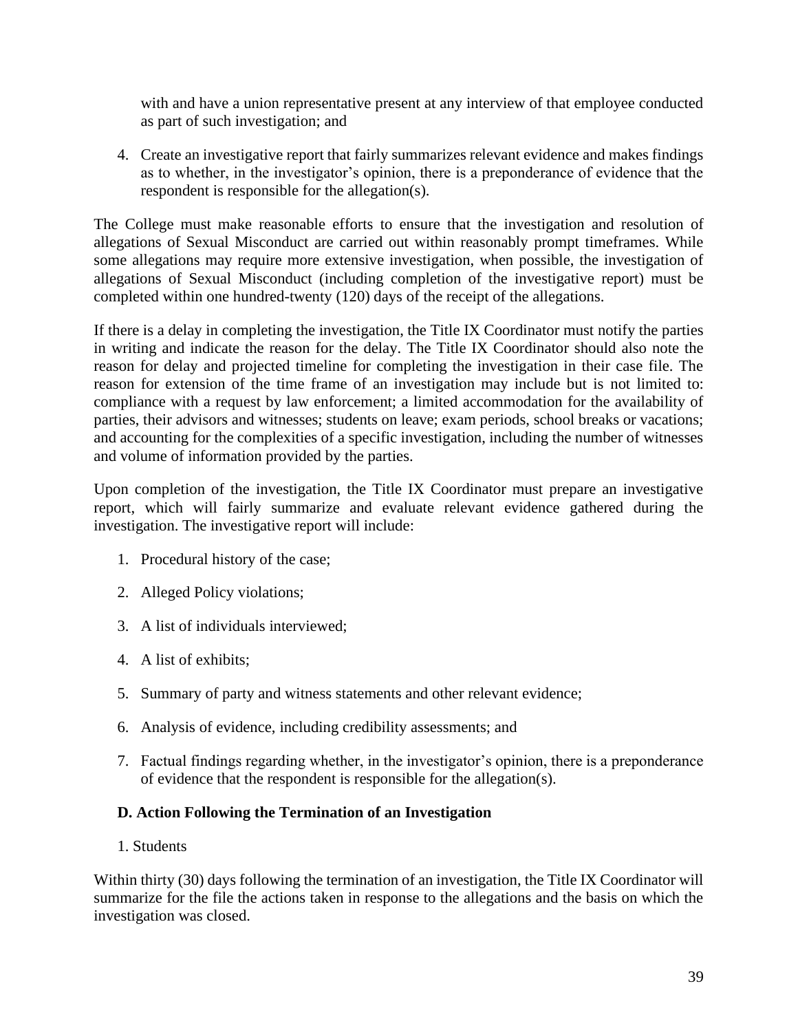with and have a union representative present at any interview of that employee conducted as part of such investigation; and

4. Create an investigative report that fairly summarizes relevant evidence and makes findings as to whether, in the investigator's opinion, there is a preponderance of evidence that the respondent is responsible for the allegation(s).

The College must make reasonable efforts to ensure that the investigation and resolution of allegations of Sexual Misconduct are carried out within reasonably prompt timeframes. While some allegations may require more extensive investigation, when possible, the investigation of allegations of Sexual Misconduct (including completion of the investigative report) must be completed within one hundred-twenty (120) days of the receipt of the allegations.

If there is a delay in completing the investigation, the Title IX Coordinator must notify the parties in writing and indicate the reason for the delay. The Title IX Coordinator should also note the reason for delay and projected timeline for completing the investigation in their case file. The reason for extension of the time frame of an investigation may include but is not limited to: compliance with a request by law enforcement; a limited accommodation for the availability of parties, their advisors and witnesses; students on leave; exam periods, school breaks or vacations; and accounting for the complexities of a specific investigation, including the number of witnesses and volume of information provided by the parties.

Upon completion of the investigation, the Title IX Coordinator must prepare an investigative report, which will fairly summarize and evaluate relevant evidence gathered during the investigation. The investigative report will include:

1. Procedural history of the case;
2. Alleged Policy violations;
3. A list of individuals interviewed;
4. A list of exhibits;
5. Summary of party and witness statements and other relevant evidence;
6. Analysis of evidence, including credibility assessments; and
7. Factual findings regarding whether, in the investigator's opinion, there is a preponderance of evidence that the respondent is responsible for the allegation(s).

### D. Action Following the Termination of an Investigation

1. Students

Within thirty (30) days following the termination of an investigation, the Title IX Coordinator will summarize for the file the actions taken in response to the allegations and the basis on which the investigation was closed.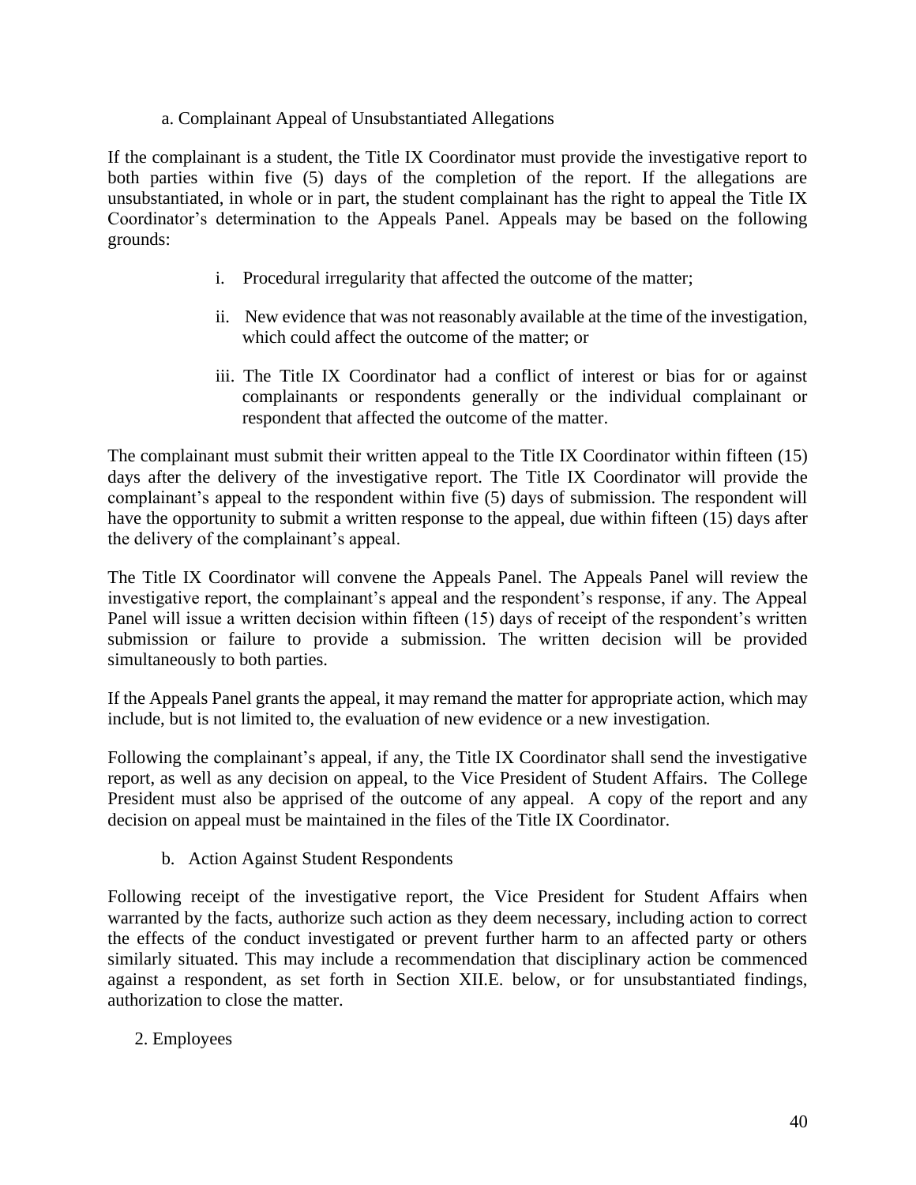a. Complainant Appeal of Unsubstantiated Allegations

If the complainant is a student, the Title IX Coordinator must provide the investigative report to both parties within five (5) days of the completion of the report. If the allegations are unsubstantiated, in whole or in part, the student complainant has the right to appeal the Title IX Coordinator's determination to the Appeals Panel. Appeals may be based on the following grounds:

i. Procedural irregularity that affected the outcome of the matter;

ii. New evidence that was not reasonably available at the time of the investigation, which could affect the outcome of the matter; or

iii. The Title IX Coordinator had a conflict of interest or bias for or against complainants or respondents generally or the individual complainant or respondent that affected the outcome of the matter.

The complainant must submit their written appeal to the Title IX Coordinator within fifteen (15) days after the delivery of the investigative report. The Title IX Coordinator will provide the complainant's appeal to the respondent within five (5) days of submission. The respondent will have the opportunity to submit a written response to the appeal, due within fifteen (15) days after the delivery of the complainant's appeal.

The Title IX Coordinator will convene the Appeals Panel. The Appeals Panel will review the investigative report, the complainant's appeal and the respondent's response, if any. The Appeal Panel will issue a written decision within fifteen (15) days of receipt of the respondent's written submission or failure to provide a submission. The written decision will be provided simultaneously to both parties.

If the Appeals Panel grants the appeal, it may remand the matter for appropriate action, which may include, but is not limited to, the evaluation of new evidence or a new investigation.

Following the complainant's appeal, if any, the Title IX Coordinator shall send the investigative report, as well as any decision on appeal, to the Vice President of Student Affairs. The College President must also be apprised of the outcome of any appeal. A copy of the report and any decision on appeal must be maintained in the files of the Title IX Coordinator.

b. Action Against Student Respondents

Following receipt of the investigative report, the Vice President for Student Affairs when warranted by the facts, authorize such action as they deem necessary, including action to correct the effects of the conduct investigated or prevent further harm to an affected party or others similarly situated. This may include a recommendation that disciplinary action be commenced against a respondent, as set forth in Section XII.E. below, or for unsubstantiated findings, authorization to close the matter.

2. Employees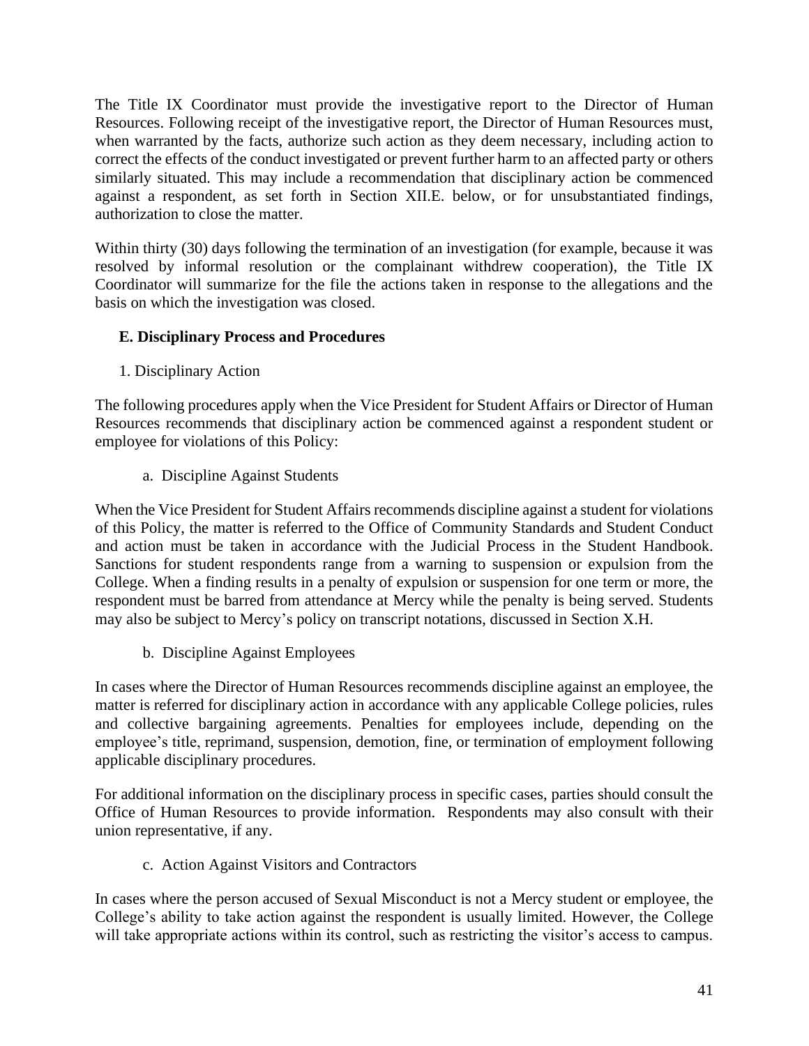The Title IX Coordinator must provide the investigative report to the Director of Human Resources. Following receipt of the investigative report, the Director of Human Resources must, when warranted by the facts, authorize such action as they deem necessary, including action to correct the effects of the conduct investigated or prevent further harm to an affected party or others similarly situated. This may include a recommendation that disciplinary action be commenced against a respondent, as set forth in Section XII.E. below, or for unsubstantiated findings, authorization to close the matter.

Within thirty (30) days following the termination of an investigation (for example, because it was resolved by informal resolution or the complainant withdrew cooperation), the Title IX Coordinator will summarize for the file the actions taken in response to the allegations and the basis on which the investigation was closed.

### E. Disciplinary Process and Procedures

#### 1. Disciplinary Action

The following procedures apply when the Vice President for Student Affairs or Director of Human Resources recommends that disciplinary action be commenced against a respondent student or employee for violations of this Policy:

##### a. Discipline Against Students

When the Vice President for Student Affairs recommends discipline against a student for violations of this Policy, the matter is referred to the Office of Community Standards and Student Conduct and action must be taken in accordance with the Judicial Process in the Student Handbook. Sanctions for student respondents range from a warning to suspension or expulsion from the College. When a finding results in a penalty of expulsion or suspension for one term or more, the respondent must be barred from attendance at Mercy while the penalty is being served. Students may also be subject to Mercy's policy on transcript notations, discussed in Section X.H.

##### b. Discipline Against Employees

In cases where the Director of Human Resources recommends discipline against an employee, the matter is referred for disciplinary action in accordance with any applicable College policies, rules and collective bargaining agreements. Penalties for employees include, depending on the employee's title, reprimand, suspension, demotion, fine, or termination of employment following applicable disciplinary procedures.

For additional information on the disciplinary process in specific cases, parties should consult the Office of Human Resources to provide information. Respondents may also consult with their union representative, if any.

##### c. Action Against Visitors and Contractors

In cases where the person accused of Sexual Misconduct is not a Mercy student or employee, the College's ability to take action against the respondent is usually limited. However, the College will take appropriate actions within its control, such as restricting the visitor's access to campus.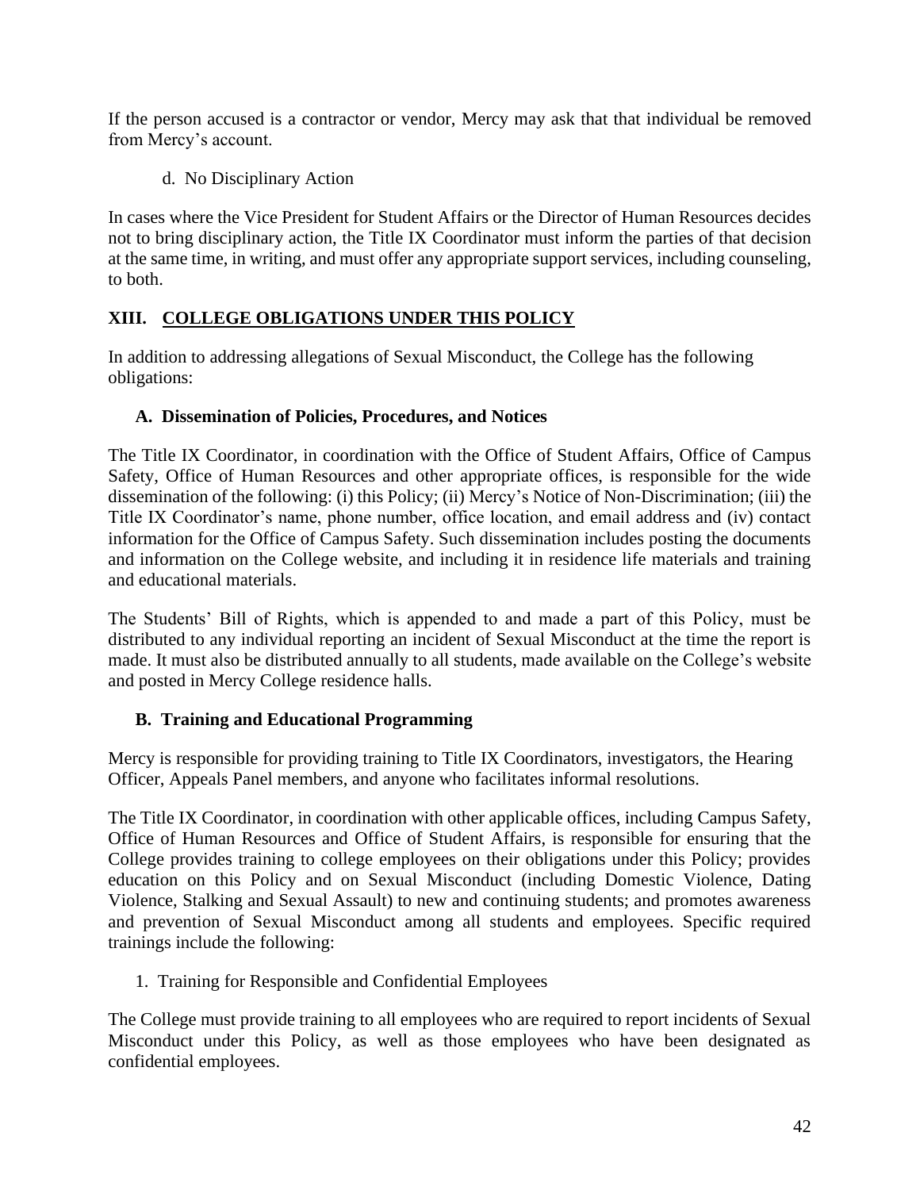If the person accused is a contractor or vendor, Mercy may ask that that individual be removed from Mercy's account.

d. No Disciplinary Action

In cases where the Vice President for Student Affairs or the Director of Human Resources decides not to bring disciplinary action, the Title IX Coordinator must inform the parties of that decision at the same time, in writing, and must offer any appropriate support services, including counseling, to both.

## XIII. COLLEGE OBLIGATIONS UNDER THIS POLICY

In addition to addressing allegations of Sexual Misconduct, the College has the following obligations:

### A. Dissemination of Policies, Procedures, and Notices

The Title IX Coordinator, in coordination with the Office of Student Affairs, Office of Campus Safety, Office of Human Resources and other appropriate offices, is responsible for the wide dissemination of the following: (i) this Policy; (ii) Mercy's Notice of Non-Discrimination; (iii) the Title IX Coordinator's name, phone number, office location, and email address and (iv) contact information for the Office of Campus Safety. Such dissemination includes posting the documents and information on the College website, and including it in residence life materials and training and educational materials.

The Students' Bill of Rights, which is appended to and made a part of this Policy, must be distributed to any individual reporting an incident of Sexual Misconduct at the time the report is made. It must also be distributed annually to all students, made available on the College's website and posted in Mercy College residence halls.

### B. Training and Educational Programming

Mercy is responsible for providing training to Title IX Coordinators, investigators, the Hearing Officer, Appeals Panel members, and anyone who facilitates informal resolutions.

The Title IX Coordinator, in coordination with other applicable offices, including Campus Safety, Office of Human Resources and Office of Student Affairs, is responsible for ensuring that the College provides training to college employees on their obligations under this Policy; provides education on this Policy and on Sexual Misconduct (including Domestic Violence, Dating Violence, Stalking and Sexual Assault) to new and continuing students; and promotes awareness and prevention of Sexual Misconduct among all students and employees. Specific required trainings include the following:

1. Training for Responsible and Confidential Employees

The College must provide training to all employees who are required to report incidents of Sexual Misconduct under this Policy, as well as those employees who have been designated as confidential employees.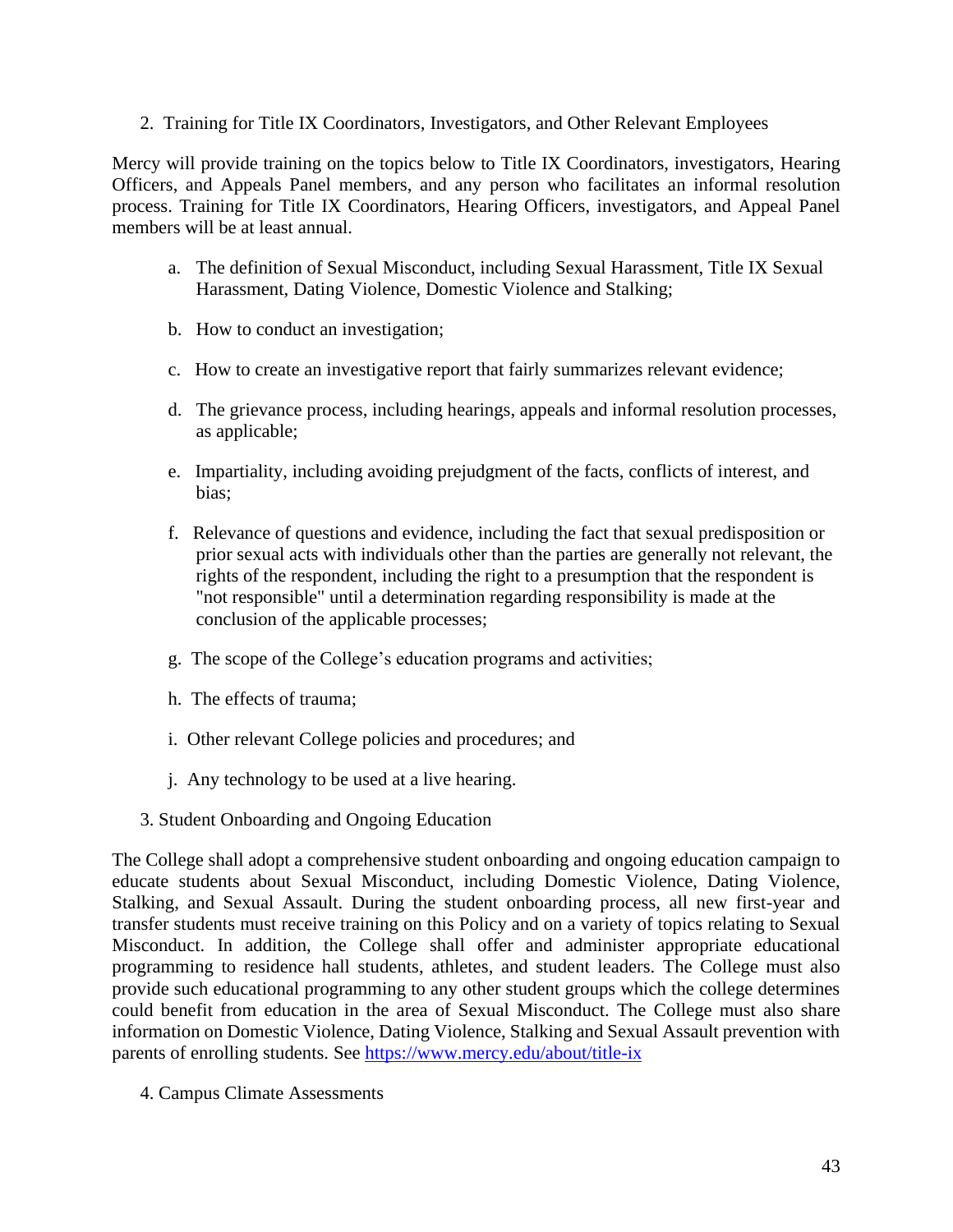2. Training for Title IX Coordinators, Investigators, and Other Relevant Employees

Mercy will provide training on the topics below to Title IX Coordinators, investigators, Hearing Officers, and Appeals Panel members, and any person who facilitates an informal resolution process. Training for Title IX Coordinators, Hearing Officers, investigators, and Appeal Panel members will be at least annual.

a. The definition of Sexual Misconduct, including Sexual Harassment, Title IX Sexual Harassment, Dating Violence, Domestic Violence and Stalking;

b. How to conduct an investigation;

c. How to create an investigative report that fairly summarizes relevant evidence;

d. The grievance process, including hearings, appeals and informal resolution processes, as applicable;

e. Impartiality, including avoiding prejudgment of the facts, conflicts of interest, and bias;

f. Relevance of questions and evidence, including the fact that sexual predisposition or prior sexual acts with individuals other than the parties are generally not relevant, the rights of the respondent, including the right to a presumption that the respondent is "not responsible" until a determination regarding responsibility is made at the conclusion of the applicable processes;

g. The scope of the College's education programs and activities;

h. The effects of trauma;

i. Other relevant College policies and procedures; and

j. Any technology to be used at a live hearing.

3. Student Onboarding and Ongoing Education

The College shall adopt a comprehensive student onboarding and ongoing education campaign to educate students about Sexual Misconduct, including Domestic Violence, Dating Violence, Stalking, and Sexual Assault. During the student onboarding process, all new first-year and transfer students must receive training on this Policy and on a variety of topics relating to Sexual Misconduct. In addition, the College shall offer and administer appropriate educational programming to residence hall students, athletes, and student leaders. The College must also provide such educational programming to any other student groups which the college determines could benefit from education in the area of Sexual Misconduct. The College must also share information on Domestic Violence, Dating Violence, Stalking and Sexual Assault prevention with parents of enrolling students. See https://www.mercy.edu/about/title-ix

4. Campus Climate Assessments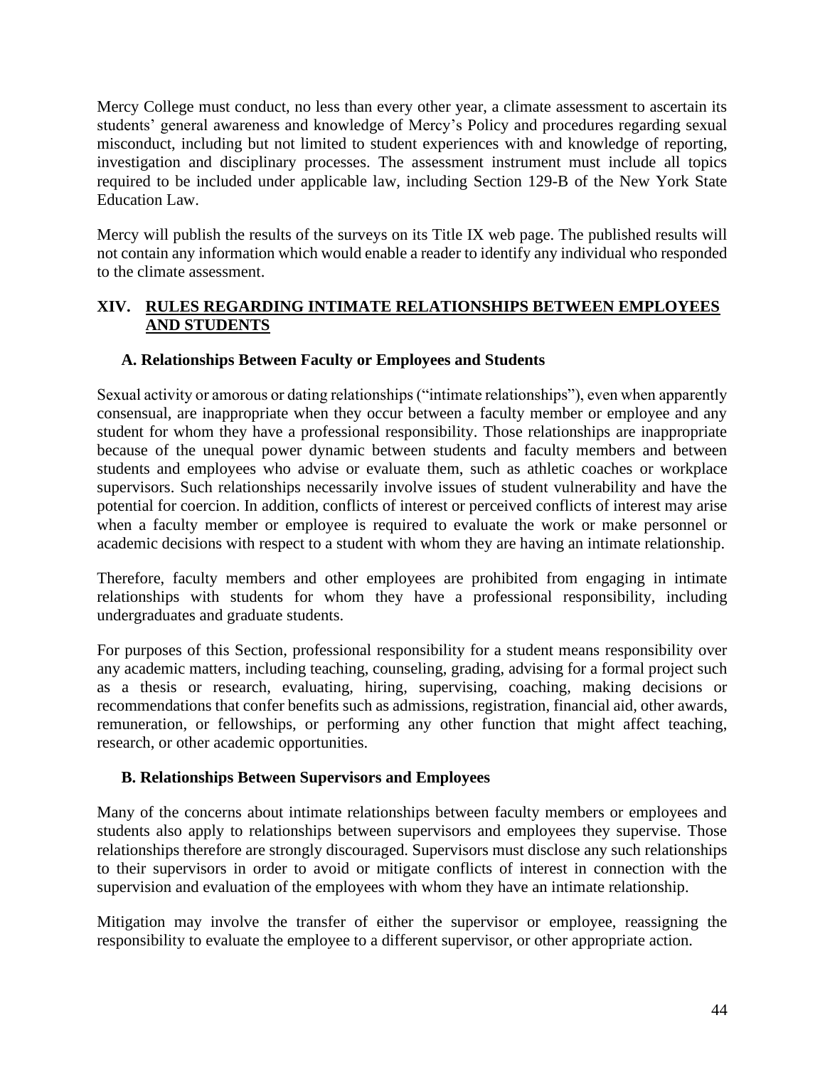Mercy College must conduct, no less than every other year, a climate assessment to ascertain its students' general awareness and knowledge of Mercy's Policy and procedures regarding sexual misconduct, including but not limited to student experiences with and knowledge of reporting, investigation and disciplinary processes. The assessment instrument must include all topics required to be included under applicable law, including Section 129-B of the New York State Education Law.

Mercy will publish the results of the surveys on its Title IX web page. The published results will not contain any information which would enable a reader to identify any individual who responded to the climate assessment.

## XIV. RULES REGARDING INTIMATE RELATIONSHIPS BETWEEN EMPLOYEES AND STUDENTS

### A. Relationships Between Faculty or Employees and Students

Sexual activity or amorous or dating relationships ("intimate relationships"), even when apparently consensual, are inappropriate when they occur between a faculty member or employee and any student for whom they have a professional responsibility. Those relationships are inappropriate because of the unequal power dynamic between students and faculty members and between students and employees who advise or evaluate them, such as athletic coaches or workplace supervisors. Such relationships necessarily involve issues of student vulnerability and have the potential for coercion. In addition, conflicts of interest or perceived conflicts of interest may arise when a faculty member or employee is required to evaluate the work or make personnel or academic decisions with respect to a student with whom they are having an intimate relationship.

Therefore, faculty members and other employees are prohibited from engaging in intimate relationships with students for whom they have a professional responsibility, including undergraduates and graduate students.

For purposes of this Section, professional responsibility for a student means responsibility over any academic matters, including teaching, counseling, grading, advising for a formal project such as a thesis or research, evaluating, hiring, supervising, coaching, making decisions or recommendations that confer benefits such as admissions, registration, financial aid, other awards, remuneration, or fellowships, or performing any other function that might affect teaching, research, or other academic opportunities.

### B. Relationships Between Supervisors and Employees

Many of the concerns about intimate relationships between faculty members or employees and students also apply to relationships between supervisors and employees they supervise. Those relationships therefore are strongly discouraged. Supervisors must disclose any such relationships to their supervisors in order to avoid or mitigate conflicts of interest in connection with the supervision and evaluation of the employees with whom they have an intimate relationship.

Mitigation may involve the transfer of either the supervisor or employee, reassigning the responsibility to evaluate the employee to a different supervisor, or other appropriate action.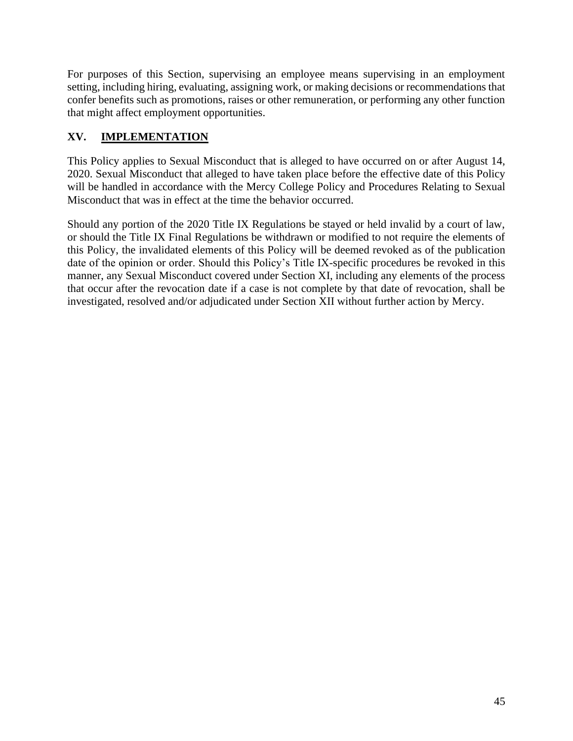For purposes of this Section, supervising an employee means supervising in an employment setting, including hiring, evaluating, assigning work, or making decisions or recommendations that confer benefits such as promotions, raises or other remuneration, or performing any other function that might affect employment opportunities.

## XV. IMPLEMENTATION

This Policy applies to Sexual Misconduct that is alleged to have occurred on or after August 14, 2020. Sexual Misconduct that alleged to have taken place before the effective date of this Policy will be handled in accordance with the Mercy College Policy and Procedures Relating to Sexual Misconduct that was in effect at the time the behavior occurred.

Should any portion of the 2020 Title IX Regulations be stayed or held invalid by a court of law, or should the Title IX Final Regulations be withdrawn or modified to not require the elements of this Policy, the invalidated elements of this Policy will be deemed revoked as of the publication date of the opinion or order. Should this Policy's Title IX-specific procedures be revoked in this manner, any Sexual Misconduct covered under Section XI, including any elements of the process that occur after the revocation date if a case is not complete by that date of revocation, shall be investigated, resolved and/or adjudicated under Section XII without further action by Mercy.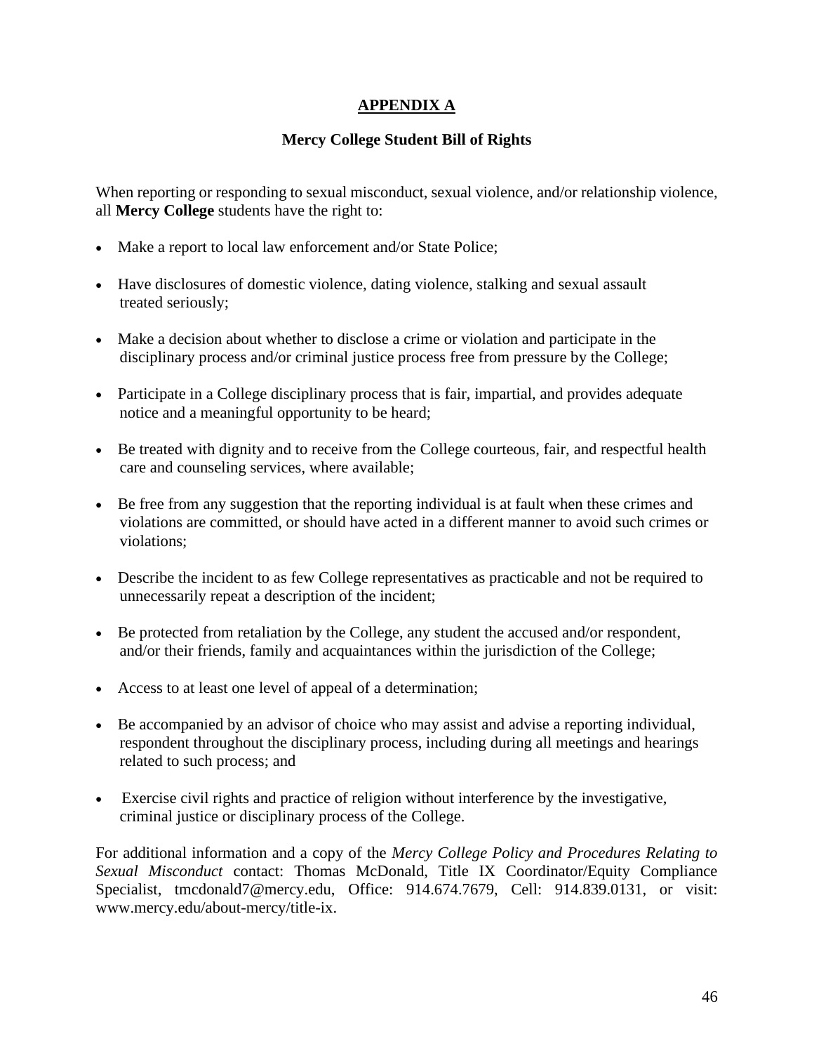## APPENDIX A

### Mercy College Student Bill of Rights

When reporting or responding to sexual misconduct, sexual violence, and/or relationship violence, all **Mercy College** students have the right to:

- Make a report to local law enforcement and/or State Police;
- Have disclosures of domestic violence, dating violence, stalking and sexual assault treated seriously;
- Make a decision about whether to disclose a crime or violation and participate in the disciplinary process and/or criminal justice process free from pressure by the College;
- Participate in a College disciplinary process that is fair, impartial, and provides adequate notice and a meaningful opportunity to be heard;
- Be treated with dignity and to receive from the College courteous, fair, and respectful health care and counseling services, where available;
- Be free from any suggestion that the reporting individual is at fault when these crimes and violations are committed, or should have acted in a different manner to avoid such crimes or violations;
- Describe the incident to as few College representatives as practicable and not be required to unnecessarily repeat a description of the incident;
- Be protected from retaliation by the College, any student the accused and/or respondent, and/or their friends, family and acquaintances within the jurisdiction of the College;
- Access to at least one level of appeal of a determination;
- Be accompanied by an advisor of choice who may assist and advise a reporting individual, respondent throughout the disciplinary process, including during all meetings and hearings related to such process; and
- Exercise civil rights and practice of religion without interference by the investigative, criminal justice or disciplinary process of the College.

For additional information and a copy of the *Mercy College Policy and Procedures Relating to Sexual Misconduct* contact: Thomas McDonald, Title IX Coordinator/Equity Compliance Specialist, tmcdonald7@mercy.edu, Office: 914.674.7679, Cell: 914.839.0131, or visit: www.mercy.edu/about-mercy/title-ix.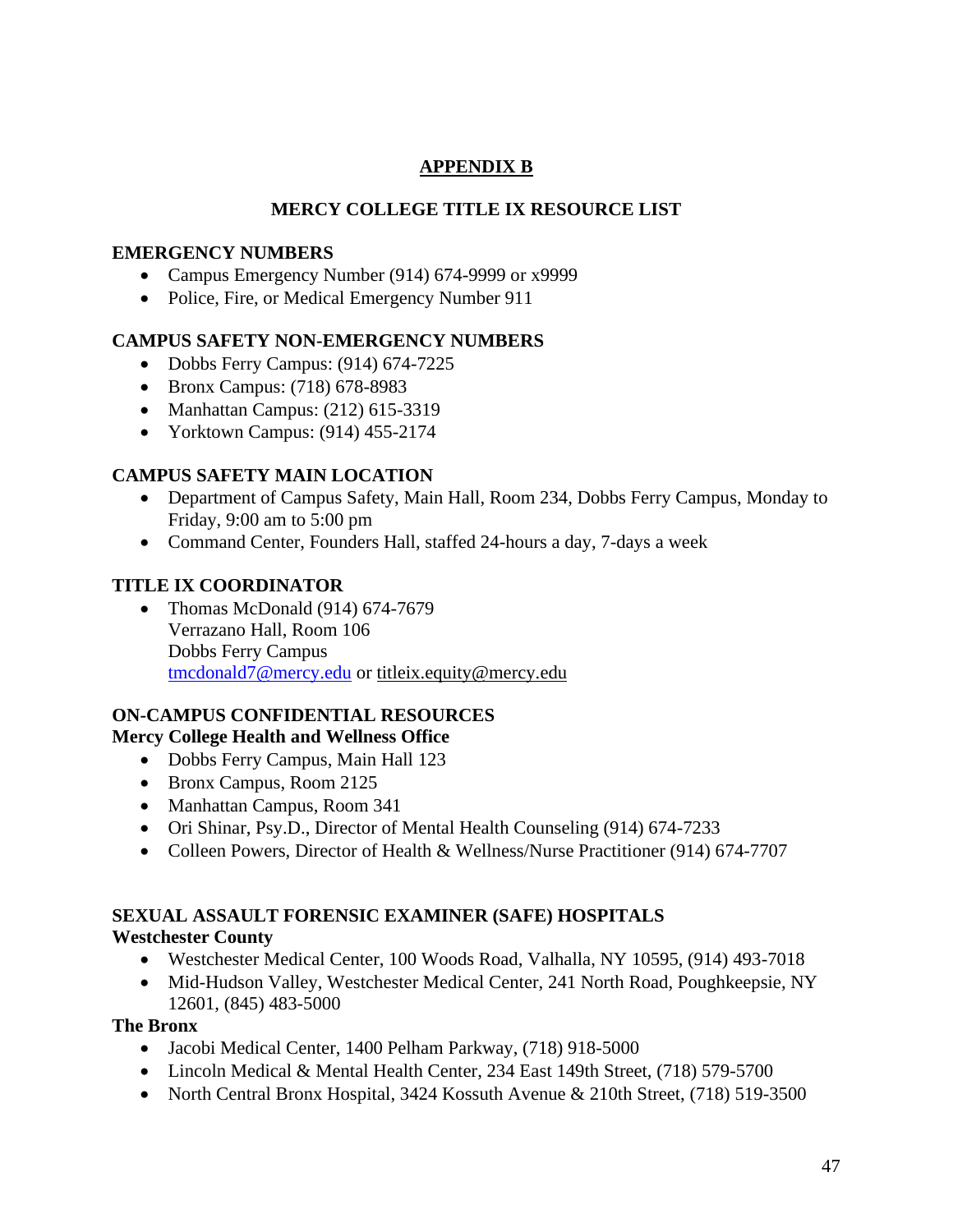# APPENDIX B

## MERCY COLLEGE TITLE IX RESOURCE LIST

### EMERGENCY NUMBERS

- Campus Emergency Number (914) 674-9999 or x9999
- Police, Fire, or Medical Emergency Number 911

### CAMPUS SAFETY NON-EMERGENCY NUMBERS

- Dobbs Ferry Campus: (914) 674-7225
- Bronx Campus: (718) 678-8983
- Manhattan Campus: (212) 615-3319
- Yorktown Campus: (914) 455-2174

### CAMPUS SAFETY MAIN LOCATION

- Department of Campus Safety, Main Hall, Room 234, Dobbs Ferry Campus, Monday to Friday, 9:00 am to 5:00 pm
- Command Center, Founders Hall, staffed 24-hours a day, 7-days a week

### TITLE IX COORDINATOR

- Thomas McDonald (914) 674-7679
  Verrazano Hall, Room 106
  Dobbs Ferry Campus
  tmcdonald7@mercy.edu or titleix.equity@mercy.edu

### ON-CAMPUS CONFIDENTIAL RESOURCES

**Mercy College Health and Wellness Office**

- Dobbs Ferry Campus, Main Hall 123
- Bronx Campus, Room 2125
- Manhattan Campus, Room 341
- Ori Shinar, Psy.D., Director of Mental Health Counseling (914) 674-7233
- Colleen Powers, Director of Health & Wellness/Nurse Practitioner (914) 674-7707

### SEXUAL ASSAULT FORENSIC EXAMINER (SAFE) HOSPITALS

**Westchester County**

- Westchester Medical Center, 100 Woods Road, Valhalla, NY 10595, (914) 493-7018
- Mid-Hudson Valley, Westchester Medical Center, 241 North Road, Poughkeepsie, NY 12601, (845) 483-5000

**The Bronx**

- Jacobi Medical Center, 1400 Pelham Parkway, (718) 918-5000
- Lincoln Medical & Mental Health Center, 234 East 149th Street, (718) 579-5700
- North Central Bronx Hospital, 3424 Kossuth Avenue & 210th Street, (718) 519-3500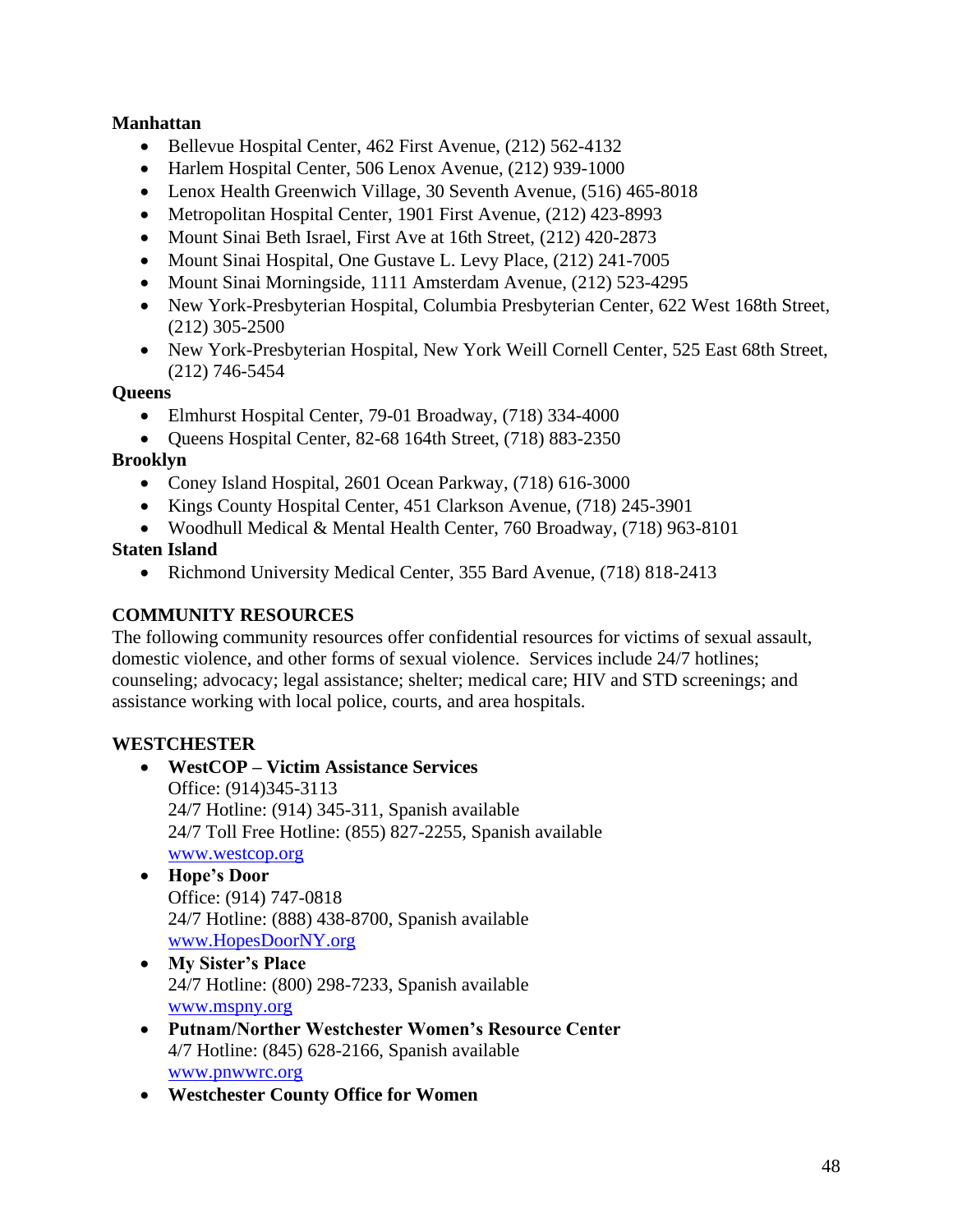**Manhattan**

- Bellevue Hospital Center, 462 First Avenue, (212) 562-4132
- Harlem Hospital Center, 506 Lenox Avenue, (212) 939-1000
- Lenox Health Greenwich Village, 30 Seventh Avenue, (516) 465-8018
- Metropolitan Hospital Center, 1901 First Avenue, (212) 423-8993
- Mount Sinai Beth Israel, First Ave at 16th Street, (212) 420-2873
- Mount Sinai Hospital, One Gustave L. Levy Place, (212) 241-7005
- Mount Sinai Morningside, 1111 Amsterdam Avenue, (212) 523-4295
- New York-Presbyterian Hospital, Columbia Presbyterian Center, 622 West 168th Street, (212) 305-2500
- New York-Presbyterian Hospital, New York Weill Cornell Center, 525 East 68th Street, (212) 746-5454

**Queens**

- Elmhurst Hospital Center, 79-01 Broadway, (718) 334-4000
- Queens Hospital Center, 82-68 164th Street, (718) 883-2350

**Brooklyn**

- Coney Island Hospital, 2601 Ocean Parkway, (718) 616-3000
- Kings County Hospital Center, 451 Clarkson Avenue, (718) 245-3901
- Woodhull Medical & Mental Health Center, 760 Broadway, (718) 963-8101

**Staten Island**

- Richmond University Medical Center, 355 Bard Avenue, (718) 818-2413

## COMMUNITY RESOURCES

The following community resources offer confidential resources for victims of sexual assault, domestic violence, and other forms of sexual violence. Services include 24/7 hotlines; counseling; advocacy; legal assistance; shelter; medical care; HIV and STD screenings; and assistance working with local police, courts, and area hospitals.

## WESTCHESTER

- **WestCOP – Victim Assistance Services**
  Office: (914)345-3113
  24/7 Hotline: (914) 345-311, Spanish available
  24/7 Toll Free Hotline: (855) 827-2255, Spanish available
  www.westcop.org
- **Hope's Door**
  Office: (914) 747-0818
  24/7 Hotline: (888) 438-8700, Spanish available
  www.HopesDoorNY.org
- **My Sister's Place**
  24/7 Hotline: (800) 298-7233, Spanish available
  www.mspny.org
- **Putnam/Norther Westchester Women's Resource Center**
  4/7 Hotline: (845) 628-2166, Spanish available
  www.pnwwrc.org
- **Westchester County Office for Women**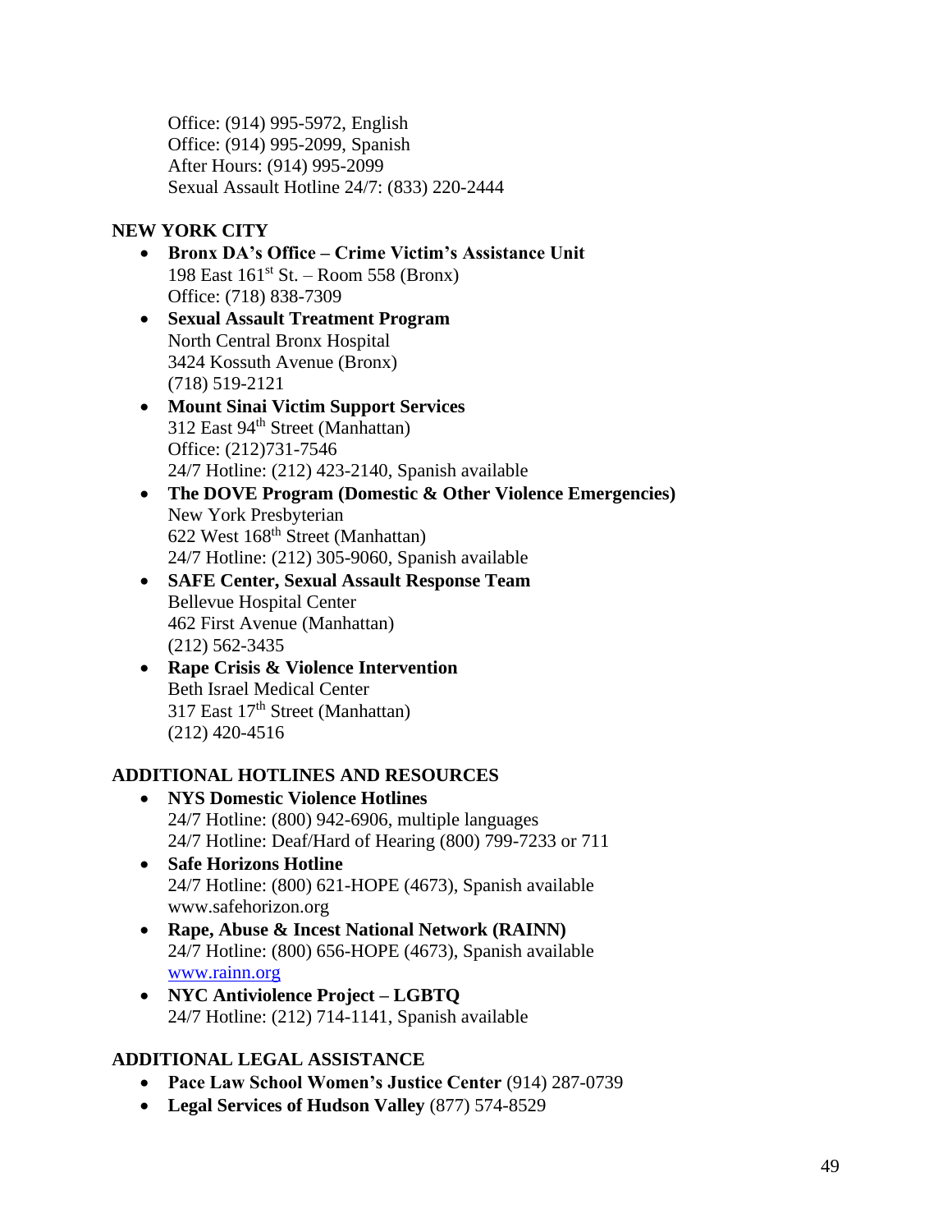Office: (914) 995-5972, English
Office: (914) 995-2099, Spanish
After Hours: (914) 995-2099
Sexual Assault Hotline 24/7: (833) 220-2444

**NEW YORK CITY**

- **Bronx DA's Office – Crime Victim's Assistance Unit**
  198 East 161st St. – Room 558 (Bronx)
  Office: (718) 838-7309
- **Sexual Assault Treatment Program**
  North Central Bronx Hospital
  3424 Kossuth Avenue (Bronx)
  (718) 519-2121
- **Mount Sinai Victim Support Services**
  312 East 94th Street (Manhattan)
  Office: (212)731-7546
  24/7 Hotline: (212) 423-2140, Spanish available
- **The DOVE Program (Domestic & Other Violence Emergencies)**
  New York Presbyterian
  622 West 168th Street (Manhattan)
  24/7 Hotline: (212) 305-9060, Spanish available
- **SAFE Center, Sexual Assault Response Team**
  Bellevue Hospital Center
  462 First Avenue (Manhattan)
  (212) 562-3435
- **Rape Crisis & Violence Intervention**
  Beth Israel Medical Center
  317 East 17th Street (Manhattan)
  (212) 420-4516

**ADDITIONAL HOTLINES AND RESOURCES**

- **NYS Domestic Violence Hotlines**
  24/7 Hotline: (800) 942-6906, multiple languages
  24/7 Hotline: Deaf/Hard of Hearing (800) 799-7233 or 711
- **Safe Horizons Hotline**
  24/7 Hotline: (800) 621-HOPE (4673), Spanish available
  www.safehorizon.org
- **Rape, Abuse & Incest National Network (RAINN)**
  24/7 Hotline: (800) 656-HOPE (4673), Spanish available
  [www.rainn.org](http://www.rainn.org)
- **NYC Antiviolence Project – LGBTQ**
  24/7 Hotline: (212) 714-1141, Spanish available

**ADDITIONAL LEGAL ASSISTANCE**

- **Pace Law School Women's Justice Center** (914) 287-0739
- **Legal Services of Hudson Valley** (877) 574-8529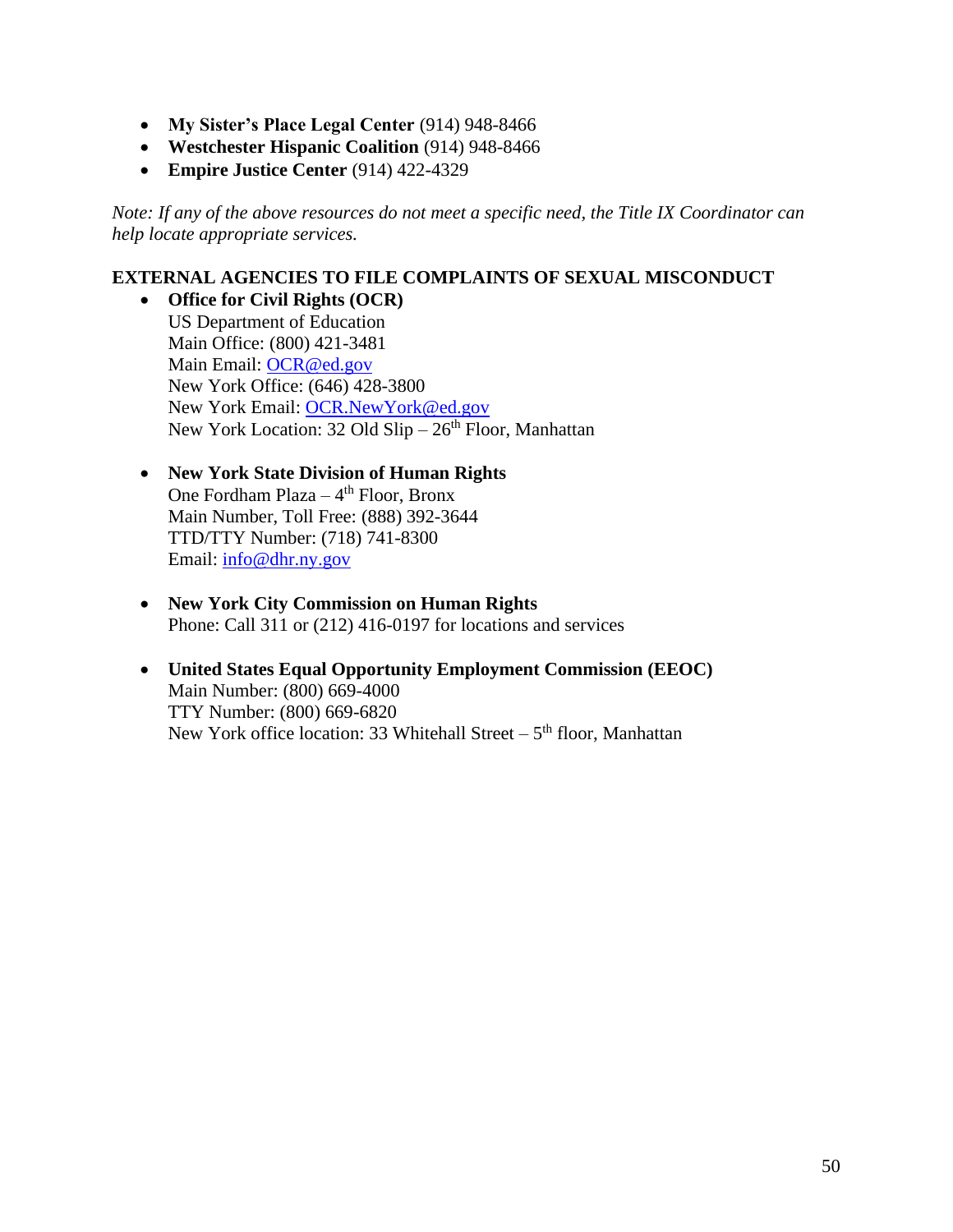- **My Sister's Place Legal Center** (914) 948-8466
- **Westchester Hispanic Coalition** (914) 948-8466
- **Empire Justice Center** (914) 422-4329

*Note: If any of the above resources do not meet a specific need, the Title IX Coordinator can help locate appropriate services.*

**EXTERNAL AGENCIES TO FILE COMPLAINTS OF SEXUAL MISCONDUCT**

- **Office for Civil Rights (OCR)**
  US Department of Education
  Main Office: (800) 421-3481
  Main Email: OCR@ed.gov
  New York Office: (646) 428-3800
  New York Email: OCR.NewYork@ed.gov
  New York Location: 32 Old Slip – 26th Floor, Manhattan

- **New York State Division of Human Rights**
  One Fordham Plaza – 4th Floor, Bronx
  Main Number, Toll Free: (888) 392-3644
  TTD/TTY Number: (718) 741-8300
  Email: info@dhr.ny.gov

- **New York City Commission on Human Rights**
  Phone: Call 311 or (212) 416-0197 for locations and services

- **United States Equal Opportunity Employment Commission (EEOC)**
  Main Number: (800) 669-4000
  TTY Number: (800) 669-6820
  New York office location: 33 Whitehall Street – 5th floor, Manhattan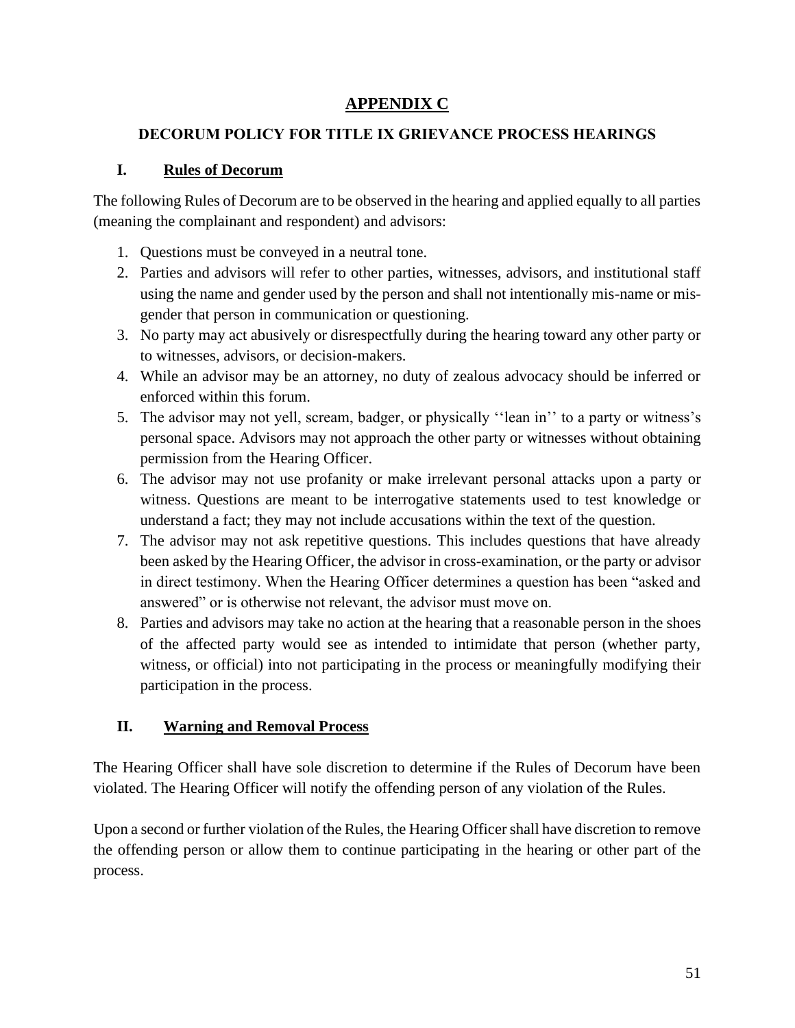# APPENDIX C

## DECORUM POLICY FOR TITLE IX GRIEVANCE PROCESS HEARINGS

### I. Rules of Decorum

The following Rules of Decorum are to be observed in the hearing and applied equally to all parties (meaning the complainant and respondent) and advisors:

1. Questions must be conveyed in a neutral tone.
2. Parties and advisors will refer to other parties, witnesses, advisors, and institutional staff using the name and gender used by the person and shall not intentionally mis-name or mis-gender that person in communication or questioning.
3. No party may act abusively or disrespectfully during the hearing toward any other party or to witnesses, advisors, or decision-makers.
4. While an advisor may be an attorney, no duty of zealous advocacy should be inferred or enforced within this forum.
5. The advisor may not yell, scream, badger, or physically ''lean in'' to a party or witness's personal space. Advisors may not approach the other party or witnesses without obtaining permission from the Hearing Officer.
6. The advisor may not use profanity or make irrelevant personal attacks upon a party or witness. Questions are meant to be interrogative statements used to test knowledge or understand a fact; they may not include accusations within the text of the question.
7. The advisor may not ask repetitive questions. This includes questions that have already been asked by the Hearing Officer, the advisor in cross-examination, or the party or advisor in direct testimony. When the Hearing Officer determines a question has been "asked and answered" or is otherwise not relevant, the advisor must move on.
8. Parties and advisors may take no action at the hearing that a reasonable person in the shoes of the affected party would see as intended to intimidate that person (whether party, witness, or official) into not participating in the process or meaningfully modifying their participation in the process.

### II. Warning and Removal Process

The Hearing Officer shall have sole discretion to determine if the Rules of Decorum have been violated. The Hearing Officer will notify the offending person of any violation of the Rules.

Upon a second or further violation of the Rules, the Hearing Officer shall have discretion to remove the offending person or allow them to continue participating in the hearing or other part of the process.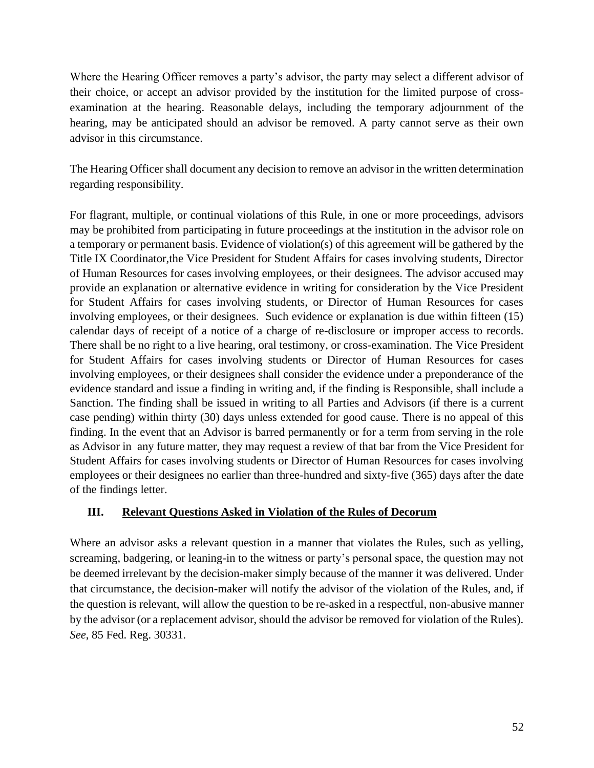Where the Hearing Officer removes a party's advisor, the party may select a different advisor of their choice, or accept an advisor provided by the institution for the limited purpose of cross-examination at the hearing. Reasonable delays, including the temporary adjournment of the hearing, may be anticipated should an advisor be removed. A party cannot serve as their own advisor in this circumstance.

The Hearing Officer shall document any decision to remove an advisor in the written determination regarding responsibility.

For flagrant, multiple, or continual violations of this Rule, in one or more proceedings, advisors may be prohibited from participating in future proceedings at the institution in the advisor role on a temporary or permanent basis. Evidence of violation(s) of this agreement will be gathered by the Title IX Coordinator,the Vice President for Student Affairs for cases involving students, Director of Human Resources for cases involving employees, or their designees. The advisor accused may provide an explanation or alternative evidence in writing for consideration by the Vice President for Student Affairs for cases involving students, or Director of Human Resources for cases involving employees, or their designees. Such evidence or explanation is due within fifteen (15) calendar days of receipt of a notice of a charge of re-disclosure or improper access to records. There shall be no right to a live hearing, oral testimony, or cross-examination. The Vice President for Student Affairs for cases involving students or Director of Human Resources for cases involving employees, or their designees shall consider the evidence under a preponderance of the evidence standard and issue a finding in writing and, if the finding is Responsible, shall include a Sanction. The finding shall be issued in writing to all Parties and Advisors (if there is a current case pending) within thirty (30) days unless extended for good cause. There is no appeal of this finding. In the event that an Advisor is barred permanently or for a term from serving in the role as Advisor in any future matter, they may request a review of that bar from the Vice President for Student Affairs for cases involving students or Director of Human Resources for cases involving employees or their designees no earlier than three-hundred and sixty-five (365) days after the date of the findings letter.

## III. Relevant Questions Asked in Violation of the Rules of Decorum

Where an advisor asks a relevant question in a manner that violates the Rules, such as yelling, screaming, badgering, or leaning-in to the witness or party's personal space, the question may not be deemed irrelevant by the decision-maker simply because of the manner it was delivered. Under that circumstance, the decision-maker will notify the advisor of the violation of the Rules, and, if the question is relevant, will allow the question to be re-asked in a respectful, non-abusive manner by the advisor (or a replacement advisor, should the advisor be removed for violation of the Rules). *See*, 85 Fed. Reg. 30331.